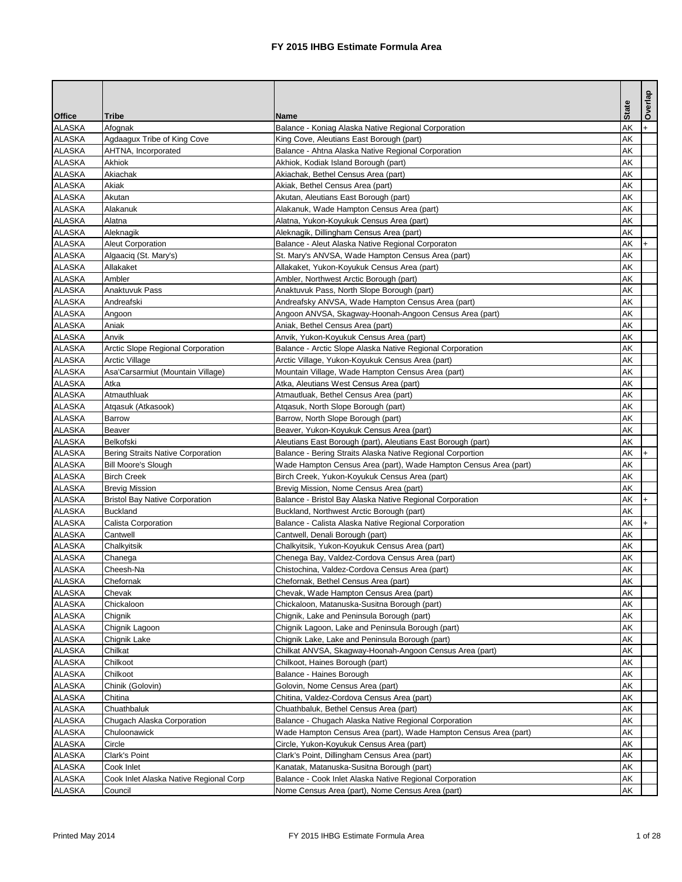# FY 2015 IHBG Estimate Formula Area

| Office | Tribe | Name | State | Overlap |
|---|---|---|---|---|
| ALASKA | Afognak | Balance - Koniag Alaska Native Regional Corporation | AK | + |
| ALASKA | Agdaagux Tribe of King Cove | King Cove, Aleutians East Borough (part) | AK | |
| ALASKA | AHTNA, Incorporated | Balance - Ahtna Alaska Native Regional Corporation | AK | |
| ALASKA | Akhiok | Akhiok, Kodiak Island Borough (part) | AK | |
| ALASKA | Akiachak | Akiachak, Bethel Census Area (part) | AK | |
| ALASKA | Akiak | Akiak, Bethel Census Area (part) | AK | |
| ALASKA | Akutan | Akutan, Aleutians East Borough (part) | AK | |
| ALASKA | Alakanuk | Alakanuk, Wade Hampton Census Area (part) | AK | |
| ALASKA | Alatna | Alatna, Yukon-Koyukuk Census Area (part) | AK | |
| ALASKA | Aleknagik | Aleknagik, Dillingham Census Area (part) | AK | |
| ALASKA | Aleut Corporation | Balance - Aleut Alaska Native Regional Corporaton | AK | + |
| ALASKA | Algaaciq (St. Mary's) | St. Mary's ANVSA, Wade Hampton Census Area (part) | AK | |
| ALASKA | Allakaket | Allakaket, Yukon-Koyukuk Census Area (part) | AK | |
| ALASKA | Ambler | Ambler, Northwest Arctic Borough (part) | AK | |
| ALASKA | Anaktuvuk Pass | Anaktuvuk Pass, North Slope Borough (part) | AK | |
| ALASKA | Andreafski | Andreafsky ANVSA, Wade Hampton Census Area (part) | AK | |
| ALASKA | Angoon | Angoon ANVSA, Skagway-Hoonah-Angoon Census Area (part) | AK | |
| ALASKA | Aniak | Aniak, Bethel Census Area (part) | AK | |
| ALASKA | Anvik | Anvik, Yukon-Koyukuk Census Area (part) | AK | |
| ALASKA | Arctic Slope Regional Corporation | Balance - Arctic Slope Alaska Native Regional Corporation | AK | |
| ALASKA | Arctic Village | Arctic Village, Yukon-Koyukuk Census Area (part) | AK | |
| ALASKA | Asa'Carsarmiut (Mountain Village) | Mountain Village, Wade Hampton Census Area (part) | AK | |
| ALASKA | Atka | Atka, Aleutians West Census Area (part) | AK | |
| ALASKA | Atmauthluak | Atmautluak, Bethel Census Area (part) | AK | |
| ALASKA | Atqasuk (Atkasook) | Atqasuk, North Slope Borough (part) | AK | |
| ALASKA | Barrow | Barrow, North Slope Borough (part) | AK | |
| ALASKA | Beaver | Beaver, Yukon-Koyukuk Census Area (part) | AK | |
| ALASKA | Belkofski | Aleutians East Borough (part), Aleutians East Borough (part) | AK | |
| ALASKA | Bering Straits Native Corporation | Balance - Bering Straits Alaska Native Regional Corportion | AK | + |
| ALASKA | Bill Moore's Slough | Wade Hampton Census Area (part), Wade Hampton Census Area (part) | AK | |
| ALASKA | Birch Creek | Birch Creek, Yukon-Koyukuk Census Area (part) | AK | |
| ALASKA | Brevig Mission | Brevig Mission, Nome Census Area (part) | AK | |
| ALASKA | Bristol Bay Native Corporation | Balance - Bristol Bay Alaska Native Regional Corporation | AK | + |
| ALASKA | Buckland | Buckland, Northwest Arctic Borough (part) | AK | |
| ALASKA | Calista Corporation | Balance - Calista Alaska Native Regional Corporation | AK | + |
| ALASKA | Cantwell | Cantwell, Denali Borough (part) | AK | |
| ALASKA | Chalkyitsik | Chalkyitsik, Yukon-Koyukuk Census Area (part) | AK | |
| ALASKA | Chanega | Chenega Bay, Valdez-Cordova Census Area (part) | AK | |
| ALASKA | Cheesh-Na | Chistochina, Valdez-Cordova Census Area (part) | AK | |
| ALASKA | Chefornak | Chefornak, Bethel Census Area (part) | AK | |
| ALASKA | Chevak | Chevak, Wade Hampton Census Area (part) | AK | |
| ALASKA | Chickaloon | Chickaloon, Matanuska-Susitna Borough (part) | AK | |
| ALASKA | Chignik | Chignik, Lake and Peninsula Borough (part) | AK | |
| ALASKA | Chignik Lagoon | Chignik Lagoon, Lake and Peninsula Borough (part) | AK | |
| ALASKA | Chignik Lake | Chignik Lake, Lake and Peninsula Borough (part) | AK | |
| ALASKA | Chilkat | Chilkat ANVSA, Skagway-Hoonah-Angoon Census Area (part) | AK | |
| ALASKA | Chilkoot | Chilkoot, Haines Borough (part) | AK | |
| ALASKA | Chilkoot | Balance - Haines Borough | AK | |
| ALASKA | Chinik (Golovin) | Golovin, Nome Census Area (part) | AK | |
| ALASKA | Chitina | Chitina, Valdez-Cordova Census Area (part) | AK | |
| ALASKA | Chuathbaluk | Chuathbaluk, Bethel Census Area (part) | AK | |
| ALASKA | Chugach Alaska Corporation | Balance - Chugach Alaska Native Regional Corporation | AK | |
| ALASKA | Chuloonawick | Wade Hampton Census Area (part), Wade Hampton Census Area (part) | AK | |
| ALASKA | Circle | Circle, Yukon-Koyukuk Census Area (part) | AK | |
| ALASKA | Clark's Point | Clark's Point, Dillingham Census Area (part) | AK | |
| ALASKA | Cook Inlet | Kanatak, Matanuska-Susitna Borough (part) | AK | |
| ALASKA | Cook Inlet Alaska Native Regional Corp | Balance - Cook Inlet Alaska Native Regional Corporation | AK | |
| ALASKA | Council | Nome Census Area (part), Nome Census Area (part) | AK | |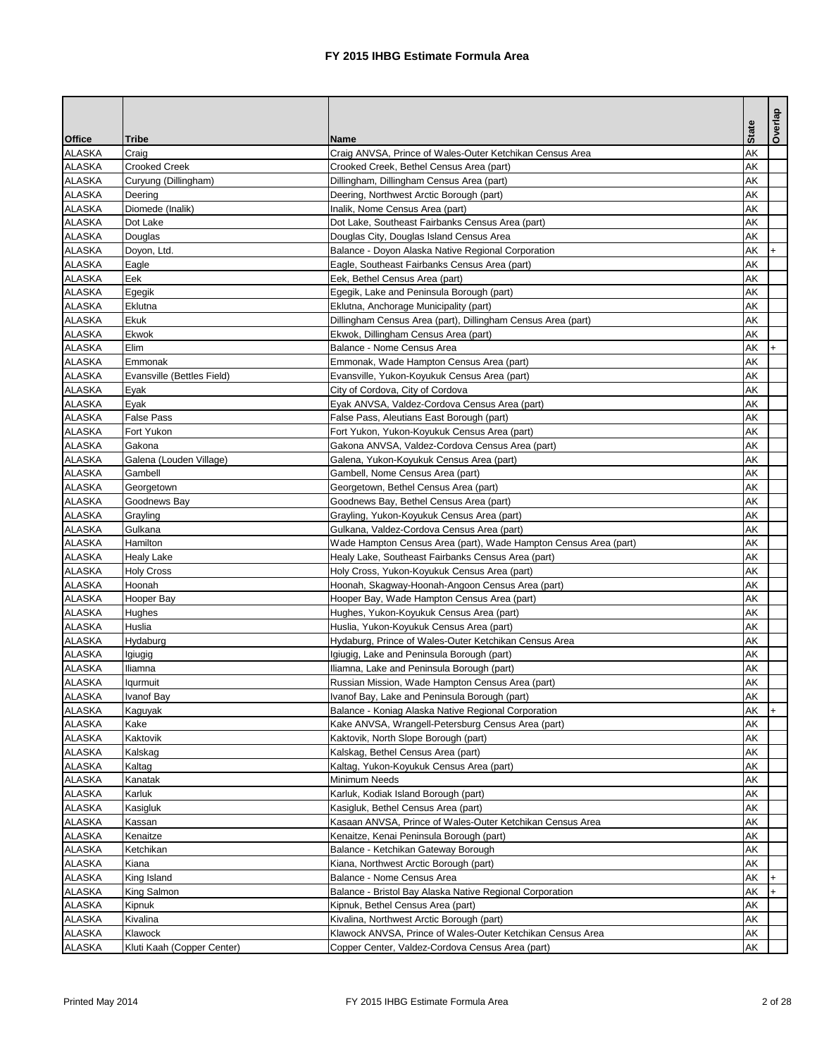# FY 2015 IHBG Estimate Formula Area

| Office | Tribe | Name | State | Overlap |
|---|---|---|---|---|
| ALASKA | Craig | Craig ANVSA, Prince of Wales-Outer Ketchikan Census Area | AK | |
| ALASKA | Crooked Creek | Crooked Creek, Bethel Census Area (part) | AK | |
| ALASKA | Curyung (Dillingham) | Dillingham, Dillingham Census Area (part) | AK | |
| ALASKA | Deering | Deering, Northwest Arctic Borough (part) | AK | |
| ALASKA | Diomede (Inalik) | Inalik, Nome Census Area (part) | AK | |
| ALASKA | Dot Lake | Dot Lake, Southeast Fairbanks Census Area (part) | AK | |
| ALASKA | Douglas | Douglas City, Douglas Island Census Area | AK | |
| ALASKA | Doyon, Ltd. | Balance - Doyon Alaska Native Regional Corporation | AK | + |
| ALASKA | Eagle | Eagle, Southeast Fairbanks Census Area (part) | AK | |
| ALASKA | Eek | Eek, Bethel Census Area (part) | AK | |
| ALASKA | Egegik | Egegik, Lake and Peninsula Borough (part) | AK | |
| ALASKA | Eklutna | Eklutna, Anchorage Municipality (part) | AK | |
| ALASKA | Ekuk | Dillingham Census Area (part), Dillingham Census Area (part) | AK | |
| ALASKA | Ekwok | Ekwok, Dillingham Census Area (part) | AK | |
| ALASKA | Elim | Balance - Nome Census Area | AK | + |
| ALASKA | Emmonak | Emmonak, Wade Hampton Census Area (part) | AK | |
| ALASKA | Evansville (Bettles Field) | Evansville, Yukon-Koyukuk Census Area (part) | AK | |
| ALASKA | Eyak | City of Cordova, City of Cordova | AK | |
| ALASKA | Eyak | Eyak ANVSA, Valdez-Cordova Census Area (part) | AK | |
| ALASKA | False Pass | False Pass, Aleutians East Borough (part) | AK | |
| ALASKA | Fort Yukon | Fort Yukon, Yukon-Koyukuk Census Area (part) | AK | |
| ALASKA | Gakona | Gakona ANVSA, Valdez-Cordova Census Area (part) | AK | |
| ALASKA | Galena (Louden Village) | Galena, Yukon-Koyukuk Census Area (part) | AK | |
| ALASKA | Gambell | Gambell, Nome Census Area (part) | AK | |
| ALASKA | Georgetown | Georgetown, Bethel Census Area (part) | AK | |
| ALASKA | Goodnews Bay | Goodnews Bay, Bethel Census Area (part) | AK | |
| ALASKA | Grayling | Grayling, Yukon-Koyukuk Census Area (part) | AK | |
| ALASKA | Gulkana | Gulkana, Valdez-Cordova Census Area (part) | AK | |
| ALASKA | Hamilton | Wade Hampton Census Area (part), Wade Hampton Census Area (part) | AK | |
| ALASKA | Healy Lake | Healy Lake, Southeast Fairbanks Census Area (part) | AK | |
| ALASKA | Holy Cross | Holy Cross, Yukon-Koyukuk Census Area (part) | AK | |
| ALASKA | Hoonah | Hoonah, Skagway-Hoonah-Angoon Census Area (part) | AK | |
| ALASKA | Hooper Bay | Hooper Bay, Wade Hampton Census Area (part) | AK | |
| ALASKA | Hughes | Hughes, Yukon-Koyukuk Census Area (part) | AK | |
| ALASKA | Huslia | Huslia, Yukon-Koyukuk Census Area (part) | AK | |
| ALASKA | Hydaburg | Hydaburg, Prince of Wales-Outer Ketchikan Census Area | AK | |
| ALASKA | Igiugig | Igiugig, Lake and Peninsula Borough (part) | AK | |
| ALASKA | Iliamna | Iliamna, Lake and Peninsula Borough (part) | AK | |
| ALASKA | Iqurmuit | Russian Mission, Wade Hampton Census Area (part) | AK | |
| ALASKA | Ivanof Bay | Ivanof Bay, Lake and Peninsula Borough (part) | AK | |
| ALASKA | Kaguyak | Balance - Koniag Alaska Native Regional Corporation | AK | + |
| ALASKA | Kake | Kake ANVSA, Wrangell-Petersburg Census Area (part) | AK | |
| ALASKA | Kaktovik | Kaktovik, North Slope Borough (part) | AK | |
| ALASKA | Kalskag | Kalskag, Bethel Census Area (part) | AK | |
| ALASKA | Kaltag | Kaltag, Yukon-Koyukuk Census Area (part) | AK | |
| ALASKA | Kanatak | Minimum Needs | AK | |
| ALASKA | Karluk | Karluk, Kodiak Island Borough (part) | AK | |
| ALASKA | Kasigluk | Kasigluk, Bethel Census Area (part) | AK | |
| ALASKA | Kassan | Kasaan ANVSA, Prince of Wales-Outer Ketchikan Census Area | AK | |
| ALASKA | Kenaitze | Kenaitze, Kenai Peninsula Borough (part) | AK | |
| ALASKA | Ketchikan | Balance - Ketchikan Gateway Borough | AK | |
| ALASKA | Kiana | Kiana, Northwest Arctic Borough (part) | AK | |
| ALASKA | King Island | Balance - Nome Census Area | AK | + |
| ALASKA | King Salmon | Balance - Bristol Bay Alaska Native Regional Corporation | AK | + |
| ALASKA | Kipnuk | Kipnuk, Bethel Census Area (part) | AK | |
| ALASKA | Kivalina | Kivalina, Northwest Arctic Borough (part) | AK | |
| ALASKA | Klawock | Klawock ANVSA, Prince of Wales-Outer Ketchikan Census Area | AK | |
| ALASKA | Kluti Kaah (Copper Center) | Copper Center, Valdez-Cordova Census Area (part) | AK | |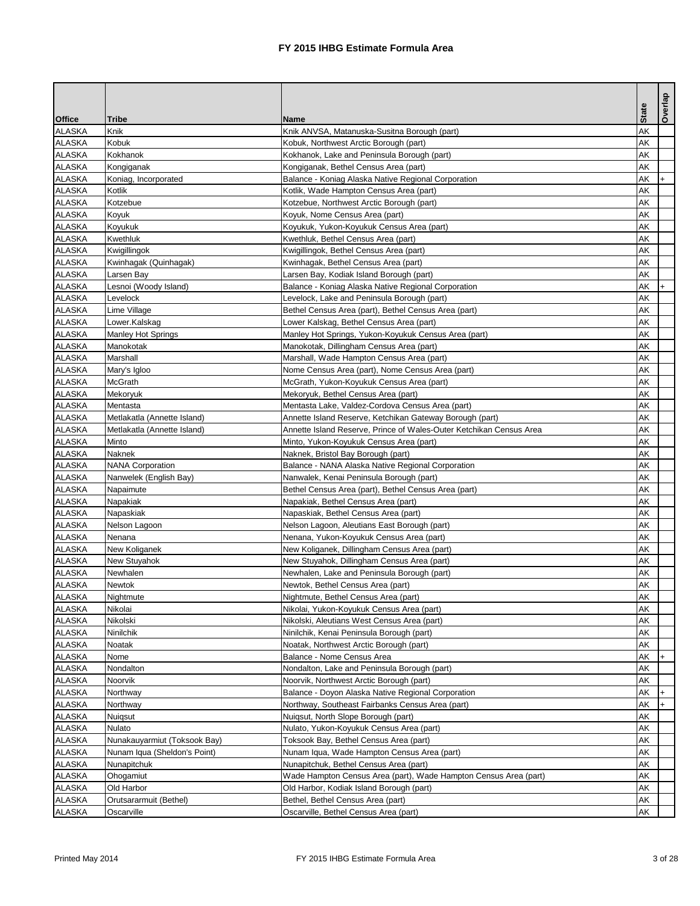# FY 2015 IHBG Estimate Formula Area

| Office | Tribe | Name | State | Overlap |
|---|---|---|---|---|
| ALASKA | Knik | Knik ANVSA, Matanuska-Susitna Borough (part) | AK | |
| ALASKA | Kobuk | Kobuk, Northwest Arctic Borough (part) | AK | |
| ALASKA | Kokhanok | Kokhanok, Lake and Peninsula Borough (part) | AK | |
| ALASKA | Kongiganak | Kongiganak, Bethel Census Area (part) | AK | |
| ALASKA | Koniag, Incorporated | Balance - Koniag Alaska Native Regional Corporation | AK | + |
| ALASKA | Kotlik | Kotlik, Wade Hampton Census Area (part) | AK | |
| ALASKA | Kotzebue | Kotzebue, Northwest Arctic Borough (part) | AK | |
| ALASKA | Koyuk | Koyuk, Nome Census Area (part) | AK | |
| ALASKA | Koyukuk | Koyukuk, Yukon-Koyukuk Census Area (part) | AK | |
| ALASKA | Kwethluk | Kwethluk, Bethel Census Area (part) | AK | |
| ALASKA | Kwigillingok | Kwigillingok, Bethel Census Area (part) | AK | |
| ALASKA | Kwinhagak (Quinhagak) | Kwinhagak, Bethel Census Area (part) | AK | |
| ALASKA | Larsen Bay | Larsen Bay, Kodiak Island Borough (part) | AK | |
| ALASKA | Lesnoi (Woody Island) | Balance - Koniag Alaska Native Regional Corporation | AK | + |
| ALASKA | Levelock | Levelock, Lake and Peninsula Borough (part) | AK | |
| ALASKA | Lime Village | Bethel Census Area (part), Bethel Census Area (part) | AK | |
| ALASKA | Lower.Kalskag | Lower Kalskag, Bethel Census Area (part) | AK | |
| ALASKA | Manley Hot Springs | Manley Hot Springs, Yukon-Koyukuk Census Area (part) | AK | |
| ALASKA | Manokotak | Manokotak, Dillingham Census Area (part) | AK | |
| ALASKA | Marshall | Marshall, Wade Hampton Census Area (part) | AK | |
| ALASKA | Mary's Igloo | Nome Census Area (part), Nome Census Area (part) | AK | |
| ALASKA | McGrath | McGrath, Yukon-Koyukuk Census Area (part) | AK | |
| ALASKA | Mekoryuk | Mekoryuk, Bethel Census Area (part) | AK | |
| ALASKA | Mentasta | Mentasta Lake, Valdez-Cordova Census Area (part) | AK | |
| ALASKA | Metlakatla (Annette Island) | Annette Island Reserve, Ketchikan Gateway Borough (part) | AK | |
| ALASKA | Metlakatla (Annette Island) | Annette Island Reserve, Prince of Wales-Outer Ketchikan Census Area | AK | |
| ALASKA | Minto | Minto, Yukon-Koyukuk Census Area (part) | AK | |
| ALASKA | Naknek | Naknek, Bristol Bay Borough (part) | AK | |
| ALASKA | NANA Corporation | Balance - NANA Alaska Native Regional Corporation | AK | |
| ALASKA | Nanwelek (English Bay) | Nanwalek, Kenai Peninsula Borough (part) | AK | |
| ALASKA | Napaimute | Bethel Census Area (part), Bethel Census Area (part) | AK | |
| ALASKA | Napakiak | Napakiak, Bethel Census Area (part) | AK | |
| ALASKA | Napaskiak | Napaskiak, Bethel Census Area (part) | AK | |
| ALASKA | Nelson Lagoon | Nelson Lagoon, Aleutians East Borough (part) | AK | |
| ALASKA | Nenana | Nenana, Yukon-Koyukuk Census Area (part) | AK | |
| ALASKA | New Koliganek | New Koliganek, Dillingham Census Area (part) | AK | |
| ALASKA | New Stuyahok | New Stuyahok, Dillingham Census Area (part) | AK | |
| ALASKA | Newhalen | Newhalen, Lake and Peninsula Borough (part) | AK | |
| ALASKA | Newtok | Newtok, Bethel Census Area (part) | AK | |
| ALASKA | Nightmute | Nightmute, Bethel Census Area (part) | AK | |
| ALASKA | Nikolai | Nikolai, Yukon-Koyukuk Census Area (part) | AK | |
| ALASKA | Nikolski | Nikolski, Aleutians West Census Area (part) | AK | |
| ALASKA | Ninilchik | Ninilchik, Kenai Peninsula Borough (part) | AK | |
| ALASKA | Noatak | Noatak, Northwest Arctic Borough (part) | AK | |
| ALASKA | Nome | Balance - Nome Census Area | AK | + |
| ALASKA | Nondalton | Nondalton, Lake and Peninsula Borough (part) | AK | |
| ALASKA | Noorvik | Noorvik, Northwest Arctic Borough (part) | AK | |
| ALASKA | Northway | Balance - Doyon Alaska Native Regional Corporation | AK | + |
| ALASKA | Northway | Northway, Southeast Fairbanks Census Area (part) | AK | + |
| ALASKA | Nuiqsut | Nuiqsut, North Slope Borough (part) | AK | |
| ALASKA | Nulato | Nulato, Yukon-Koyukuk Census Area (part) | AK | |
| ALASKA | Nunakauyarmiut (Toksook Bay) | Toksook Bay, Bethel Census Area (part) | AK | |
| ALASKA | Nunam Iqua (Sheldon's Point) | Nunam Iqua, Wade Hampton Census Area (part) | AK | |
| ALASKA | Nunapitchuk | Nunapitchuk, Bethel Census Area (part) | AK | |
| ALASKA | Ohogamiut | Wade Hampton Census Area (part), Wade Hampton Census Area (part) | AK | |
| ALASKA | Old Harbor | Old Harbor, Kodiak Island Borough (part) | AK | |
| ALASKA | Orutsararmuit (Bethel) | Bethel, Bethel Census Area (part) | AK | |
| ALASKA | Oscarville | Oscarville, Bethel Census Area (part) | AK | |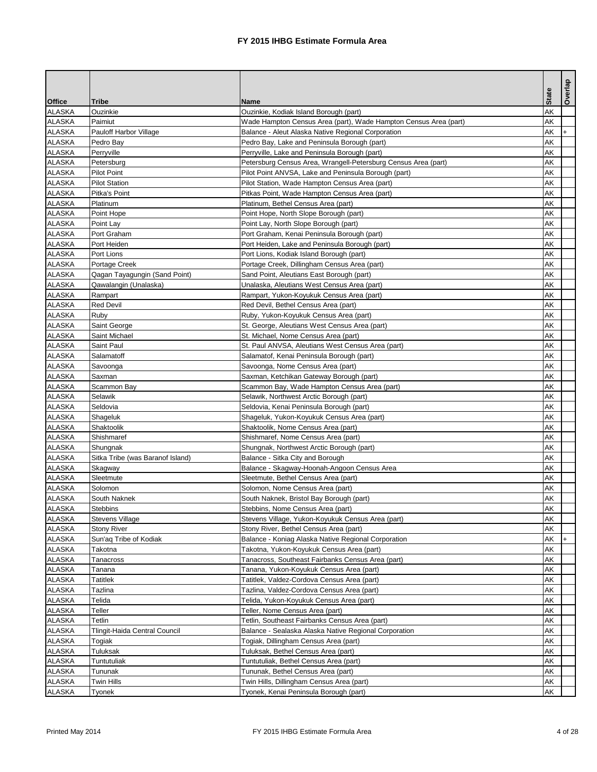# FY 2015 IHBG Estimate Formula Area

| Office | Tribe | Name | State | Overlap |
|---|---|---|---|---|
| ALASKA | Ouzinkie | Ouzinkie, Kodiak Island Borough (part) | AK | |
| ALASKA | Paimiut | Wade Hampton Census Area (part), Wade Hampton Census Area (part) | AK | |
| ALASKA | Pauloff Harbor Village | Balance - Aleut Alaska Native Regional Corporation | AK | + |
| ALASKA | Pedro Bay | Pedro Bay, Lake and Peninsula Borough (part) | AK | |
| ALASKA | Perryville | Perryville, Lake and Peninsula Borough (part) | AK | |
| ALASKA | Petersburg | Petersburg Census Area, Wrangell-Petersburg Census Area (part) | AK | |
| ALASKA | Pilot Point | Pilot Point ANVSA, Lake and Peninsula Borough (part) | AK | |
| ALASKA | Pilot Station | Pilot Station, Wade Hampton Census Area (part) | AK | |
| ALASKA | Pitka's Point | Pitkas Point, Wade Hampton Census Area (part) | AK | |
| ALASKA | Platinum | Platinum, Bethel Census Area (part) | AK | |
| ALASKA | Point Hope | Point Hope, North Slope Borough (part) | AK | |
| ALASKA | Point Lay | Point Lay, North Slope Borough (part) | AK | |
| ALASKA | Port Graham | Port Graham, Kenai Peninsula Borough (part) | AK | |
| ALASKA | Port Heiden | Port Heiden, Lake and Peninsula Borough (part) | AK | |
| ALASKA | Port Lions | Port Lions, Kodiak Island Borough (part) | AK | |
| ALASKA | Portage Creek | Portage Creek, Dillingham Census Area (part) | AK | |
| ALASKA | Qagan Tayagungin (Sand Point) | Sand Point, Aleutians East Borough (part) | AK | |
| ALASKA | Qawalangin (Unalaska) | Unalaska, Aleutians West Census Area (part) | AK | |
| ALASKA | Rampart | Rampart, Yukon-Koyukuk Census Area (part) | AK | |
| ALASKA | Red Devil | Red Devil, Bethel Census Area (part) | AK | |
| ALASKA | Ruby | Ruby, Yukon-Koyukuk Census Area (part) | AK | |
| ALASKA | Saint George | St. George, Aleutians West Census Area (part) | AK | |
| ALASKA | Saint Michael | St. Michael, Nome Census Area (part) | AK | |
| ALASKA | Saint Paul | St. Paul ANVSA, Aleutians West Census Area (part) | AK | |
| ALASKA | Salamatoff | Salamatof, Kenai Peninsula Borough (part) | AK | |
| ALASKA | Savoonga | Savoonga, Nome Census Area (part) | AK | |
| ALASKA | Saxman | Saxman, Ketchikan Gateway Borough (part) | AK | |
| ALASKA | Scammon Bay | Scammon Bay, Wade Hampton Census Area (part) | AK | |
| ALASKA | Selawik | Selawik, Northwest Arctic Borough (part) | AK | |
| ALASKA | Seldovia | Seldovia, Kenai Peninsula Borough (part) | AK | |
| ALASKA | Shageluk | Shageluk, Yukon-Koyukuk Census Area (part) | AK | |
| ALASKA | Shaktoolik | Shaktoolik, Nome Census Area (part) | AK | |
| ALASKA | Shishmaref | Shishmaref, Nome Census Area (part) | AK | |
| ALASKA | Shungnak | Shungnak, Northwest Arctic Borough (part) | AK | |
| ALASKA | Sitka Tribe (was Baranof Island) | Balance - Sitka City and Borough | AK | |
| ALASKA | Skagway | Balance - Skagway-Hoonah-Angoon Census Area | AK | |
| ALASKA | Sleetmute | Sleetmute, Bethel Census Area (part) | AK | |
| ALASKA | Solomon | Solomon, Nome Census Area (part) | AK | |
| ALASKA | South Naknek | South Naknek, Bristol Bay Borough (part) | AK | |
| ALASKA | Stebbins | Stebbins, Nome Census Area (part) | AK | |
| ALASKA | Stevens Village | Stevens Village, Yukon-Koyukuk Census Area (part) | AK | |
| ALASKA | Stony River | Stony River, Bethel Census Area (part) | AK | |
| ALASKA | Sun'aq Tribe of Kodiak | Balance - Koniag Alaska Native Regional Corporation | AK | + |
| ALASKA | Takotna | Takotna, Yukon-Koyukuk Census Area (part) | AK | |
| ALASKA | Tanacross | Tanacross, Southeast Fairbanks Census Area (part) | AK | |
| ALASKA | Tanana | Tanana, Yukon-Koyukuk Census Area (part) | AK | |
| ALASKA | Tatitlek | Tatitlek, Valdez-Cordova Census Area (part) | AK | |
| ALASKA | Tazlina | Tazlina, Valdez-Cordova Census Area (part) | AK | |
| ALASKA | Telida | Telida, Yukon-Koyukuk Census Area (part) | AK | |
| ALASKA | Teller | Teller, Nome Census Area (part) | AK | |
| ALASKA | Tetlin | Tetlin, Southeast Fairbanks Census Area (part) | AK | |
| ALASKA | Tlingit-Haida Central Council | Balance - Sealaska Alaska Native Regional Corporation | AK | |
| ALASKA | Togiak | Togiak, Dillingham Census Area (part) | AK | |
| ALASKA | Tuluksak | Tuluksak, Bethel Census Area (part) | AK | |
| ALASKA | Tuntutuliak | Tuntutuliak, Bethel Census Area (part) | AK | |
| ALASKA | Tununak | Tununak, Bethel Census Area (part) | AK | |
| ALASKA | Twin Hills | Twin Hills, Dillingham Census Area (part) | AK | |
| ALASKA | Tyonek | Tyonek, Kenai Peninsula Borough (part) | AK | |

Printed May 2014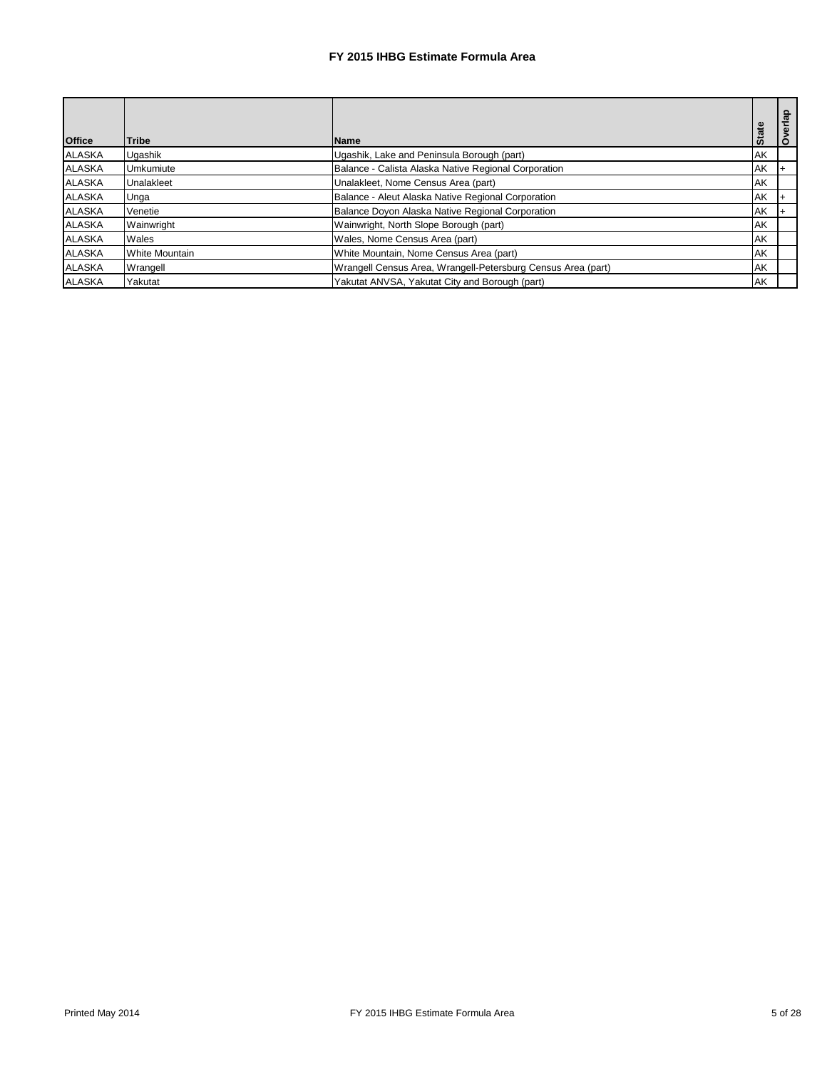# FY 2015 IHBG Estimate Formula Area

| Office | Tribe | Name | State | Overlap |
|---|---|---|---|---|
| ALASKA | Ugashik | Ugashik, Lake and Peninsula Borough (part) | AK | |
| ALASKA | Umkumiute | Balance - Calista Alaska Native Regional Corporation | AK | + |
| ALASKA | Unalakleet | Unalakleet, Nome Census Area (part) | AK | |
| ALASKA | Unga | Balance - Aleut Alaska Native Regional Corporation | AK | + |
| ALASKA | Venetie | Balance Doyon Alaska Native Regional Corporation | AK | + |
| ALASKA | Wainwright | Wainwright, North Slope Borough (part) | AK | |
| ALASKA | Wales | Wales, Nome Census Area (part) | AK | |
| ALASKA | White Mountain | White Mountain, Nome Census Area (part) | AK | |
| ALASKA | Wrangell | Wrangell Census Area, Wrangell-Petersburg Census Area (part) | AK | |
| ALASKA | Yakutat | Yakutat ANVSA, Yakutat City and Borough (part) | AK | |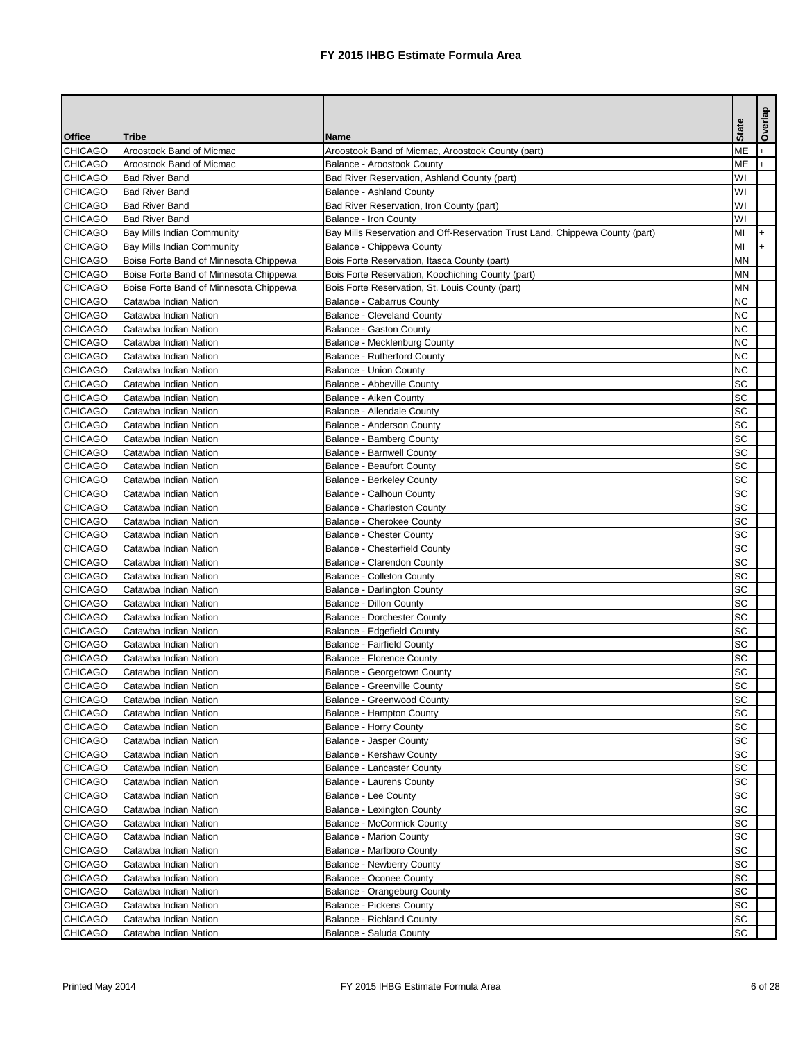# FY 2015 IHBG Estimate Formula Area

| Office | Tribe | Name | State | Overlap |
|---|---|---|---|---|
| CHICAGO | Aroostook Band of Micmac | Aroostook Band of Micmac, Aroostook County (part) | ME | + |
| CHICAGO | Aroostook Band of Micmac | Balance - Aroostook County | ME | + |
| CHICAGO | Bad River Band | Bad River Reservation, Ashland County (part) | WI | |
| CHICAGO | Bad River Band | Balance - Ashland County | WI | |
| CHICAGO | Bad River Band | Bad River Reservation, Iron County (part) | WI | |
| CHICAGO | Bad River Band | Balance - Iron County | WI | |
| CHICAGO | Bay Mills Indian Community | Bay Mills Reservation and Off-Reservation Trust Land, Chippewa County (part) | MI | + |
| CHICAGO | Bay Mills Indian Community | Balance - Chippewa County | MI | + |
| CHICAGO | Boise Forte Band of Minnesota Chippewa | Bois Forte Reservation, Itasca County (part) | MN | |
| CHICAGO | Boise Forte Band of Minnesota Chippewa | Bois Forte Reservation, Koochiching County (part) | MN | |
| CHICAGO | Boise Forte Band of Minnesota Chippewa | Bois Forte Reservation, St. Louis County (part) | MN | |
| CHICAGO | Catawba Indian Nation | Balance - Cabarrus County | NC | |
| CHICAGO | Catawba Indian Nation | Balance - Cleveland County | NC | |
| CHICAGO | Catawba Indian Nation | Balance - Gaston County | NC | |
| CHICAGO | Catawba Indian Nation | Balance - Mecklenburg County | NC | |
| CHICAGO | Catawba Indian Nation | Balance - Rutherford County | NC | |
| CHICAGO | Catawba Indian Nation | Balance - Union County | NC | |
| CHICAGO | Catawba Indian Nation | Balance - Abbeville County | SC | |
| CHICAGO | Catawba Indian Nation | Balance - Aiken County | SC | |
| CHICAGO | Catawba Indian Nation | Balance - Allendale County | SC | |
| CHICAGO | Catawba Indian Nation | Balance - Anderson County | SC | |
| CHICAGO | Catawba Indian Nation | Balance - Bamberg County | SC | |
| CHICAGO | Catawba Indian Nation | Balance - Barnwell County | SC | |
| CHICAGO | Catawba Indian Nation | Balance - Beaufort County | SC | |
| CHICAGO | Catawba Indian Nation | Balance - Berkeley County | SC | |
| CHICAGO | Catawba Indian Nation | Balance - Calhoun County | SC | |
| CHICAGO | Catawba Indian Nation | Balance - Charleston County | SC | |
| CHICAGO | Catawba Indian Nation | Balance - Cherokee County | SC | |
| CHICAGO | Catawba Indian Nation | Balance - Chester County | SC | |
| CHICAGO | Catawba Indian Nation | Balance - Chesterfield County | SC | |
| CHICAGO | Catawba Indian Nation | Balance - Clarendon County | SC | |
| CHICAGO | Catawba Indian Nation | Balance - Colleton County | SC | |
| CHICAGO | Catawba Indian Nation | Balance - Darlington County | SC | |
| CHICAGO | Catawba Indian Nation | Balance - Dillon County | SC | |
| CHICAGO | Catawba Indian Nation | Balance - Dorchester County | SC | |
| CHICAGO | Catawba Indian Nation | Balance - Edgefield County | SC | |
| CHICAGO | Catawba Indian Nation | Balance - Fairfield County | SC | |
| CHICAGO | Catawba Indian Nation | Balance - Florence County | SC | |
| CHICAGO | Catawba Indian Nation | Balance - Georgetown County | SC | |
| CHICAGO | Catawba Indian Nation | Balance - Greenville County | SC | |
| CHICAGO | Catawba Indian Nation | Balance - Greenwood County | SC | |
| CHICAGO | Catawba Indian Nation | Balance - Hampton County | SC | |
| CHICAGO | Catawba Indian Nation | Balance - Horry County | SC | |
| CHICAGO | Catawba Indian Nation | Balance - Jasper County | SC | |
| CHICAGO | Catawba Indian Nation | Balance - Kershaw County | SC | |
| CHICAGO | Catawba Indian Nation | Balance - Lancaster County | SC | |
| CHICAGO | Catawba Indian Nation | Balance - Laurens County | SC | |
| CHICAGO | Catawba Indian Nation | Balance - Lee County | SC | |
| CHICAGO | Catawba Indian Nation | Balance - Lexington County | SC | |
| CHICAGO | Catawba Indian Nation | Balance - McCormick County | SC | |
| CHICAGO | Catawba Indian Nation | Balance - Marion County | SC | |
| CHICAGO | Catawba Indian Nation | Balance - Marlboro County | SC | |
| CHICAGO | Catawba Indian Nation | Balance - Newberry County | SC | |
| CHICAGO | Catawba Indian Nation | Balance - Oconee County | SC | |
| CHICAGO | Catawba Indian Nation | Balance - Orangeburg County | SC | |
| CHICAGO | Catawba Indian Nation | Balance - Pickens County | SC | |
| CHICAGO | Catawba Indian Nation | Balance - Richland County | SC | |
| CHICAGO | Catawba Indian Nation | Balance - Saluda County | SC | |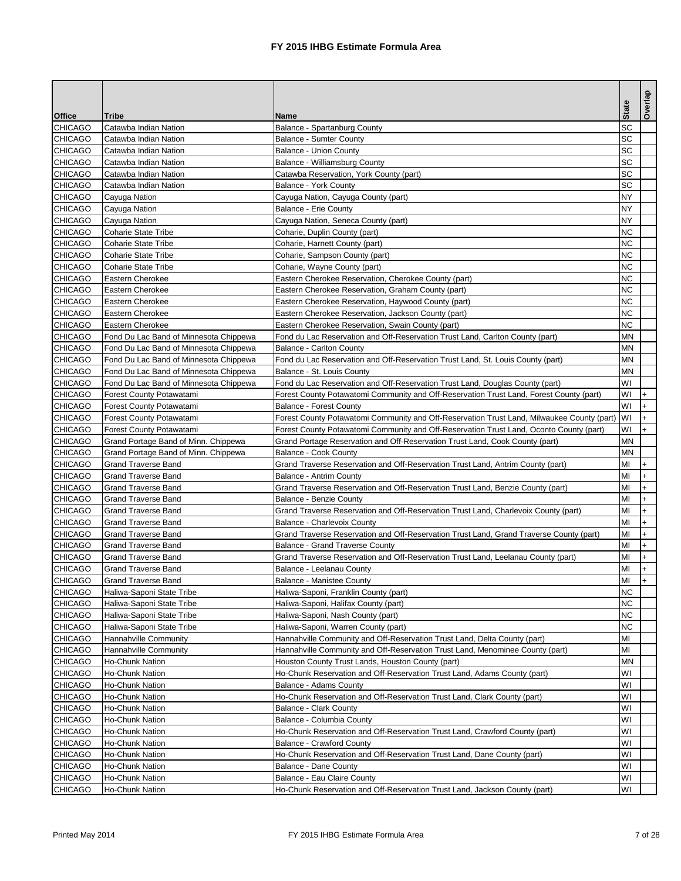# FY 2015 IHBG Estimate Formula Area

| Office | Tribe | Name | State | Overlap |
|---|---|---|---|---|
| CHICAGO | Catawba Indian Nation | Balance - Spartanburg County | SC | |
| CHICAGO | Catawba Indian Nation | Balance - Sumter County | SC | |
| CHICAGO | Catawba Indian Nation | Balance - Union County | SC | |
| CHICAGO | Catawba Indian Nation | Balance - Williamsburg County | SC | |
| CHICAGO | Catawba Indian Nation | Catawba Reservation, York County (part) | SC | |
| CHICAGO | Catawba Indian Nation | Balance - York County | SC | |
| CHICAGO | Cayuga Nation | Cayuga Nation, Cayuga County (part) | NY | |
| CHICAGO | Cayuga Nation | Balance - Erie County | NY | |
| CHICAGO | Cayuga Nation | Cayuga Nation, Seneca County (part) | NY | |
| CHICAGO | Coharie State Tribe | Coharie, Duplin County (part) | NC | |
| CHICAGO | Coharie State Tribe | Coharie, Harnett County (part) | NC | |
| CHICAGO | Coharie State Tribe | Coharie, Sampson County (part) | NC | |
| CHICAGO | Coharie State Tribe | Coharie, Wayne County (part) | NC | |
| CHICAGO | Eastern Cherokee | Eastern Cherokee Reservation, Cherokee County (part) | NC | |
| CHICAGO | Eastern Cherokee | Eastern Cherokee Reservation, Graham County (part) | NC | |
| CHICAGO | Eastern Cherokee | Eastern Cherokee Reservation, Haywood County (part) | NC | |
| CHICAGO | Eastern Cherokee | Eastern Cherokee Reservation, Jackson County (part) | NC | |
| CHICAGO | Eastern Cherokee | Eastern Cherokee Reservation, Swain County (part) | NC | |
| CHICAGO | Fond Du Lac Band of Minnesota Chippewa | Fond du Lac Reservation and Off-Reservation Trust Land, Carlton County (part) | MN | |
| CHICAGO | Fond Du Lac Band of Minnesota Chippewa | Balance - Carlton County | MN | |
| CHICAGO | Fond Du Lac Band of Minnesota Chippewa | Fond du Lac Reservation and Off-Reservation Trust Land, St. Louis County (part) | MN | |
| CHICAGO | Fond Du Lac Band of Minnesota Chippewa | Balance - St. Louis County | MN | |
| CHICAGO | Fond Du Lac Band of Minnesota Chippewa | Fond du Lac Reservation and Off-Reservation Trust Land, Douglas County (part) | WI | |
| CHICAGO | Forest County Potawatami | Forest County Potawatomi Community and Off-Reservation Trust Land, Forest County (part) | WI | + |
| CHICAGO | Forest County Potawatami | Balance - Forest County | WI | + |
| CHICAGO | Forest County Potawatami | Forest County Potawatomi Community and Off-Reservation Trust Land, Milwaukee County (part) | WI | + |
| CHICAGO | Forest County Potawatami | Forest County Potawatomi Community and Off-Reservation Trust Land, Oconto County (part) | WI | + |
| CHICAGO | Grand Portage Band of Minn. Chippewa | Grand Portage Reservation and Off-Reservation Trust Land, Cook County (part) | MN | |
| CHICAGO | Grand Portage Band of Minn. Chippewa | Balance - Cook County | MN | |
| CHICAGO | Grand Traverse Band | Grand Traverse Reservation and Off-Reservation Trust Land, Antrim County (part) | MI | + |
| CHICAGO | Grand Traverse Band | Balance - Antrim County | MI | + |
| CHICAGO | Grand Traverse Band | Grand Traverse Reservation and Off-Reservation Trust Land, Benzie County (part) | MI | + |
| CHICAGO | Grand Traverse Band | Balance - Benzie County | MI | + |
| CHICAGO | Grand Traverse Band | Grand Traverse Reservation and Off-Reservation Trust Land, Charlevoix County (part) | MI | + |
| CHICAGO | Grand Traverse Band | Balance - Charlevoix County | MI | + |
| CHICAGO | Grand Traverse Band | Grand Traverse Reservation and Off-Reservation Trust Land, Grand Traverse County (part) | MI | + |
| CHICAGO | Grand Traverse Band | Balance - Grand Traverse County | MI | + |
| CHICAGO | Grand Traverse Band | Grand Traverse Reservation and Off-Reservation Trust Land, Leelanau County (part) | MI | + |
| CHICAGO | Grand Traverse Band | Balance - Leelanau County | MI | + |
| CHICAGO | Grand Traverse Band | Balance - Manistee County | MI | + |
| CHICAGO | Haliwa-Saponi State Tribe | Haliwa-Saponi, Franklin County (part) | NC | |
| CHICAGO | Haliwa-Saponi State Tribe | Haliwa-Saponi, Halifax County (part) | NC | |
| CHICAGO | Haliwa-Saponi State Tribe | Haliwa-Saponi, Nash County (part) | NC | |
| CHICAGO | Haliwa-Saponi State Tribe | Haliwa-Saponi, Warren County (part) | NC | |
| CHICAGO | Hannahville Community | Hannahville Community and Off-Reservation Trust Land, Delta County (part) | MI | |
| CHICAGO | Hannahville Community | Hannahville Community and Off-Reservation Trust Land, Menominee County (part) | MI | |
| CHICAGO | Ho-Chunk Nation | Houston County Trust Lands, Houston County (part) | MN | |
| CHICAGO | Ho-Chunk Nation | Ho-Chunk Reservation and Off-Reservation Trust Land, Adams County (part) | WI | |
| CHICAGO | Ho-Chunk Nation | Balance - Adams County | WI | |
| CHICAGO | Ho-Chunk Nation | Ho-Chunk Reservation and Off-Reservation Trust Land, Clark County (part) | WI | |
| CHICAGO | Ho-Chunk Nation | Balance - Clark County | WI | |
| CHICAGO | Ho-Chunk Nation | Balance - Columbia County | WI | |
| CHICAGO | Ho-Chunk Nation | Ho-Chunk Reservation and Off-Reservation Trust Land, Crawford County (part) | WI | |
| CHICAGO | Ho-Chunk Nation | Balance - Crawford County | WI | |
| CHICAGO | Ho-Chunk Nation | Ho-Chunk Reservation and Off-Reservation Trust Land, Dane County (part) | WI | |
| CHICAGO | Ho-Chunk Nation | Balance - Dane County | WI | |
| CHICAGO | Ho-Chunk Nation | Balance - Eau Claire County | WI | |
| CHICAGO | Ho-Chunk Nation | Ho-Chunk Reservation and Off-Reservation Trust Land, Jackson County (part) | WI | |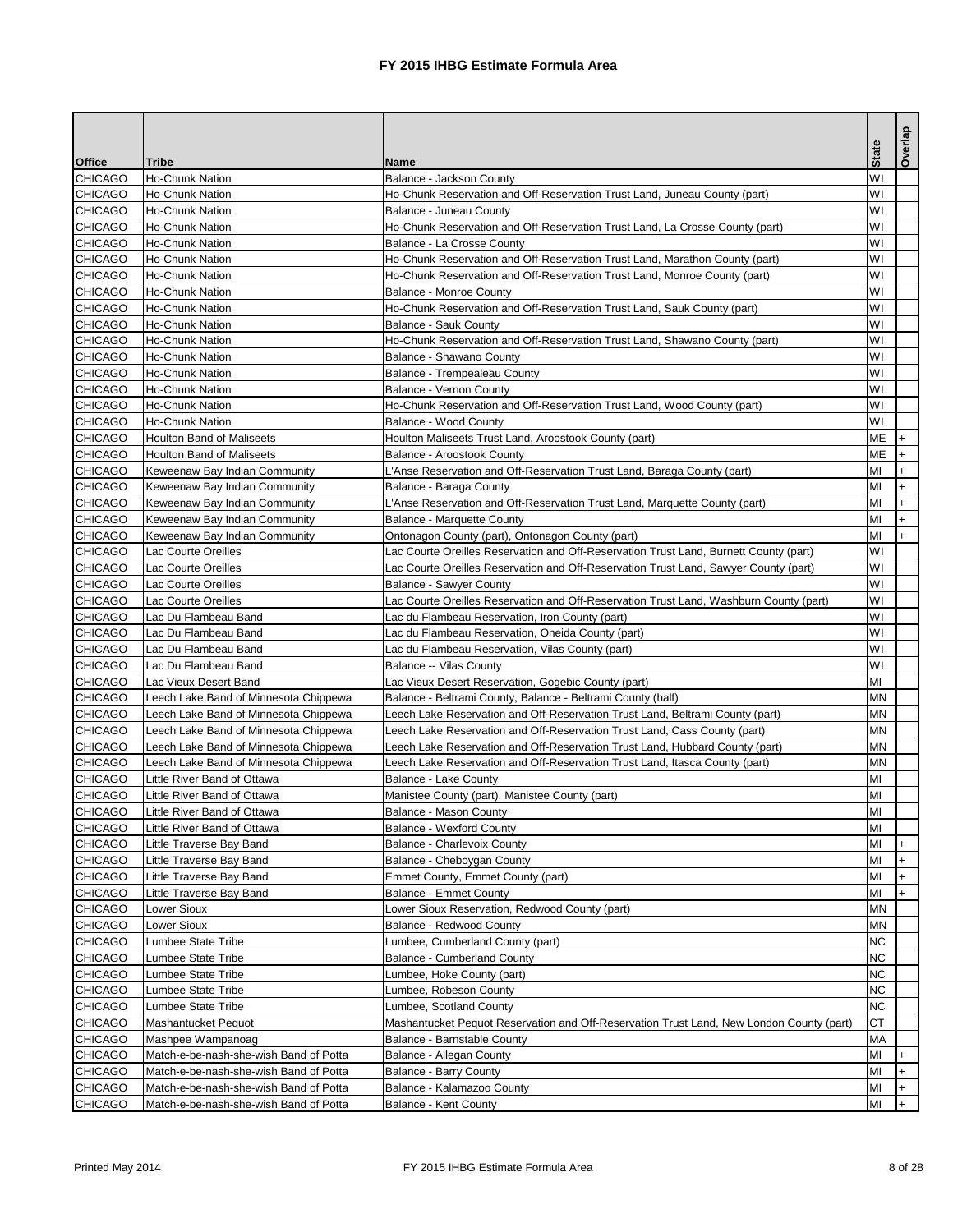# FY 2015 IHBG Estimate Formula Area

| Office | Tribe | Name | State | Overlap |
|---|---|---|---|---|
| CHICAGO | Ho-Chunk Nation | Balance - Jackson County | WI | |
| CHICAGO | Ho-Chunk Nation | Ho-Chunk Reservation and Off-Reservation Trust Land, Juneau County (part) | WI | |
| CHICAGO | Ho-Chunk Nation | Balance - Juneau County | WI | |
| CHICAGO | Ho-Chunk Nation | Ho-Chunk Reservation and Off-Reservation Trust Land, La Crosse County (part) | WI | |
| CHICAGO | Ho-Chunk Nation | Balance - La Crosse County | WI | |
| CHICAGO | Ho-Chunk Nation | Ho-Chunk Reservation and Off-Reservation Trust Land, Marathon County (part) | WI | |
| CHICAGO | Ho-Chunk Nation | Ho-Chunk Reservation and Off-Reservation Trust Land, Monroe County (part) | WI | |
| CHICAGO | Ho-Chunk Nation | Balance - Monroe County | WI | |
| CHICAGO | Ho-Chunk Nation | Ho-Chunk Reservation and Off-Reservation Trust Land, Sauk County (part) | WI | |
| CHICAGO | Ho-Chunk Nation | Balance - Sauk County | WI | |
| CHICAGO | Ho-Chunk Nation | Ho-Chunk Reservation and Off-Reservation Trust Land, Shawano County (part) | WI | |
| CHICAGO | Ho-Chunk Nation | Balance - Shawano County | WI | |
| CHICAGO | Ho-Chunk Nation | Balance - Trempealeau County | WI | |
| CHICAGO | Ho-Chunk Nation | Balance - Vernon County | WI | |
| CHICAGO | Ho-Chunk Nation | Ho-Chunk Reservation and Off-Reservation Trust Land, Wood County (part) | WI | |
| CHICAGO | Ho-Chunk Nation | Balance - Wood County | WI | |
| CHICAGO | Houlton Band of Maliseets | Houlton Maliseets Trust Land, Aroostook County (part) | ME | + |
| CHICAGO | Houlton Band of Maliseets | Balance - Aroostook County | ME | + |
| CHICAGO | Keweenaw Bay Indian Community | L'Anse Reservation and Off-Reservation Trust Land, Baraga County (part) | MI | + |
| CHICAGO | Keweenaw Bay Indian Community | Balance - Baraga County | MI | + |
| CHICAGO | Keweenaw Bay Indian Community | L'Anse Reservation and Off-Reservation Trust Land, Marquette County (part) | MI | + |
| CHICAGO | Keweenaw Bay Indian Community | Balance - Marquette County | MI | + |
| CHICAGO | Keweenaw Bay Indian Community | Ontonagon County (part), Ontonagon County (part) | MI | + |
| CHICAGO | Lac Courte Oreilles | Lac Courte Oreilles Reservation and Off-Reservation Trust Land, Burnett County (part) | WI | |
| CHICAGO | Lac Courte Oreilles | Lac Courte Oreilles Reservation and Off-Reservation Trust Land, Sawyer County (part) | WI | |
| CHICAGO | Lac Courte Oreilles | Balance - Sawyer County | WI | |
| CHICAGO | Lac Courte Oreilles | Lac Courte Oreilles Reservation and Off-Reservation Trust Land, Washburn County (part) | WI | |
| CHICAGO | Lac Du Flambeau Band | Lac du Flambeau Reservation, Iron County (part) | WI | |
| CHICAGO | Lac Du Flambeau Band | Lac du Flambeau Reservation, Oneida County (part) | WI | |
| CHICAGO | Lac Du Flambeau Band | Lac du Flambeau Reservation, Vilas County (part) | WI | |
| CHICAGO | Lac Du Flambeau Band | Balance -- Vilas County | WI | |
| CHICAGO | Lac Vieux Desert Band | Lac Vieux Desert Reservation, Gogebic County (part) | MI | |
| CHICAGO | Leech Lake Band of Minnesota Chippewa | Balance - Beltrami County, Balance - Beltrami County (half) | MN | |
| CHICAGO | Leech Lake Band of Minnesota Chippewa | Leech Lake Reservation and Off-Reservation Trust Land, Beltrami County (part) | MN | |
| CHICAGO | Leech Lake Band of Minnesota Chippewa | Leech Lake Reservation and Off-Reservation Trust Land, Cass County (part) | MN | |
| CHICAGO | Leech Lake Band of Minnesota Chippewa | Leech Lake Reservation and Off-Reservation Trust Land, Hubbard County (part) | MN | |
| CHICAGO | Leech Lake Band of Minnesota Chippewa | Leech Lake Reservation and Off-Reservation Trust Land, Itasca County (part) | MN | |
| CHICAGO | Little River Band of Ottawa | Balance - Lake County | MI | |
| CHICAGO | Little River Band of Ottawa | Manistee County (part), Manistee County (part) | MI | |
| CHICAGO | Little River Band of Ottawa | Balance - Mason County | MI | |
| CHICAGO | Little River Band of Ottawa | Balance - Wexford County | MI | |
| CHICAGO | Little Traverse Bay Band | Balance - Charlevoix County | MI | + |
| CHICAGO | Little Traverse Bay Band | Balance - Cheboygan County | MI | + |
| CHICAGO | Little Traverse Bay Band | Emmet County, Emmet County (part) | MI | + |
| CHICAGO | Little Traverse Bay Band | Balance - Emmet County | MI | + |
| CHICAGO | Lower Sioux | Lower Sioux Reservation, Redwood County (part) | MN | |
| CHICAGO | Lower Sioux | Balance - Redwood County | MN | |
| CHICAGO | Lumbee State Tribe | Lumbee, Cumberland County (part) | NC | |
| CHICAGO | Lumbee State Tribe | Balance - Cumberland County | NC | |
| CHICAGO | Lumbee State Tribe | Lumbee, Hoke County (part) | NC | |
| CHICAGO | Lumbee State Tribe | Lumbee, Robeson County | NC | |
| CHICAGO | Lumbee State Tribe | Lumbee, Scotland County | NC | |
| CHICAGO | Mashantucket Pequot | Mashantucket Pequot Reservation and Off-Reservation Trust Land, New London County (part) | CT | |
| CHICAGO | Mashpee Wampanoag | Balance - Barnstable County | MA | |
| CHICAGO | Match-e-be-nash-she-wish Band of Potta | Balance - Allegan County | MI | + |
| CHICAGO | Match-e-be-nash-she-wish Band of Potta | Balance - Barry County | MI | + |
| CHICAGO | Match-e-be-nash-she-wish Band of Potta | Balance - Kalamazoo County | MI | + |
| CHICAGO | Match-e-be-nash-she-wish Band of Potta | Balance - Kent County | MI | + |

Printed May 2014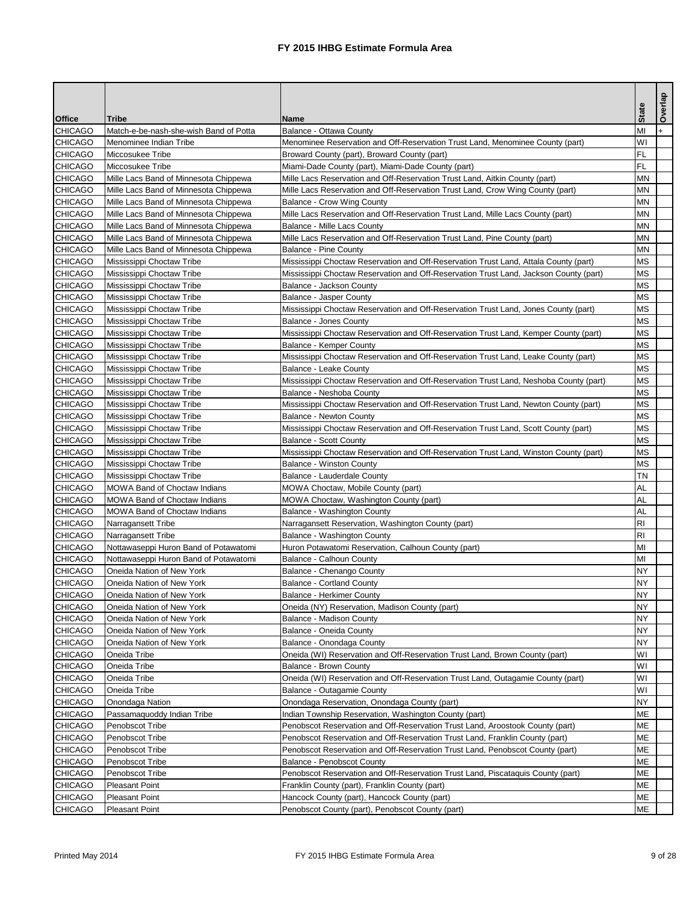# FY 2015 IHBG Estimate Formula Area

| Office | Tribe | Name | State | Overlap |
|---|---|---|---|---|
| CHICAGO | Match-e-be-nash-she-wish Band of Potta | Balance - Ottawa County | MI | + |
| CHICAGO | Menominee Indian Tribe | Menominee Reservation and Off-Reservation Trust Land, Menominee County (part) | WI | |
| CHICAGO | Miccosukee Tribe | Broward County (part), Broward County (part) | FL | |
| CHICAGO | Miccosukee Tribe | Miami-Dade County (part), Miami-Dade County (part) | FL | |
| CHICAGO | Mille Lacs Band of Minnesota Chippewa | Mille Lacs Reservation and Off-Reservation Trust Land, Aitkin County (part) | MN | |
| CHICAGO | Mille Lacs Band of Minnesota Chippewa | Mille Lacs Reservation and Off-Reservation Trust Land, Crow Wing County (part) | MN | |
| CHICAGO | Mille Lacs Band of Minnesota Chippewa | Balance - Crow Wing County | MN | |
| CHICAGO | Mille Lacs Band of Minnesota Chippewa | Mille Lacs Reservation and Off-Reservation Trust Land, Mille Lacs County (part) | MN | |
| CHICAGO | Mille Lacs Band of Minnesota Chippewa | Balance - Mille Lacs County | MN | |
| CHICAGO | Mille Lacs Band of Minnesota Chippewa | Mille Lacs Reservation and Off-Reservation Trust Land, Pine County (part) | MN | |
| CHICAGO | Mille Lacs Band of Minnesota Chippewa | Balance - Pine County | MN | |
| CHICAGO | Mississippi Choctaw Tribe | Mississippi Choctaw Reservation and Off-Reservation Trust Land, Attala County (part) | MS | |
| CHICAGO | Mississippi Choctaw Tribe | Mississippi Choctaw Reservation and Off-Reservation Trust Land, Jackson County (part) | MS | |
| CHICAGO | Mississippi Choctaw Tribe | Balance - Jackson County | MS | |
| CHICAGO | Mississippi Choctaw Tribe | Balance - Jasper County | MS | |
| CHICAGO | Mississippi Choctaw Tribe | Mississippi Choctaw Reservation and Off-Reservation Trust Land, Jones County (part) | MS | |
| CHICAGO | Mississippi Choctaw Tribe | Balance - Jones County | MS | |
| CHICAGO | Mississippi Choctaw Tribe | Mississippi Choctaw Reservation and Off-Reservation Trust Land, Kemper County (part) | MS | |
| CHICAGO | Mississippi Choctaw Tribe | Balance - Kemper County | MS | |
| CHICAGO | Mississippi Choctaw Tribe | Mississippi Choctaw Reservation and Off-Reservation Trust Land, Leake County (part) | MS | |
| CHICAGO | Mississippi Choctaw Tribe | Balance - Leake County | MS | |
| CHICAGO | Mississippi Choctaw Tribe | Mississippi Choctaw Reservation and Off-Reservation Trust Land, Neshoba County (part) | MS | |
| CHICAGO | Mississippi Choctaw Tribe | Balance - Neshoba County | MS | |
| CHICAGO | Mississippi Choctaw Tribe | Mississippi Choctaw Reservation and Off-Reservation Trust Land, Newton County (part) | MS | |
| CHICAGO | Mississippi Choctaw Tribe | Balance - Newton County | MS | |
| CHICAGO | Mississippi Choctaw Tribe | Mississippi Choctaw Reservation and Off-Reservation Trust Land, Scott County (part) | MS | |
| CHICAGO | Mississippi Choctaw Tribe | Balance - Scott County | MS | |
| CHICAGO | Mississippi Choctaw Tribe | Mississippi Choctaw Reservation and Off-Reservation Trust Land, Winston County (part) | MS | |
| CHICAGO | Mississippi Choctaw Tribe | Balance - Winston County | MS | |
| CHICAGO | Mississippi Choctaw Tribe | Balance - Lauderdale County | TN | |
| CHICAGO | MOWA Band of Choctaw Indians | MOWA Choctaw, Mobile County (part) | AL | |
| CHICAGO | MOWA Band of Choctaw Indians | MOWA Choctaw, Washington County (part) | AL | |
| CHICAGO | MOWA Band of Choctaw Indians | Balance - Washington County | AL | |
| CHICAGO | Narragansett Tribe | Narragansett Reservation, Washington County (part) | RI | |
| CHICAGO | Narragansett Tribe | Balance - Washington County | RI | |
| CHICAGO | Nottawaseppi Huron Band of Potawatomi | Huron Potawatomi Reservation, Calhoun County (part) | MI | |
| CHICAGO | Nottawaseppi Huron Band of Potawatomi | Balance - Calhoun County | MI | |
| CHICAGO | Oneida Nation of New York | Balance - Chenango County | NY | |
| CHICAGO | Oneida Nation of New York | Balance - Cortland County | NY | |
| CHICAGO | Oneida Nation of New York | Balance - Herkimer County | NY | |
| CHICAGO | Oneida Nation of New York | Oneida (NY) Reservation, Madison County (part) | NY | |
| CHICAGO | Oneida Nation of New York | Balance - Madison County | NY | |
| CHICAGO | Oneida Nation of New York | Balance - Oneida County | NY | |
| CHICAGO | Oneida Nation of New York | Balance - Onondaga County | NY | |
| CHICAGO | Oneida Tribe | Oneida (WI) Reservation and Off-Reservation Trust Land, Brown County (part) | WI | |
| CHICAGO | Oneida Tribe | Balance - Brown County | WI | |
| CHICAGO | Oneida Tribe | Oneida (WI) Reservation and Off-Reservation Trust Land, Outagamie County (part) | WI | |
| CHICAGO | Oneida Tribe | Balance - Outagamie County | WI | |
| CHICAGO | Onondaga Nation | Onondaga Reservation, Onondaga County (part) | NY | |
| CHICAGO | Passamaquoddy Indian Tribe | Indian Township Reservation, Washington County (part) | ME | |
| CHICAGO | Penobscot Tribe | Penobscot Reservation and Off-Reservation Trust Land, Aroostook County (part) | ME | |
| CHICAGO | Penobscot Tribe | Penobscot Reservation and Off-Reservation Trust Land, Franklin County (part) | ME | |
| CHICAGO | Penobscot Tribe | Penobscot Reservation and Off-Reservation Trust Land, Penobscot County (part) | ME | |
| CHICAGO | Penobscot Tribe | Balance - Penobscot County | ME | |
| CHICAGO | Penobscot Tribe | Penobscot Reservation and Off-Reservation Trust Land, Piscataquis County (part) | ME | |
| CHICAGO | Pleasant Point | Franklin County (part), Franklin County (part) | ME | |
| CHICAGO | Pleasant Point | Hancock County (part), Hancock County (part) | ME | |
| CHICAGO | Pleasant Point | Penobscot County (part), Penobscot County (part) | ME | |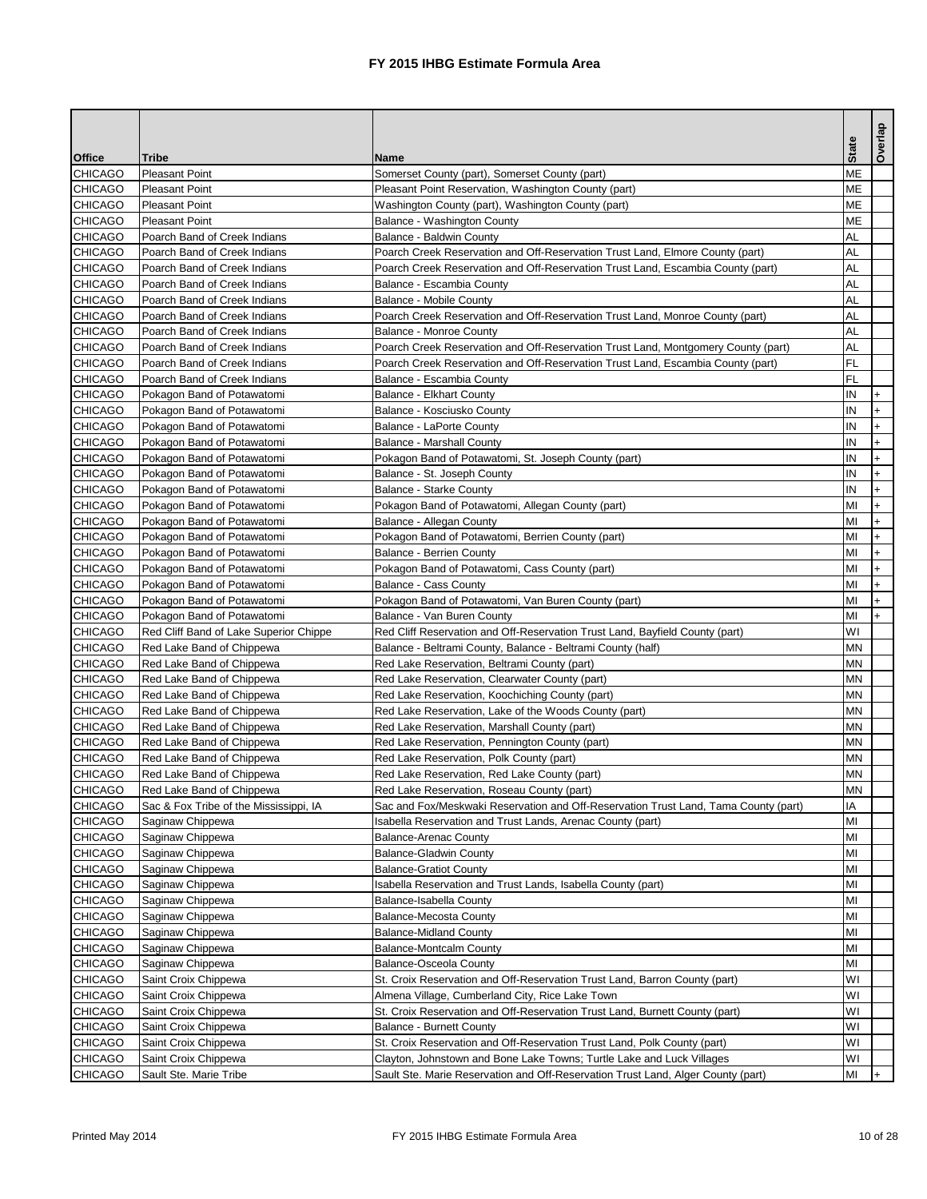# FY 2015 IHBG Estimate Formula Area

| Office | Tribe | Name | State | Overlap |
|---|---|---|---|---|
| CHICAGO | Pleasant Point | Somerset County (part), Somerset County (part) | ME | |
| CHICAGO | Pleasant Point | Pleasant Point Reservation, Washington County (part) | ME | |
| CHICAGO | Pleasant Point | Washington County (part), Washington County (part) | ME | |
| CHICAGO | Pleasant Point | Balance - Washington County | ME | |
| CHICAGO | Poarch Band of Creek Indians | Balance - Baldwin County | AL | |
| CHICAGO | Poarch Band of Creek Indians | Poarch Creek Reservation and Off-Reservation Trust Land, Elmore County (part) | AL | |
| CHICAGO | Poarch Band of Creek Indians | Poarch Creek Reservation and Off-Reservation Trust Land, Escambia County (part) | AL | |
| CHICAGO | Poarch Band of Creek Indians | Balance - Escambia County | AL | |
| CHICAGO | Poarch Band of Creek Indians | Balance - Mobile County | AL | |
| CHICAGO | Poarch Band of Creek Indians | Poarch Creek Reservation and Off-Reservation Trust Land, Monroe County (part) | AL | |
| CHICAGO | Poarch Band of Creek Indians | Balance - Monroe County | AL | |
| CHICAGO | Poarch Band of Creek Indians | Poarch Creek Reservation and Off-Reservation Trust Land, Montgomery County (part) | AL | |
| CHICAGO | Poarch Band of Creek Indians | Poarch Creek Reservation and Off-Reservation Trust Land, Escambia County (part) | FL | |
| CHICAGO | Poarch Band of Creek Indians | Balance - Escambia County | FL | |
| CHICAGO | Pokagon Band of Potawatomi | Balance - Elkhart County | IN | + |
| CHICAGO | Pokagon Band of Potawatomi | Balance - Kosciusko County | IN | + |
| CHICAGO | Pokagon Band of Potawatomi | Balance - LaPorte County | IN | + |
| CHICAGO | Pokagon Band of Potawatomi | Balance - Marshall County | IN | + |
| CHICAGO | Pokagon Band of Potawatomi | Pokagon Band of Potawatomi, St. Joseph County (part) | IN | + |
| CHICAGO | Pokagon Band of Potawatomi | Balance - St. Joseph County | IN | + |
| CHICAGO | Pokagon Band of Potawatomi | Balance - Starke County | IN | + |
| CHICAGO | Pokagon Band of Potawatomi | Pokagon Band of Potawatomi, Allegan County (part) | MI | + |
| CHICAGO | Pokagon Band of Potawatomi | Balance - Allegan County | MI | + |
| CHICAGO | Pokagon Band of Potawatomi | Pokagon Band of Potawatomi, Berrien County (part) | MI | + |
| CHICAGO | Pokagon Band of Potawatomi | Balance - Berrien County | MI | + |
| CHICAGO | Pokagon Band of Potawatomi | Pokagon Band of Potawatomi, Cass County (part) | MI | + |
| CHICAGO | Pokagon Band of Potawatomi | Balance - Cass County | MI | + |
| CHICAGO | Pokagon Band of Potawatomi | Pokagon Band of Potawatomi, Van Buren County (part) | MI | + |
| CHICAGO | Pokagon Band of Potawatomi | Balance - Van Buren County | MI | + |
| CHICAGO | Red Cliff Band of Lake Superior Chippe | Red Cliff Reservation and Off-Reservation Trust Land, Bayfield County (part) | WI | |
| CHICAGO | Red Lake Band of Chippewa | Balance - Beltrami County, Balance - Beltrami County (half) | MN | |
| CHICAGO | Red Lake Band of Chippewa | Red Lake Reservation, Beltrami County (part) | MN | |
| CHICAGO | Red Lake Band of Chippewa | Red Lake Reservation, Clearwater County (part) | MN | |
| CHICAGO | Red Lake Band of Chippewa | Red Lake Reservation, Koochiching County (part) | MN | |
| CHICAGO | Red Lake Band of Chippewa | Red Lake Reservation, Lake of the Woods County (part) | MN | |
| CHICAGO | Red Lake Band of Chippewa | Red Lake Reservation, Marshall County (part) | MN | |
| CHICAGO | Red Lake Band of Chippewa | Red Lake Reservation, Pennington County (part) | MN | |
| CHICAGO | Red Lake Band of Chippewa | Red Lake Reservation, Polk County (part) | MN | |
| CHICAGO | Red Lake Band of Chippewa | Red Lake Reservation, Red Lake County (part) | MN | |
| CHICAGO | Red Lake Band of Chippewa | Red Lake Reservation, Roseau County (part) | MN | |
| CHICAGO | Sac & Fox Tribe of the Mississippi, IA | Sac and Fox/Meskwaki Reservation and Off-Reservation Trust Land, Tama County (part) | IA | |
| CHICAGO | Saginaw Chippewa | Isabella Reservation and Trust Lands, Arenac County (part) | MI | |
| CHICAGO | Saginaw Chippewa | Balance-Arenac County | MI | |
| CHICAGO | Saginaw Chippewa | Balance-Gladwin County | MI | |
| CHICAGO | Saginaw Chippewa | Balance-Gratiot County | MI | |
| CHICAGO | Saginaw Chippewa | Isabella Reservation and Trust Lands, Isabella County (part) | MI | |
| CHICAGO | Saginaw Chippewa | Balance-Isabella County | MI | |
| CHICAGO | Saginaw Chippewa | Balance-Mecosta County | MI | |
| CHICAGO | Saginaw Chippewa | Balance-Midland County | MI | |
| CHICAGO | Saginaw Chippewa | Balance-Montcalm County | MI | |
| CHICAGO | Saginaw Chippewa | Balance-Osceola County | MI | |
| CHICAGO | Saint Croix Chippewa | St. Croix Reservation and Off-Reservation Trust Land, Barron County (part) | WI | |
| CHICAGO | Saint Croix Chippewa | Almena Village, Cumberland City, Rice Lake Town | WI | |
| CHICAGO | Saint Croix Chippewa | St. Croix Reservation and Off-Reservation Trust Land, Burnett County (part) | WI | |
| CHICAGO | Saint Croix Chippewa | Balance - Burnett County | WI | |
| CHICAGO | Saint Croix Chippewa | St. Croix Reservation and Off-Reservation Trust Land, Polk County (part) | WI | |
| CHICAGO | Saint Croix Chippewa | Clayton, Johnstown and Bone Lake Towns; Turtle Lake and Luck Villages | WI | |
| CHICAGO | Sault Ste. Marie Tribe | Sault Ste. Marie Reservation and Off-Reservation Trust Land, Alger County (part) | MI | + |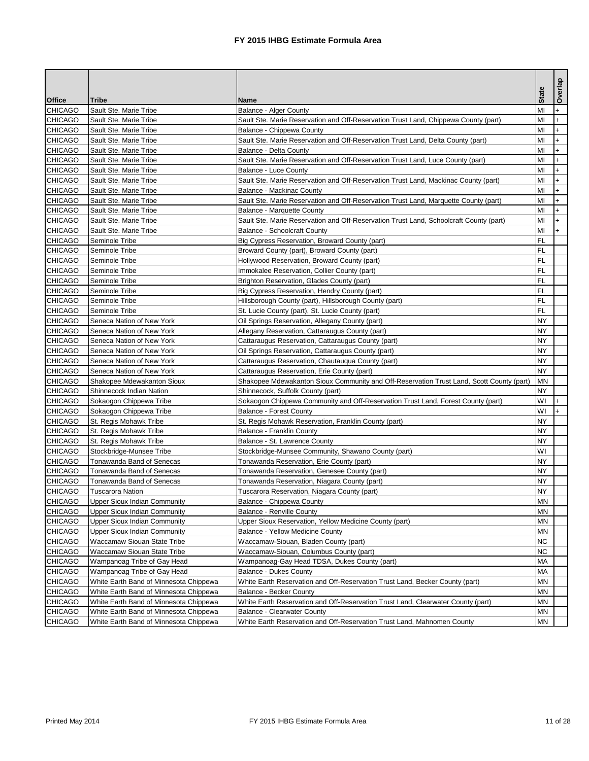# FY 2015 IHBG Estimate Formula Area

| Office | Tribe | Name | State | Overlap |
|---|---|---|---|---|
| CHICAGO | Sault Ste. Marie Tribe | Balance - Alger County | MI | + |
| CHICAGO | Sault Ste. Marie Tribe | Sault Ste. Marie Reservation and Off-Reservation Trust Land, Chippewa County (part) | MI | + |
| CHICAGO | Sault Ste. Marie Tribe | Balance - Chippewa County | MI | + |
| CHICAGO | Sault Ste. Marie Tribe | Sault Ste. Marie Reservation and Off-Reservation Trust Land, Delta County (part) | MI | + |
| CHICAGO | Sault Ste. Marie Tribe | Balance - Delta County | MI | + |
| CHICAGO | Sault Ste. Marie Tribe | Sault Ste. Marie Reservation and Off-Reservation Trust Land, Luce County (part) | MI | + |
| CHICAGO | Sault Ste. Marie Tribe | Balance - Luce County | MI | + |
| CHICAGO | Sault Ste. Marie Tribe | Sault Ste. Marie Reservation and Off-Reservation Trust Land, Mackinac County (part) | MI | + |
| CHICAGO | Sault Ste. Marie Tribe | Balance - Mackinac County | MI | + |
| CHICAGO | Sault Ste. Marie Tribe | Sault Ste. Marie Reservation and Off-Reservation Trust Land, Marquette County (part) | MI | + |
| CHICAGO | Sault Ste. Marie Tribe | Balance - Marquette County | MI | + |
| CHICAGO | Sault Ste. Marie Tribe | Sault Ste. Marie Reservation and Off-Reservation Trust Land, Schoolcraft County (part) | MI | + |
| CHICAGO | Sault Ste. Marie Tribe | Balance - Schoolcraft County | MI | + |
| CHICAGO | Seminole Tribe | Big Cypress Reservation, Broward County (part) | FL | |
| CHICAGO | Seminole Tribe | Broward County (part), Broward County (part) | FL | |
| CHICAGO | Seminole Tribe | Hollywood Reservation, Broward County (part) | FL | |
| CHICAGO | Seminole Tribe | Immokalee Reservation, Collier County (part) | FL | |
| CHICAGO | Seminole Tribe | Brighton Reservation, Glades County (part) | FL | |
| CHICAGO | Seminole Tribe | Big Cypress Reservation, Hendry County (part) | FL | |
| CHICAGO | Seminole Tribe | Hillsborough County (part), Hillsborough County (part) | FL | |
| CHICAGO | Seminole Tribe | St. Lucie County (part), St. Lucie County (part) | FL | |
| CHICAGO | Seneca Nation of New York | Oil Springs Reservation, Allegany County (part) | NY | |
| CHICAGO | Seneca Nation of New York | Allegany Reservation, Cattaraugus County (part) | NY | |
| CHICAGO | Seneca Nation of New York | Cattaraugus Reservation, Cattaraugus County (part) | NY | |
| CHICAGO | Seneca Nation of New York | Oil Springs Reservation, Cattaraugus County (part) | NY | |
| CHICAGO | Seneca Nation of New York | Cattaraugus Reservation, Chautauqua County (part) | NY | |
| CHICAGO | Seneca Nation of New York | Cattaraugus Reservation, Erie County (part) | NY | |
| CHICAGO | Shakopee Mdewakanton Sioux | Shakopee Mdewakanton Sioux Community and Off-Reservation Trust Land, Scott County (part) | MN | |
| CHICAGO | Shinnecock Indian Nation | Shinnecock, Suffolk County (part) | NY | |
| CHICAGO | Sokaogon Chippewa Tribe | Sokaogon Chippewa Community and Off-Reservation Trust Land, Forest County (part) | WI | + |
| CHICAGO | Sokaogon Chippewa Tribe | Balance - Forest County | WI | + |
| CHICAGO | St. Regis Mohawk Tribe | St. Regis Mohawk Reservation, Franklin County (part) | NY | |
| CHICAGO | St. Regis Mohawk Tribe | Balance - Franklin County | NY | |
| CHICAGO | St. Regis Mohawk Tribe | Balance - St. Lawrence County | NY | |
| CHICAGO | Stockbridge-Munsee Tribe | Stockbridge-Munsee Community, Shawano County (part) | WI | |
| CHICAGO | Tonawanda Band of Senecas | Tonawanda Reservation, Erie County (part) | NY | |
| CHICAGO | Tonawanda Band of Senecas | Tonawanda Reservation, Genesee County (part) | NY | |
| CHICAGO | Tonawanda Band of Senecas | Tonawanda Reservation, Niagara County (part) | NY | |
| CHICAGO | Tuscarora Nation | Tuscarora Reservation, Niagara County (part) | NY | |
| CHICAGO | Upper Sioux Indian Community | Balance - Chippewa County | MN | |
| CHICAGO | Upper Sioux Indian Community | Balance - Renville County | MN | |
| CHICAGO | Upper Sioux Indian Community | Upper Sioux Reservation, Yellow Medicine County (part) | MN | |
| CHICAGO | Upper Sioux Indian Community | Balance - Yellow Medicine County | MN | |
| CHICAGO | Waccamaw Siouan State Tribe | Waccamaw-Siouan, Bladen County (part) | NC | |
| CHICAGO | Waccamaw Siouan State Tribe | Waccamaw-Siouan, Columbus County (part) | NC | |
| CHICAGO | Wampanoag Tribe of Gay Head | Wampanoag-Gay Head TDSA, Dukes County (part) | MA | |
| CHICAGO | Wampanoag Tribe of Gay Head | Balance - Dukes County | MA | |
| CHICAGO | White Earth Band of Minnesota Chippewa | White Earth Reservation and Off-Reservation Trust Land, Becker County (part) | MN | |
| CHICAGO | White Earth Band of Minnesota Chippewa | Balance - Becker County | MN | |
| CHICAGO | White Earth Band of Minnesota Chippewa | White Earth Reservation and Off-Reservation Trust Land, Clearwater County (part) | MN | |
| CHICAGO | White Earth Band of Minnesota Chippewa | Balance - Clearwater County | MN | |
| CHICAGO | White Earth Band of Minnesota Chippewa | White Earth Reservation and Off-Reservation Trust Land, Mahnomen County | MN | |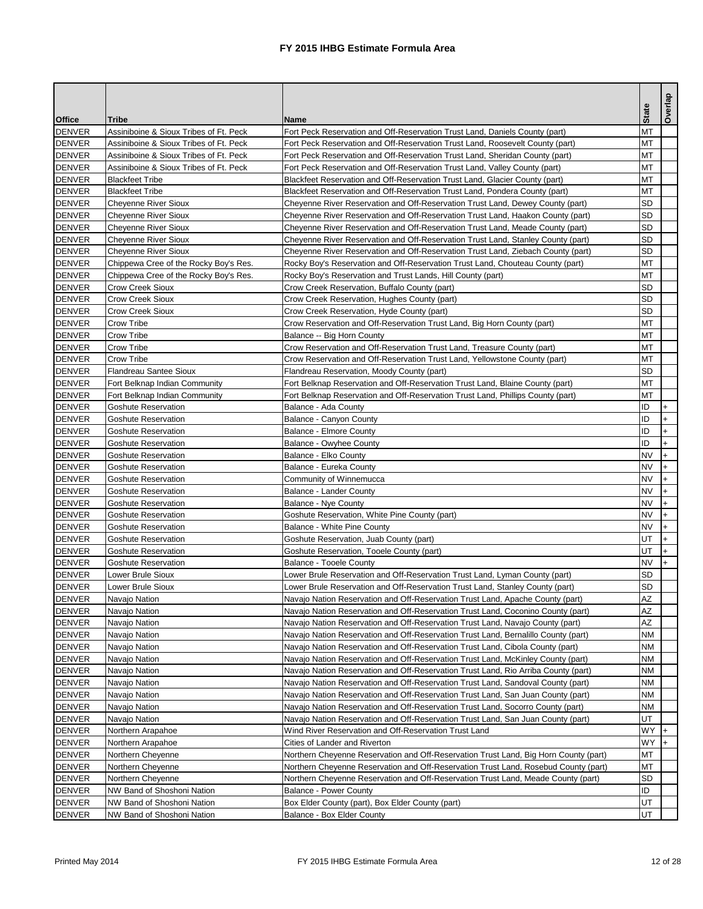# FY 2015 IHBG Estimate Formula Area

| Office | Tribe | Name | State | Overlap |
|---|---|---|---|---|
| DENVER | Assiniboine & Sioux Tribes of Ft. Peck | Fort Peck Reservation and Off-Reservation Trust Land, Daniels County (part) | MT | |
| DENVER | Assiniboine & Sioux Tribes of Ft. Peck | Fort Peck Reservation and Off-Reservation Trust Land, Roosevelt County (part) | MT | |
| DENVER | Assiniboine & Sioux Tribes of Ft. Peck | Fort Peck Reservation and Off-Reservation Trust Land, Sheridan County (part) | MT | |
| DENVER | Assiniboine & Sioux Tribes of Ft. Peck | Fort Peck Reservation and Off-Reservation Trust Land, Valley County (part) | MT | |
| DENVER | Blackfeet Tribe | Blackfeet Reservation and Off-Reservation Trust Land, Glacier County (part) | MT | |
| DENVER | Blackfeet Tribe | Blackfeet Reservation and Off-Reservation Trust Land, Pondera County (part) | MT | |
| DENVER | Cheyenne River Sioux | Cheyenne River Reservation and Off-Reservation Trust Land, Dewey County (part) | SD | |
| DENVER | Cheyenne River Sioux | Cheyenne River Reservation and Off-Reservation Trust Land, Haakon County (part) | SD | |
| DENVER | Cheyenne River Sioux | Cheyenne River Reservation and Off-Reservation Trust Land, Meade County (part) | SD | |
| DENVER | Cheyenne River Sioux | Cheyenne River Reservation and Off-Reservation Trust Land, Stanley County (part) | SD | |
| DENVER | Cheyenne River Sioux | Cheyenne River Reservation and Off-Reservation Trust Land, Ziebach County (part) | SD | |
| DENVER | Chippewa Cree of the Rocky Boy's Res. | Rocky Boy's Reservation and Off-Reservation Trust Land, Chouteau County (part) | MT | |
| DENVER | Chippewa Cree of the Rocky Boy's Res. | Rocky Boy's Reservation and Trust Lands, Hill County (part) | MT | |
| DENVER | Crow Creek Sioux | Crow Creek Reservation, Buffalo County (part) | SD | |
| DENVER | Crow Creek Sioux | Crow Creek Reservation, Hughes County (part) | SD | |
| DENVER | Crow Creek Sioux | Crow Creek Reservation, Hyde County (part) | SD | |
| DENVER | Crow Tribe | Crow Reservation and Off-Reservation Trust Land, Big Horn County (part) | MT | |
| DENVER | Crow Tribe | Balance -- Big Horn County | MT | |
| DENVER | Crow Tribe | Crow Reservation and Off-Reservation Trust Land, Treasure County (part) | MT | |
| DENVER | Crow Tribe | Crow Reservation and Off-Reservation Trust Land, Yellowstone County (part) | MT | |
| DENVER | Flandreau Santee Sioux | Flandreau Reservation, Moody County (part) | SD | |
| DENVER | Fort Belknap Indian Community | Fort Belknap Reservation and Off-Reservation Trust Land, Blaine County (part) | MT | |
| DENVER | Fort Belknap Indian Community | Fort Belknap Reservation and Off-Reservation Trust Land, Phillips County (part) | MT | |
| DENVER | Goshute Reservation | Balance - Ada County | ID | + |
| DENVER | Goshute Reservation | Balance - Canyon County | ID | + |
| DENVER | Goshute Reservation | Balance - Elmore County | ID | + |
| DENVER | Goshute Reservation | Balance - Owyhee County | ID | + |
| DENVER | Goshute Reservation | Balance - Elko County | NV | + |
| DENVER | Goshute Reservation | Balance - Eureka County | NV | + |
| DENVER | Goshute Reservation | Community of Winnemucca | NV | + |
| DENVER | Goshute Reservation | Balance - Lander County | NV | + |
| DENVER | Goshute Reservation | Balance - Nye County | NV | + |
| DENVER | Goshute Reservation | Goshute Reservation, White Pine County (part) | NV | + |
| DENVER | Goshute Reservation | Balance - White Pine County | NV | + |
| DENVER | Goshute Reservation | Goshute Reservation, Juab County (part) | UT | + |
| DENVER | Goshute Reservation | Goshute Reservation, Tooele County (part) | UT | + |
| DENVER | Goshute Reservation | Balance - Tooele County | NV | + |
| DENVER | Lower Brule Sioux | Lower Brule Reservation and Off-Reservation Trust Land, Lyman County (part) | SD | |
| DENVER | Lower Brule Sioux | Lower Brule Reservation and Off-Reservation Trust Land, Stanley County (part) | SD | |
| DENVER | Navajo Nation | Navajo Nation Reservation and Off-Reservation Trust Land, Apache County (part) | AZ | |
| DENVER | Navajo Nation | Navajo Nation Reservation and Off-Reservation Trust Land, Coconino County (part) | AZ | |
| DENVER | Navajo Nation | Navajo Nation Reservation and Off-Reservation Trust Land, Navajo County (part) | AZ | |
| DENVER | Navajo Nation | Navajo Nation Reservation and Off-Reservation Trust Land, Bernalillo County (part) | NM | |
| DENVER | Navajo Nation | Navajo Nation Reservation and Off-Reservation Trust Land, Cibola County (part) | NM | |
| DENVER | Navajo Nation | Navajo Nation Reservation and Off-Reservation Trust Land, McKinley County (part) | NM | |
| DENVER | Navajo Nation | Navajo Nation Reservation and Off-Reservation Trust Land, Rio Arriba County (part) | NM | |
| DENVER | Navajo Nation | Navajo Nation Reservation and Off-Reservation Trust Land, Sandoval County (part) | NM | |
| DENVER | Navajo Nation | Navajo Nation Reservation and Off-Reservation Trust Land, San Juan County (part) | NM | |
| DENVER | Navajo Nation | Navajo Nation Reservation and Off-Reservation Trust Land, Socorro County (part) | NM | |
| DENVER | Navajo Nation | Navajo Nation Reservation and Off-Reservation Trust Land, San Juan County (part) | UT | |
| DENVER | Northern Arapahoe | Wind River Reservation and Off-Reservation Trust Land | WY | + |
| DENVER | Northern Arapahoe | Cities of Lander and Riverton | WY | + |
| DENVER | Northern Cheyenne | Northern Cheyenne Reservation and Off-Reservation Trust Land, Big Horn County (part) | MT | |
| DENVER | Northern Cheyenne | Northern Cheyenne Reservation and Off-Reservation Trust Land, Rosebud County (part) | MT | |
| DENVER | Northern Cheyenne | Northern Cheyenne Reservation and Off-Reservation Trust Land, Meade County (part) | SD | |
| DENVER | NW Band of Shoshoni Nation | Balance - Power County | ID | |
| DENVER | NW Band of Shoshoni Nation | Box Elder County (part), Box Elder County (part) | UT | |
| DENVER | NW Band of Shoshoni Nation | Balance - Box Elder County | UT | |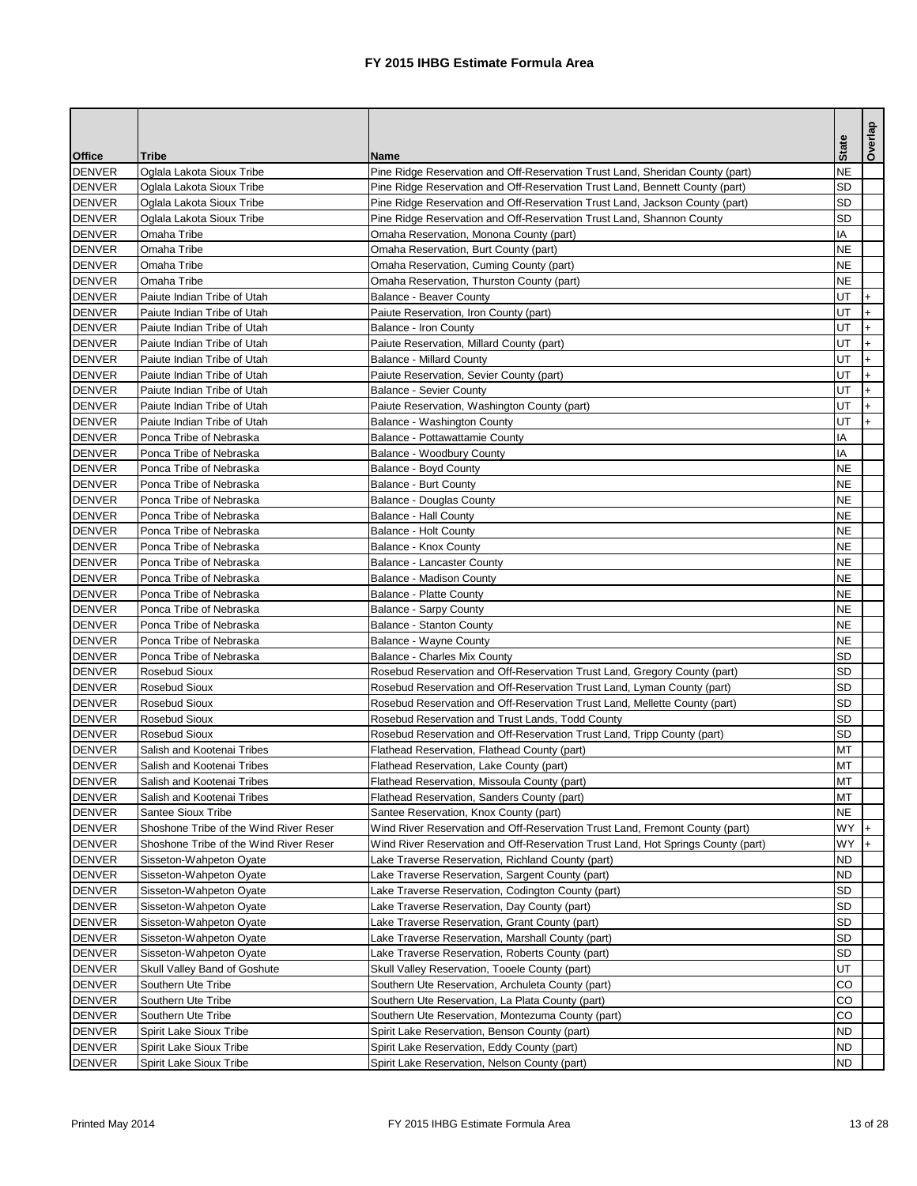# FY 2015 IHBG Estimate Formula Area

| Office | Tribe | Name | State | Overlap |
|---|---|---|---|---|
| DENVER | Oglala Lakota Sioux Tribe | Pine Ridge Reservation and Off-Reservation Trust Land, Sheridan County (part) | NE | |
| DENVER | Oglala Lakota Sioux Tribe | Pine Ridge Reservation and Off-Reservation Trust Land, Bennett County (part) | SD | |
| DENVER | Oglala Lakota Sioux Tribe | Pine Ridge Reservation and Off-Reservation Trust Land, Jackson County (part) | SD | |
| DENVER | Oglala Lakota Sioux Tribe | Pine Ridge Reservation and Off-Reservation Trust Land, Shannon County | SD | |
| DENVER | Omaha Tribe | Omaha Reservation, Monona County (part) | IA | |
| DENVER | Omaha Tribe | Omaha Reservation, Burt County (part) | NE | |
| DENVER | Omaha Tribe | Omaha Reservation, Cuming County (part) | NE | |
| DENVER | Omaha Tribe | Omaha Reservation, Thurston County (part) | NE | |
| DENVER | Paiute Indian Tribe of Utah | Balance - Beaver County | UT | + |
| DENVER | Paiute Indian Tribe of Utah | Paiute Reservation, Iron County (part) | UT | + |
| DENVER | Paiute Indian Tribe of Utah | Balance - Iron County | UT | + |
| DENVER | Paiute Indian Tribe of Utah | Paiute Reservation, Millard County (part) | UT | + |
| DENVER | Paiute Indian Tribe of Utah | Balance - Millard County | UT | + |
| DENVER | Paiute Indian Tribe of Utah | Paiute Reservation, Sevier County (part) | UT | + |
| DENVER | Paiute Indian Tribe of Utah | Balance - Sevier County | UT | + |
| DENVER | Paiute Indian Tribe of Utah | Paiute Reservation, Washington County (part) | UT | + |
| DENVER | Paiute Indian Tribe of Utah | Balance - Washington County | UT | + |
| DENVER | Ponca Tribe of Nebraska | Balance - Pottawattamie County | IA | |
| DENVER | Ponca Tribe of Nebraska | Balance - Woodbury County | IA | |
| DENVER | Ponca Tribe of Nebraska | Balance - Boyd County | NE | |
| DENVER | Ponca Tribe of Nebraska | Balance - Burt County | NE | |
| DENVER | Ponca Tribe of Nebraska | Balance - Douglas County | NE | |
| DENVER | Ponca Tribe of Nebraska | Balance - Hall County | NE | |
| DENVER | Ponca Tribe of Nebraska | Balance - Holt County | NE | |
| DENVER | Ponca Tribe of Nebraska | Balance - Knox County | NE | |
| DENVER | Ponca Tribe of Nebraska | Balance - Lancaster County | NE | |
| DENVER | Ponca Tribe of Nebraska | Balance - Madison County | NE | |
| DENVER | Ponca Tribe of Nebraska | Balance - Platte County | NE | |
| DENVER | Ponca Tribe of Nebraska | Balance - Sarpy County | NE | |
| DENVER | Ponca Tribe of Nebraska | Balance - Stanton County | NE | |
| DENVER | Ponca Tribe of Nebraska | Balance - Wayne County | NE | |
| DENVER | Ponca Tribe of Nebraska | Balance - Charles Mix County | SD | |
| DENVER | Rosebud Sioux | Rosebud Reservation and Off-Reservation Trust Land, Gregory County (part) | SD | |
| DENVER | Rosebud Sioux | Rosebud Reservation and Off-Reservation Trust Land, Lyman County (part) | SD | |
| DENVER | Rosebud Sioux | Rosebud Reservation and Off-Reservation Trust Land, Mellette County (part) | SD | |
| DENVER | Rosebud Sioux | Rosebud Reservation and Trust Lands, Todd County | SD | |
| DENVER | Rosebud Sioux | Rosebud Reservation and Off-Reservation Trust Land, Tripp County (part) | SD | |
| DENVER | Salish and Kootenai Tribes | Flathead Reservation, Flathead County (part) | MT | |
| DENVER | Salish and Kootenai Tribes | Flathead Reservation, Lake County (part) | MT | |
| DENVER | Salish and Kootenai Tribes | Flathead Reservation, Missoula County (part) | MT | |
| DENVER | Salish and Kootenai Tribes | Flathead Reservation, Sanders County (part) | MT | |
| DENVER | Santee Sioux Tribe | Santee Reservation, Knox County (part) | NE | |
| DENVER | Shoshone Tribe of the Wind River Reser | Wind River Reservation and Off-Reservation Trust Land, Fremont County (part) | WY | + |
| DENVER | Shoshone Tribe of the Wind River Reser | Wind River Reservation and Off-Reservation Trust Land, Hot Springs County (part) | WY | + |
| DENVER | Sisseton-Wahpeton Oyate | Lake Traverse Reservation, Richland County (part) | ND | |
| DENVER | Sisseton-Wahpeton Oyate | Lake Traverse Reservation, Sargent County (part) | ND | |
| DENVER | Sisseton-Wahpeton Oyate | Lake Traverse Reservation, Codington County (part) | SD | |
| DENVER | Sisseton-Wahpeton Oyate | Lake Traverse Reservation, Day County (part) | SD | |
| DENVER | Sisseton-Wahpeton Oyate | Lake Traverse Reservation, Grant County (part) | SD | |
| DENVER | Sisseton-Wahpeton Oyate | Lake Traverse Reservation, Marshall County (part) | SD | |
| DENVER | Sisseton-Wahpeton Oyate | Lake Traverse Reservation, Roberts County (part) | SD | |
| DENVER | Skull Valley Band of Goshute | Skull Valley Reservation, Tooele County (part) | UT | |
| DENVER | Southern Ute Tribe | Southern Ute Reservation, Archuleta County (part) | CO | |
| DENVER | Southern Ute Tribe | Southern Ute Reservation, La Plata County (part) | CO | |
| DENVER | Southern Ute Tribe | Southern Ute Reservation, Montezuma County (part) | CO | |
| DENVER | Spirit Lake Sioux Tribe | Spirit Lake Reservation, Benson County (part) | ND | |
| DENVER | Spirit Lake Sioux Tribe | Spirit Lake Reservation, Eddy County (part) | ND | |
| DENVER | Spirit Lake Sioux Tribe | Spirit Lake Reservation, Nelson County (part) | ND | |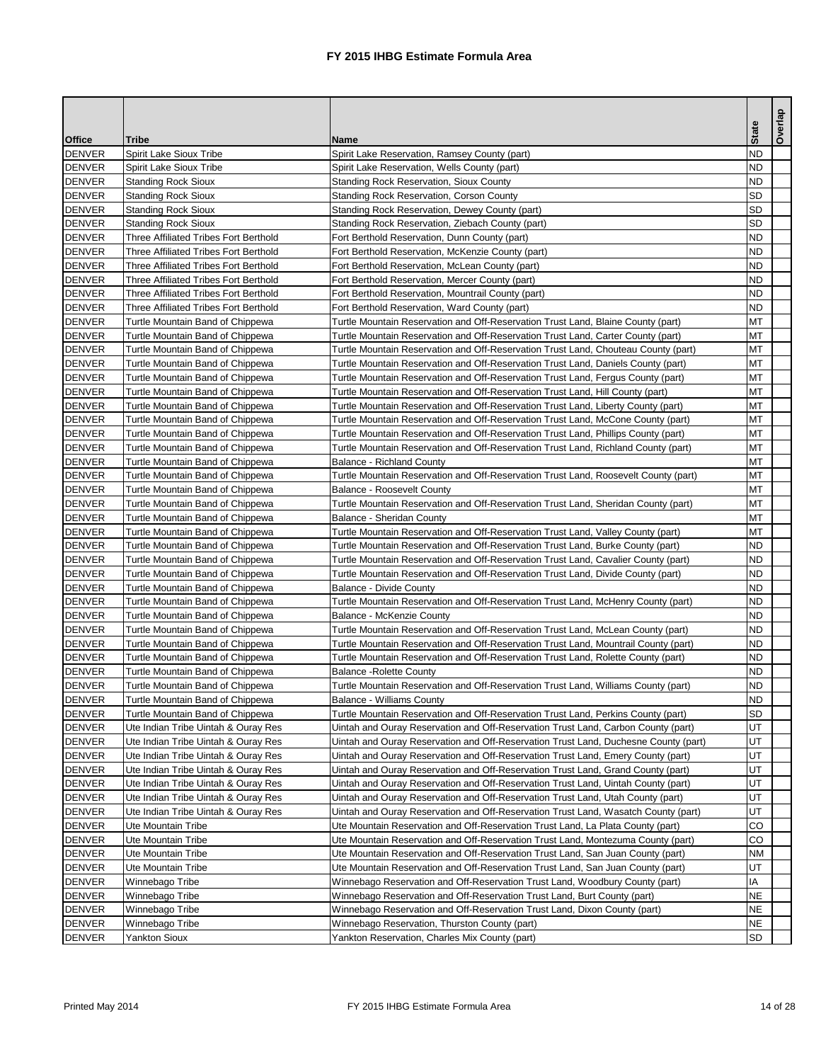# FY 2015 IHBG Estimate Formula Area

| Office | Tribe | Name | State | Overlap |
|---|---|---|---|---|
| DENVER | Spirit Lake Sioux Tribe | Spirit Lake Reservation, Ramsey County (part) | ND | |
| DENVER | Spirit Lake Sioux Tribe | Spirit Lake Reservation, Wells County (part) | ND | |
| DENVER | Standing Rock Sioux | Standing Rock Reservation, Sioux County | ND | |
| DENVER | Standing Rock Sioux | Standing Rock Reservation, Corson County | SD | |
| DENVER | Standing Rock Sioux | Standing Rock Reservation, Dewey County (part) | SD | |
| DENVER | Standing Rock Sioux | Standing Rock Reservation, Ziebach County (part) | SD | |
| DENVER | Three Affiliated Tribes Fort Berthold | Fort Berthold Reservation, Dunn County (part) | ND | |
| DENVER | Three Affiliated Tribes Fort Berthold | Fort Berthold Reservation, McKenzie County (part) | ND | |
| DENVER | Three Affiliated Tribes Fort Berthold | Fort Berthold Reservation, McLean County (part) | ND | |
| DENVER | Three Affiliated Tribes Fort Berthold | Fort Berthold Reservation, Mercer County (part) | ND | |
| DENVER | Three Affiliated Tribes Fort Berthold | Fort Berthold Reservation, Mountrail County (part) | ND | |
| DENVER | Three Affiliated Tribes Fort Berthold | Fort Berthold Reservation, Ward County (part) | ND | |
| DENVER | Turtle Mountain Band of Chippewa | Turtle Mountain Reservation and Off-Reservation Trust Land, Blaine County (part) | MT | |
| DENVER | Turtle Mountain Band of Chippewa | Turtle Mountain Reservation and Off-Reservation Trust Land, Carter County (part) | MT | |
| DENVER | Turtle Mountain Band of Chippewa | Turtle Mountain Reservation and Off-Reservation Trust Land, Chouteau County (part) | MT | |
| DENVER | Turtle Mountain Band of Chippewa | Turtle Mountain Reservation and Off-Reservation Trust Land, Daniels County (part) | MT | |
| DENVER | Turtle Mountain Band of Chippewa | Turtle Mountain Reservation and Off-Reservation Trust Land, Fergus County (part) | MT | |
| DENVER | Turtle Mountain Band of Chippewa | Turtle Mountain Reservation and Off-Reservation Trust Land, Hill County (part) | MT | |
| DENVER | Turtle Mountain Band of Chippewa | Turtle Mountain Reservation and Off-Reservation Trust Land, Liberty County (part) | MT | |
| DENVER | Turtle Mountain Band of Chippewa | Turtle Mountain Reservation and Off-Reservation Trust Land, McCone County (part) | MT | |
| DENVER | Turtle Mountain Band of Chippewa | Turtle Mountain Reservation and Off-Reservation Trust Land, Phillips County (part) | MT | |
| DENVER | Turtle Mountain Band of Chippewa | Turtle Mountain Reservation and Off-Reservation Trust Land, Richland County (part) | MT | |
| DENVER | Turtle Mountain Band of Chippewa | Balance - Richland County | MT | |
| DENVER | Turtle Mountain Band of Chippewa | Turtle Mountain Reservation and Off-Reservation Trust Land, Roosevelt County (part) | MT | |
| DENVER | Turtle Mountain Band of Chippewa | Balance - Roosevelt County | MT | |
| DENVER | Turtle Mountain Band of Chippewa | Turtle Mountain Reservation and Off-Reservation Trust Land, Sheridan County (part) | MT | |
| DENVER | Turtle Mountain Band of Chippewa | Balance - Sheridan County | MT | |
| DENVER | Turtle Mountain Band of Chippewa | Turtle Mountain Reservation and Off-Reservation Trust Land, Valley County (part) | MT | |
| DENVER | Turtle Mountain Band of Chippewa | Turtle Mountain Reservation and Off-Reservation Trust Land, Burke County (part) | ND | |
| DENVER | Turtle Mountain Band of Chippewa | Turtle Mountain Reservation and Off-Reservation Trust Land, Cavalier County (part) | ND | |
| DENVER | Turtle Mountain Band of Chippewa | Turtle Mountain Reservation and Off-Reservation Trust Land, Divide County (part) | ND | |
| DENVER | Turtle Mountain Band of Chippewa | Balance - Divide County | ND | |
| DENVER | Turtle Mountain Band of Chippewa | Turtle Mountain Reservation and Off-Reservation Trust Land, McHenry County (part) | ND | |
| DENVER | Turtle Mountain Band of Chippewa | Balance - McKenzie County | ND | |
| DENVER | Turtle Mountain Band of Chippewa | Turtle Mountain Reservation and Off-Reservation Trust Land, McLean County (part) | ND | |
| DENVER | Turtle Mountain Band of Chippewa | Turtle Mountain Reservation and Off-Reservation Trust Land, Mountrail County (part) | ND | |
| DENVER | Turtle Mountain Band of Chippewa | Turtle Mountain Reservation and Off-Reservation Trust Land, Rolette County (part) | ND | |
| DENVER | Turtle Mountain Band of Chippewa | Balance -Rolette County | ND | |
| DENVER | Turtle Mountain Band of Chippewa | Turtle Mountain Reservation and Off-Reservation Trust Land, Williams County (part) | ND | |
| DENVER | Turtle Mountain Band of Chippewa | Balance - Williams County | ND | |
| DENVER | Turtle Mountain Band of Chippewa | Turtle Mountain Reservation and Off-Reservation Trust Land, Perkins County (part) | SD | |
| DENVER | Ute Indian Tribe Uintah & Ouray Res | Uintah and Ouray Reservation and Off-Reservation Trust Land, Carbon County (part) | UT | |
| DENVER | Ute Indian Tribe Uintah & Ouray Res | Uintah and Ouray Reservation and Off-Reservation Trust Land, Duchesne County (part) | UT | |
| DENVER | Ute Indian Tribe Uintah & Ouray Res | Uintah and Ouray Reservation and Off-Reservation Trust Land, Emery County (part) | UT | |
| DENVER | Ute Indian Tribe Uintah & Ouray Res | Uintah and Ouray Reservation and Off-Reservation Trust Land, Grand County (part) | UT | |
| DENVER | Ute Indian Tribe Uintah & Ouray Res | Uintah and Ouray Reservation and Off-Reservation Trust Land, Uintah County (part) | UT | |
| DENVER | Ute Indian Tribe Uintah & Ouray Res | Uintah and Ouray Reservation and Off-Reservation Trust Land, Utah County (part) | UT | |
| DENVER | Ute Indian Tribe Uintah & Ouray Res | Uintah and Ouray Reservation and Off-Reservation Trust Land, Wasatch County (part) | UT | |
| DENVER | Ute Mountain Tribe | Ute Mountain Reservation and Off-Reservation Trust Land, La Plata County (part) | CO | |
| DENVER | Ute Mountain Tribe | Ute Mountain Reservation and Off-Reservation Trust Land, Montezuma County (part) | CO | |
| DENVER | Ute Mountain Tribe | Ute Mountain Reservation and Off-Reservation Trust Land, San Juan County (part) | NM | |
| DENVER | Ute Mountain Tribe | Ute Mountain Reservation and Off-Reservation Trust Land, San Juan County (part) | UT | |
| DENVER | Winnebago Tribe | Winnebago Reservation and Off-Reservation Trust Land, Woodbury County (part) | IA | |
| DENVER | Winnebago Tribe | Winnebago Reservation and Off-Reservation Trust Land, Burt County (part) | NE | |
| DENVER | Winnebago Tribe | Winnebago Reservation and Off-Reservation Trust Land, Dixon County (part) | NE | |
| DENVER | Winnebago Tribe | Winnebago Reservation, Thurston County (part) | NE | |
| DENVER | Yankton Sioux | Yankton Reservation, Charles Mix County (part) | SD | |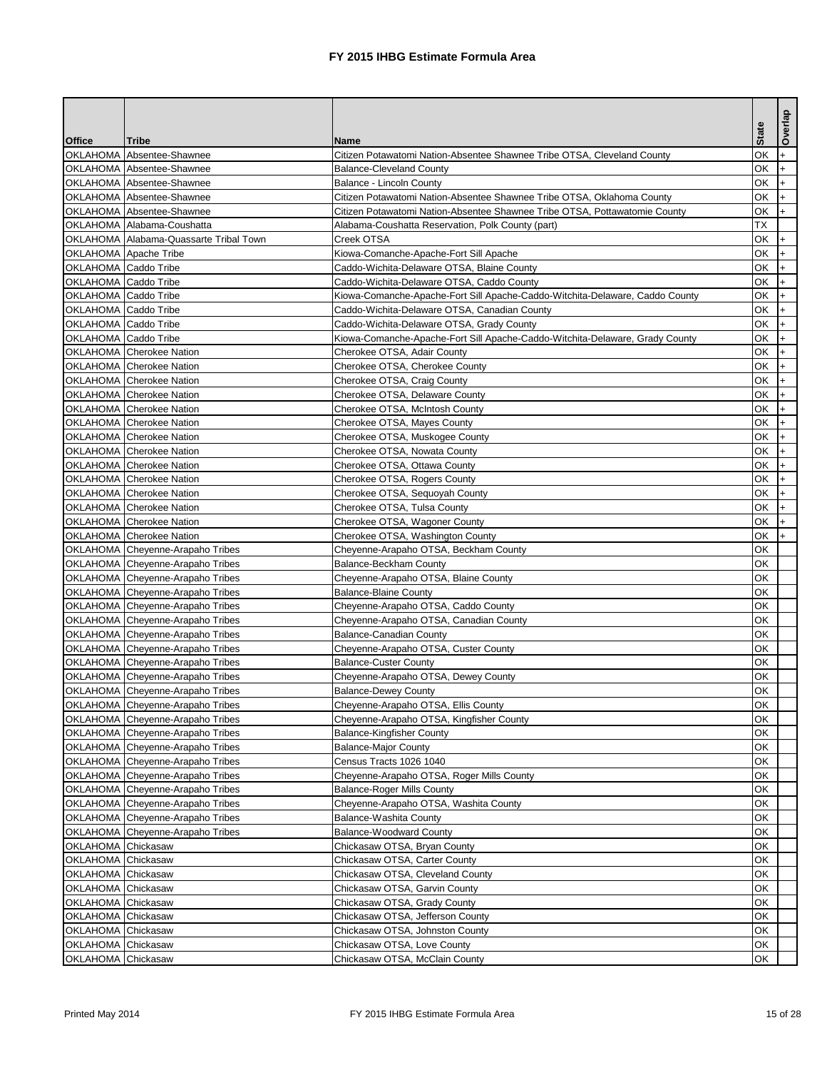# FY 2015 IHBG Estimate Formula Area

| Office | Tribe | Name | State | Overlap |
|---|---|---|---|---|
| OKLAHOMA | Absentee-Shawnee | Citizen Potawatomi Nation-Absentee Shawnee Tribe OTSA, Cleveland County | OK | + |
| OKLAHOMA | Absentee-Shawnee | Balance-Cleveland County | OK | + |
| OKLAHOMA | Absentee-Shawnee | Balance - Lincoln County | OK | + |
| OKLAHOMA | Absentee-Shawnee | Citizen Potawatomi Nation-Absentee Shawnee Tribe OTSA, Oklahoma County | OK | + |
| OKLAHOMA | Absentee-Shawnee | Citizen Potawatomi Nation-Absentee Shawnee Tribe OTSA, Pottawatomie County | OK | + |
| OKLAHOMA | Alabama-Coushatta | Alabama-Coushatta Reservation, Polk County (part) | TX | |
| OKLAHOMA | Alabama-Quassarte Tribal Town | Creek OTSA | OK | + |
| OKLAHOMA | Apache Tribe | Kiowa-Comanche-Apache-Fort Sill Apache | OK | + |
| OKLAHOMA | Caddo Tribe | Caddo-Wichita-Delaware OTSA, Blaine County | OK | + |
| OKLAHOMA | Caddo Tribe | Caddo-Wichita-Delaware OTSA, Caddo County | OK | + |
| OKLAHOMA | Caddo Tribe | Kiowa-Comanche-Apache-Fort Sill Apache-Caddo-Witchita-Delaware, Caddo County | OK | + |
| OKLAHOMA | Caddo Tribe | Caddo-Wichita-Delaware OTSA, Canadian County | OK | + |
| OKLAHOMA | Caddo Tribe | Caddo-Wichita-Delaware OTSA, Grady County | OK | + |
| OKLAHOMA | Caddo Tribe | Kiowa-Comanche-Apache-Fort Sill Apache-Caddo-Witchita-Delaware, Grady County | OK | + |
| OKLAHOMA | Cherokee Nation | Cherokee OTSA, Adair County | OK | + |
| OKLAHOMA | Cherokee Nation | Cherokee OTSA, Cherokee County | OK | + |
| OKLAHOMA | Cherokee Nation | Cherokee OTSA, Craig County | OK | + |
| OKLAHOMA | Cherokee Nation | Cherokee OTSA, Delaware County | OK | + |
| OKLAHOMA | Cherokee Nation | Cherokee OTSA, McIntosh County | OK | + |
| OKLAHOMA | Cherokee Nation | Cherokee OTSA, Mayes County | OK | + |
| OKLAHOMA | Cherokee Nation | Cherokee OTSA, Muskogee County | OK | + |
| OKLAHOMA | Cherokee Nation | Cherokee OTSA, Nowata County | OK | + |
| OKLAHOMA | Cherokee Nation | Cherokee OTSA, Ottawa County | OK | + |
| OKLAHOMA | Cherokee Nation | Cherokee OTSA, Rogers County | OK | + |
| OKLAHOMA | Cherokee Nation | Cherokee OTSA, Sequoyah County | OK | + |
| OKLAHOMA | Cherokee Nation | Cherokee OTSA, Tulsa County | OK | + |
| OKLAHOMA | Cherokee Nation | Cherokee OTSA, Wagoner County | OK | + |
| OKLAHOMA | Cherokee Nation | Cherokee OTSA, Washington County | OK | + |
| OKLAHOMA | Cheyenne-Arapaho Tribes | Cheyenne-Arapaho OTSA, Beckham County | OK | |
| OKLAHOMA | Cheyenne-Arapaho Tribes | Balance-Beckham County | OK | |
| OKLAHOMA | Cheyenne-Arapaho Tribes | Cheyenne-Arapaho OTSA, Blaine County | OK | |
| OKLAHOMA | Cheyenne-Arapaho Tribes | Balance-Blaine County | OK | |
| OKLAHOMA | Cheyenne-Arapaho Tribes | Cheyenne-Arapaho OTSA, Caddo County | OK | |
| OKLAHOMA | Cheyenne-Arapaho Tribes | Cheyenne-Arapaho OTSA, Canadian County | OK | |
| OKLAHOMA | Cheyenne-Arapaho Tribes | Balance-Canadian County | OK | |
| OKLAHOMA | Cheyenne-Arapaho Tribes | Cheyenne-Arapaho OTSA, Custer County | OK | |
| OKLAHOMA | Cheyenne-Arapaho Tribes | Balance-Custer County | OK | |
| OKLAHOMA | Cheyenne-Arapaho Tribes | Cheyenne-Arapaho OTSA, Dewey County | OK | |
| OKLAHOMA | Cheyenne-Arapaho Tribes | Balance-Dewey County | OK | |
| OKLAHOMA | Cheyenne-Arapaho Tribes | Cheyenne-Arapaho OTSA, Ellis County | OK | |
| OKLAHOMA | Cheyenne-Arapaho Tribes | Cheyenne-Arapaho OTSA, Kingfisher County | OK | |
| OKLAHOMA | Cheyenne-Arapaho Tribes | Balance-Kingfisher County | OK | |
| OKLAHOMA | Cheyenne-Arapaho Tribes | Balance-Major County | OK | |
| OKLAHOMA | Cheyenne-Arapaho Tribes | Census Tracts 1026 1040 | OK | |
| OKLAHOMA | Cheyenne-Arapaho Tribes | Cheyenne-Arapaho OTSA, Roger Mills County | OK | |
| OKLAHOMA | Cheyenne-Arapaho Tribes | Balance-Roger Mills County | OK | |
| OKLAHOMA | Cheyenne-Arapaho Tribes | Cheyenne-Arapaho OTSA, Washita County | OK | |
| OKLAHOMA | Cheyenne-Arapaho Tribes | Balance-Washita County | OK | |
| OKLAHOMA | Cheyenne-Arapaho Tribes | Balance-Woodward County | OK | |
| OKLAHOMA | Chickasaw | Chickasaw OTSA, Bryan County | OK | |
| OKLAHOMA | Chickasaw | Chickasaw OTSA, Carter County | OK | |
| OKLAHOMA | Chickasaw | Chickasaw OTSA, Cleveland County | OK | |
| OKLAHOMA | Chickasaw | Chickasaw OTSA, Garvin County | OK | |
| OKLAHOMA | Chickasaw | Chickasaw OTSA, Grady County | OK | |
| OKLAHOMA | Chickasaw | Chickasaw OTSA, Jefferson County | OK | |
| OKLAHOMA | Chickasaw | Chickasaw OTSA, Johnston County | OK | |
| OKLAHOMA | Chickasaw | Chickasaw OTSA, Love County | OK | |
| OKLAHOMA | Chickasaw | Chickasaw OTSA, McClain County | OK | |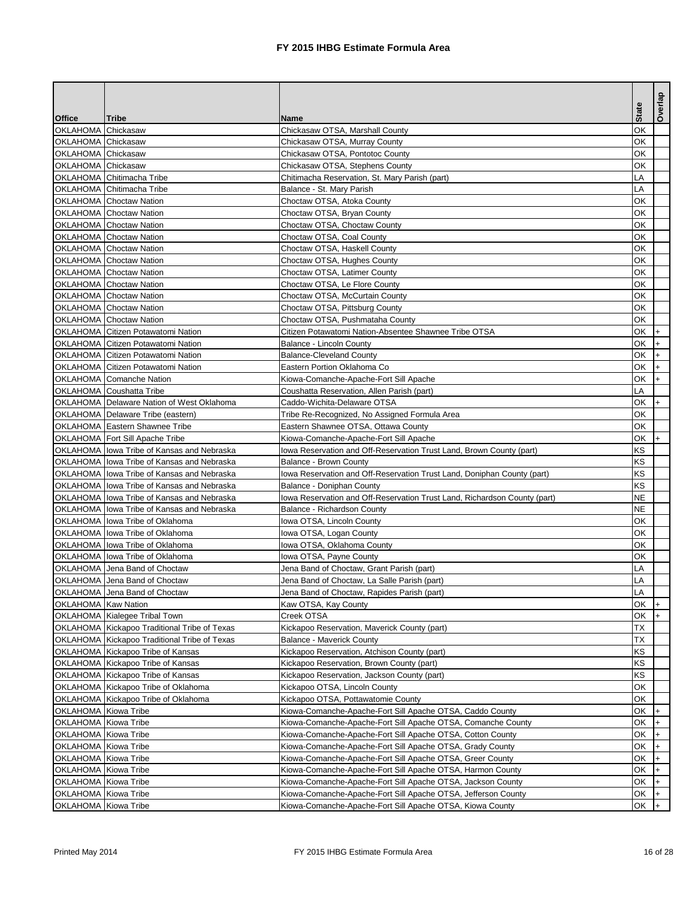# FY 2015 IHBG Estimate Formula Area

| Office | Tribe | Name | State | Overlap |
|---|---|---|---|---|
| OKLAHOMA | Chickasaw | Chickasaw OTSA, Marshall County | OK | |
| OKLAHOMA | Chickasaw | Chickasaw OTSA, Murray County | OK | |
| OKLAHOMA | Chickasaw | Chickasaw OTSA, Pontotoc County | OK | |
| OKLAHOMA | Chickasaw | Chickasaw OTSA, Stephens County | OK | |
| OKLAHOMA | Chitimacha Tribe | Chitimacha Reservation, St. Mary Parish (part) | LA | |
| OKLAHOMA | Chitimacha Tribe | Balance - St. Mary Parish | LA | |
| OKLAHOMA | Choctaw Nation | Choctaw OTSA, Atoka County | OK | |
| OKLAHOMA | Choctaw Nation | Choctaw OTSA, Bryan County | OK | |
| OKLAHOMA | Choctaw Nation | Choctaw OTSA, Choctaw County | OK | |
| OKLAHOMA | Choctaw Nation | Choctaw OTSA, Coal County | OK | |
| OKLAHOMA | Choctaw Nation | Choctaw OTSA, Haskell County | OK | |
| OKLAHOMA | Choctaw Nation | Choctaw OTSA, Hughes County | OK | |
| OKLAHOMA | Choctaw Nation | Choctaw OTSA, Latimer County | OK | |
| OKLAHOMA | Choctaw Nation | Choctaw OTSA, Le Flore County | OK | |
| OKLAHOMA | Choctaw Nation | Choctaw OTSA, McCurtain County | OK | |
| OKLAHOMA | Choctaw Nation | Choctaw OTSA, Pittsburg County | OK | |
| OKLAHOMA | Choctaw Nation | Choctaw OTSA, Pushmataha County | OK | |
| OKLAHOMA | Citizen Potawatomi Nation | Citizen Potawatomi Nation-Absentee Shawnee Tribe OTSA | OK | + |
| OKLAHOMA | Citizen Potawatomi Nation | Balance - Lincoln County | OK | + |
| OKLAHOMA | Citizen Potawatomi Nation | Balance-Cleveland County | OK | + |
| OKLAHOMA | Citizen Potawatomi Nation | Eastern Portion Oklahoma Co | OK | + |
| OKLAHOMA | Comanche Nation | Kiowa-Comanche-Apache-Fort Sill Apache | OK | + |
| OKLAHOMA | Coushatta Tribe | Coushatta Reservation, Allen Parish (part) | LA | |
| OKLAHOMA | Delaware Nation of West Oklahoma | Caddo-Wichita-Delaware OTSA | OK | + |
| OKLAHOMA | Delaware Tribe (eastern) | Tribe Re-Recognized, No Assigned Formula Area | OK | |
| OKLAHOMA | Eastern Shawnee Tribe | Eastern Shawnee OTSA, Ottawa County | OK | |
| OKLAHOMA | Fort Sill Apache Tribe | Kiowa-Comanche-Apache-Fort Sill Apache | OK | + |
| OKLAHOMA | Iowa Tribe of Kansas and Nebraska | Iowa Reservation and Off-Reservation Trust Land, Brown County (part) | KS | |
| OKLAHOMA | Iowa Tribe of Kansas and Nebraska | Balance - Brown County | KS | |
| OKLAHOMA | Iowa Tribe of Kansas and Nebraska | Iowa Reservation and Off-Reservation Trust Land, Doniphan County (part) | KS | |
| OKLAHOMA | Iowa Tribe of Kansas and Nebraska | Balance - Doniphan County | KS | |
| OKLAHOMA | Iowa Tribe of Kansas and Nebraska | Iowa Reservation and Off-Reservation Trust Land, Richardson County (part) | NE | |
| OKLAHOMA | Iowa Tribe of Kansas and Nebraska | Balance - Richardson County | NE | |
| OKLAHOMA | Iowa Tribe of Oklahoma | Iowa OTSA, Lincoln County | OK | |
| OKLAHOMA | Iowa Tribe of Oklahoma | Iowa OTSA, Logan County | OK | |
| OKLAHOMA | Iowa Tribe of Oklahoma | Iowa OTSA, Oklahoma County | OK | |
| OKLAHOMA | Iowa Tribe of Oklahoma | Iowa OTSA, Payne County | OK | |
| OKLAHOMA | Jena Band of Choctaw | Jena Band of Choctaw, Grant Parish (part) | LA | |
| OKLAHOMA | Jena Band of Choctaw | Jena Band of Choctaw, La Salle Parish (part) | LA | |
| OKLAHOMA | Jena Band of Choctaw | Jena Band of Choctaw, Rapides Parish (part) | LA | |
| OKLAHOMA | Kaw Nation | Kaw OTSA, Kay County | OK | + |
| OKLAHOMA | Kialegee Tribal Town | Creek OTSA | OK | + |
| OKLAHOMA | Kickapoo Traditional Tribe of Texas | Kickapoo Reservation, Maverick County (part) | TX | |
| OKLAHOMA | Kickapoo Traditional Tribe of Texas | Balance - Maverick County | TX | |
| OKLAHOMA | Kickapoo Tribe of Kansas | Kickapoo Reservation, Atchison County (part) | KS | |
| OKLAHOMA | Kickapoo Tribe of Kansas | Kickapoo Reservation, Brown County (part) | KS | |
| OKLAHOMA | Kickapoo Tribe of Kansas | Kickapoo Reservation, Jackson County (part) | KS | |
| OKLAHOMA | Kickapoo Tribe of Oklahoma | Kickapoo OTSA, Lincoln County | OK | |
| OKLAHOMA | Kickapoo Tribe of Oklahoma | Kickapoo OTSA, Pottawatomie County | OK | |
| OKLAHOMA | Kiowa Tribe | Kiowa-Comanche-Apache-Fort Sill Apache OTSA, Caddo County | OK | + |
| OKLAHOMA | Kiowa Tribe | Kiowa-Comanche-Apache-Fort Sill Apache OTSA, Comanche County | OK | + |
| OKLAHOMA | Kiowa Tribe | Kiowa-Comanche-Apache-Fort Sill Apache OTSA, Cotton County | OK | + |
| OKLAHOMA | Kiowa Tribe | Kiowa-Comanche-Apache-Fort Sill Apache OTSA, Grady County | OK | + |
| OKLAHOMA | Kiowa Tribe | Kiowa-Comanche-Apache-Fort Sill Apache OTSA, Greer County | OK | + |
| OKLAHOMA | Kiowa Tribe | Kiowa-Comanche-Apache-Fort Sill Apache OTSA, Harmon County | OK | + |
| OKLAHOMA | Kiowa Tribe | Kiowa-Comanche-Apache-Fort Sill Apache OTSA, Jackson County | OK | + |
| OKLAHOMA | Kiowa Tribe | Kiowa-Comanche-Apache-Fort Sill Apache OTSA, Jefferson County | OK | + |
| OKLAHOMA | Kiowa Tribe | Kiowa-Comanche-Apache-Fort Sill Apache OTSA, Kiowa County | OK | + |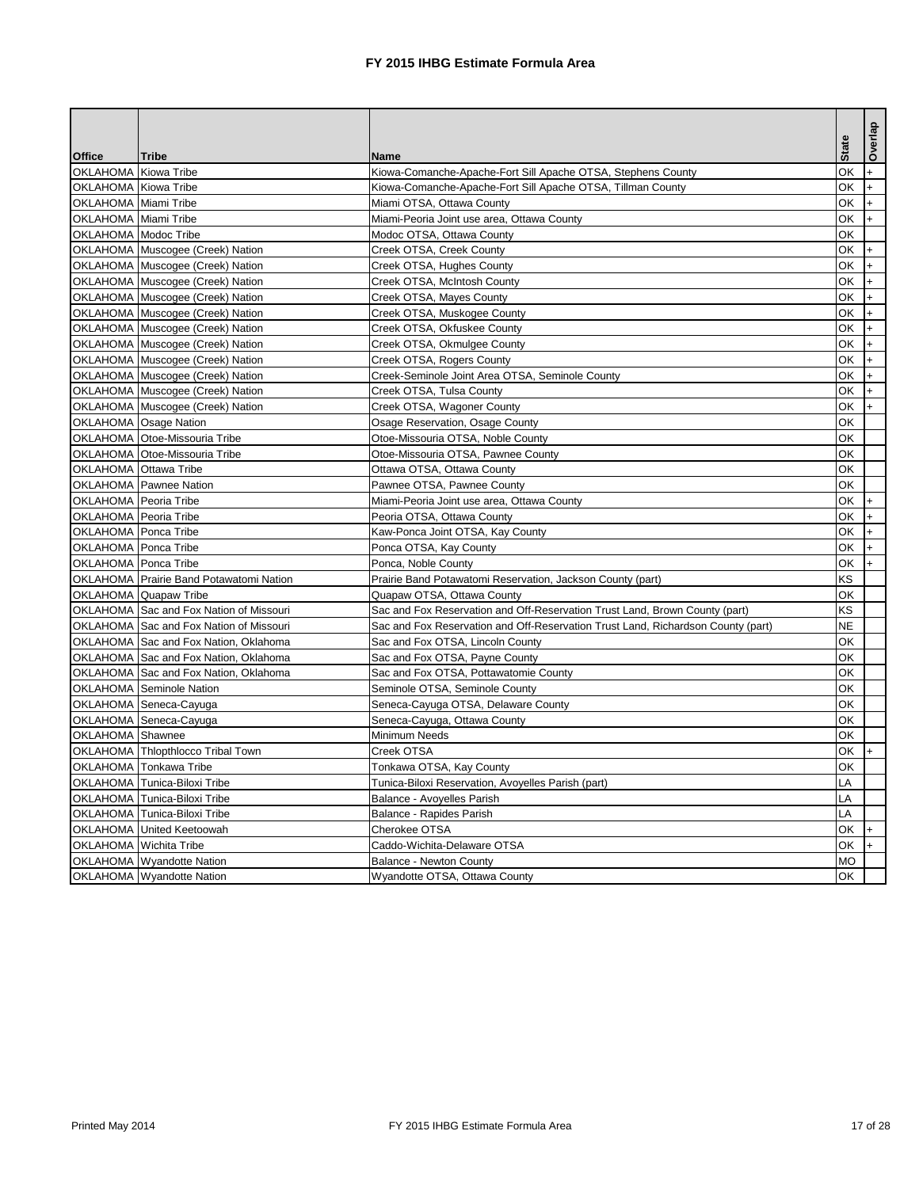# FY 2015 IHBG Estimate Formula Area

| Office | Tribe | Name | State | Overlap |
|---|---|---|---|---|
| OKLAHOMA | Kiowa Tribe | Kiowa-Comanche-Apache-Fort Sill Apache OTSA, Stephens County | OK | + |
| OKLAHOMA | Kiowa Tribe | Kiowa-Comanche-Apache-Fort Sill Apache OTSA, Tillman County | OK | + |
| OKLAHOMA | Miami Tribe | Miami OTSA, Ottawa County | OK | + |
| OKLAHOMA | Miami Tribe | Miami-Peoria Joint use area, Ottawa County | OK | + |
| OKLAHOMA | Modoc Tribe | Modoc OTSA, Ottawa County | OK | |
| OKLAHOMA | Muscogee (Creek) Nation | Creek OTSA, Creek County | OK | + |
| OKLAHOMA | Muscogee (Creek) Nation | Creek OTSA, Hughes County | OK | + |
| OKLAHOMA | Muscogee (Creek) Nation | Creek OTSA, McIntosh County | OK | + |
| OKLAHOMA | Muscogee (Creek) Nation | Creek OTSA, Mayes County | OK | + |
| OKLAHOMA | Muscogee (Creek) Nation | Creek OTSA, Muskogee County | OK | + |
| OKLAHOMA | Muscogee (Creek) Nation | Creek OTSA, Okfuskee County | OK | + |
| OKLAHOMA | Muscogee (Creek) Nation | Creek OTSA, Okmulgee County | OK | + |
| OKLAHOMA | Muscogee (Creek) Nation | Creek OTSA, Rogers County | OK | + |
| OKLAHOMA | Muscogee (Creek) Nation | Creek-Seminole Joint Area OTSA, Seminole County | OK | + |
| OKLAHOMA | Muscogee (Creek) Nation | Creek OTSA, Tulsa County | OK | + |
| OKLAHOMA | Muscogee (Creek) Nation | Creek OTSA, Wagoner County | OK | + |
| OKLAHOMA | Osage Nation | Osage Reservation, Osage County | OK | |
| OKLAHOMA | Otoe-Missouria Tribe | Otoe-Missouria OTSA, Noble County | OK | |
| OKLAHOMA | Otoe-Missouria Tribe | Otoe-Missouria OTSA, Pawnee County | OK | |
| OKLAHOMA | Ottawa Tribe | Ottawa OTSA, Ottawa County | OK | |
| OKLAHOMA | Pawnee Nation | Pawnee OTSA, Pawnee County | OK | |
| OKLAHOMA | Peoria Tribe | Miami-Peoria Joint use area, Ottawa County | OK | + |
| OKLAHOMA | Peoria Tribe | Peoria OTSA, Ottawa County | OK | + |
| OKLAHOMA | Ponca Tribe | Kaw-Ponca Joint OTSA, Kay County | OK | + |
| OKLAHOMA | Ponca Tribe | Ponca OTSA, Kay County | OK | + |
| OKLAHOMA | Ponca Tribe | Ponca, Noble County | OK | + |
| OKLAHOMA | Prairie Band Potawatomi Nation | Prairie Band Potawatomi Reservation, Jackson County (part) | KS | |
| OKLAHOMA | Quapaw Tribe | Quapaw OTSA, Ottawa County | OK | |
| OKLAHOMA | Sac and Fox Nation of Missouri | Sac and Fox Reservation and Off-Reservation Trust Land, Brown County (part) | KS | |
| OKLAHOMA | Sac and Fox Nation of Missouri | Sac and Fox Reservation and Off-Reservation Trust Land, Richardson County (part) | NE | |
| OKLAHOMA | Sac and Fox Nation, Oklahoma | Sac and Fox OTSA, Lincoln County | OK | |
| OKLAHOMA | Sac and Fox Nation, Oklahoma | Sac and Fox OTSA, Payne County | OK | |
| OKLAHOMA | Sac and Fox Nation, Oklahoma | Sac and Fox OTSA, Pottawatomie County | OK | |
| OKLAHOMA | Seminole Nation | Seminole OTSA, Seminole County | OK | |
| OKLAHOMA | Seneca-Cayuga | Seneca-Cayuga OTSA, Delaware County | OK | |
| OKLAHOMA | Seneca-Cayuga | Seneca-Cayuga, Ottawa County | OK | |
| OKLAHOMA | Shawnee | Minimum Needs | OK | |
| OKLAHOMA | Thlopthlocco Tribal Town | Creek OTSA | OK | + |
| OKLAHOMA | Tonkawa Tribe | Tonkawa OTSA, Kay County | OK | |
| OKLAHOMA | Tunica-Biloxi Tribe | Tunica-Biloxi Reservation, Avoyelles Parish (part) | LA | |
| OKLAHOMA | Tunica-Biloxi Tribe | Balance - Avoyelles Parish | LA | |
| OKLAHOMA | Tunica-Biloxi Tribe | Balance - Rapides Parish | LA | |
| OKLAHOMA | United Keetoowah | Cherokee OTSA | OK | + |
| OKLAHOMA | Wichita Tribe | Caddo-Wichita-Delaware OTSA | OK | + |
| OKLAHOMA | Wyandotte Nation | Balance - Newton County | MO | |
| OKLAHOMA | Wyandotte Nation | Wyandotte OTSA, Ottawa County | OK | |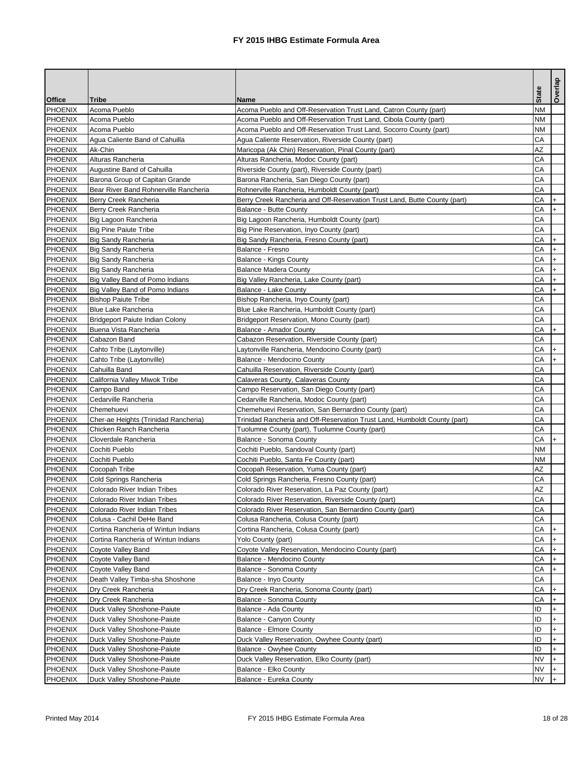# FY 2015 IHBG Estimate Formula Area

| Office | Tribe | Name | State | Overlap |
|---|---|---|---|---|
| PHOENIX | Acoma Pueblo | Acoma Pueblo and Off-Reservation Trust Land, Catron County (part) | NM | |
| PHOENIX | Acoma Pueblo | Acoma Pueblo and Off-Reservation Trust Land, Cibola County (part) | NM | |
| PHOENIX | Acoma Pueblo | Acoma Pueblo and Off-Reservation Trust Land, Socorro County (part) | NM | |
| PHOENIX | Agua Caliente Band of Cahuilla | Agua Caliente Reservation, Riverside County (part) | CA | |
| PHOENIX | Ak-Chin | Maricopa (Ak Chin) Reservation, Pinal County (part) | AZ | |
| PHOENIX | Alturas Rancheria | Alturas Rancheria, Modoc County (part) | CA | |
| PHOENIX | Augustine Band of Cahuilla | Riverside County (part), Riverside County (part) | CA | |
| PHOENIX | Barona Group of Capitan Grande | Barona Rancheria, San Diego County (part) | CA | |
| PHOENIX | Bear River Band Rohnerville Rancheria | Rohnerville Rancheria, Humboldt County (part) | CA | |
| PHOENIX | Berry Creek Rancheria | Berry Creek Rancheria and Off-Reservation Trust Land, Butte County (part) | CA | + |
| PHOENIX | Berry Creek Rancheria | Balance - Butte County | CA | + |
| PHOENIX | Big Lagoon Rancheria | Big Lagoon Rancheria, Humboldt County (part) | CA | |
| PHOENIX | Big Pine Paiute Tribe | Big Pine Reservation, Inyo County (part) | CA | |
| PHOENIX | Big Sandy Rancheria | Big Sandy Rancheria, Fresno County (part) | CA | + |
| PHOENIX | Big Sandy Rancheria | Balance - Fresno | CA | + |
| PHOENIX | Big Sandy Rancheria | Balance - Kings County | CA | + |
| PHOENIX | Big Sandy Rancheria | Balance Madera County | CA | + |
| PHOENIX | Big Valley Band of Pomo Indians | Big Valley Rancheria, Lake County (part) | CA | + |
| PHOENIX | Big Valley Band of Pomo Indians | Balance - Lake County | CA | + |
| PHOENIX | Bishop Paiute Tribe | Bishop Rancheria, Inyo County (part) | CA | |
| PHOENIX | Blue Lake Rancheria | Blue Lake Rancheria, Humboldt County (part) | CA | |
| PHOENIX | Bridgeport Paiute Indian Colony | Bridgeport Reservation, Mono County (part) | CA | |
| PHOENIX | Buena Vista Rancheria | Balance - Amador County | CA | + |
| PHOENIX | Cabazon Band | Cabazon Reservation, Riverside County (part) | CA | |
| PHOENIX | Cahto Tribe (Laytonville) | Laytonville Rancheria, Mendocino County (part) | CA | + |
| PHOENIX | Cahto Tribe (Laytonville) | Balance - Mendocino County | CA | + |
| PHOENIX | Cahuilla Band | Cahuilla Reservation, Riverside County (part) | CA | |
| PHOENIX | California Valley Miwok Tribe | Calaveras County, Calaveras County | CA | |
| PHOENIX | Campo Band | Campo Reservation, San Diego County (part) | CA | |
| PHOENIX | Cedarville Rancheria | Cedarville Rancheria, Modoc County (part) | CA | |
| PHOENIX | Chemehuevi | Chemehuevi Reservation, San Bernardino County (part) | CA | |
| PHOENIX | Cher-ae Heights (Trinidad Rancheria) | Trinidad Rancheria and Off-Reservation Trust Land, Humboldt County (part) | CA | |
| PHOENIX | Chicken Ranch Rancheria | Tuolumne County (part), Tuolumne County (part) | CA | |
| PHOENIX | Cloverdale Rancheria | Balance - Sonoma County | CA | + |
| PHOENIX | Cochiti Pueblo | Cochiti Pueblo, Sandoval County (part) | NM | |
| PHOENIX | Cochiti Pueblo | Cochiti Pueblo, Santa Fe County (part) | NM | |
| PHOENIX | Cocopah Tribe | Cocopah Reservation, Yuma County (part) | AZ | |
| PHOENIX | Cold Springs Rancheria | Cold Springs Rancheria, Fresno County (part) | CA | |
| PHOENIX | Colorado River Indian Tribes | Colorado River Reservation, La Paz County (part) | AZ | |
| PHOENIX | Colorado River Indian Tribes | Colorado River Reservation, Riverside County (part) | CA | |
| PHOENIX | Colorado River Indian Tribes | Colorado River Reservation, San Bernardino County (part) | CA | |
| PHOENIX | Colusa - Cachil DeHe Band | Colusa Rancheria, Colusa County (part) | CA | |
| PHOENIX | Cortina Rancheria of Wintun Indians | Cortina Rancheria, Colusa County (part) | CA | + |
| PHOENIX | Cortina Rancheria of Wintun Indians | Yolo County (part) | CA | + |
| PHOENIX | Coyote Valley Band | Coyote Valley Reservation, Mendocino County (part) | CA | + |
| PHOENIX | Coyote Valley Band | Balance - Mendocino County | CA | + |
| PHOENIX | Coyote Valley Band | Balance - Sonoma County | CA | + |
| PHOENIX | Death Valley Timba-sha Shoshone | Balance - Inyo County | CA | |
| PHOENIX | Dry Creek Rancheria | Dry Creek Rancheria, Sonoma County (part) | CA | + |
| PHOENIX | Dry Creek Rancheria | Balance - Sonoma County | CA | + |
| PHOENIX | Duck Valley Shoshone-Paiute | Balance - Ada County | ID | + |
| PHOENIX | Duck Valley Shoshone-Paiute | Balance - Canyon County | ID | + |
| PHOENIX | Duck Valley Shoshone-Paiute | Balance - Elmore County | ID | + |
| PHOENIX | Duck Valley Shoshone-Paiute | Duck Valley Reservation, Owyhee County (part) | ID | + |
| PHOENIX | Duck Valley Shoshone-Paiute | Balance - Owyhee County | ID | + |
| PHOENIX | Duck Valley Shoshone-Paiute | Duck Valley Reservation, Elko County (part) | NV | + |
| PHOENIX | Duck Valley Shoshone-Paiute | Balance - Elko County | NV | + |
| PHOENIX | Duck Valley Shoshone-Paiute | Balance - Eureka County | NV | + |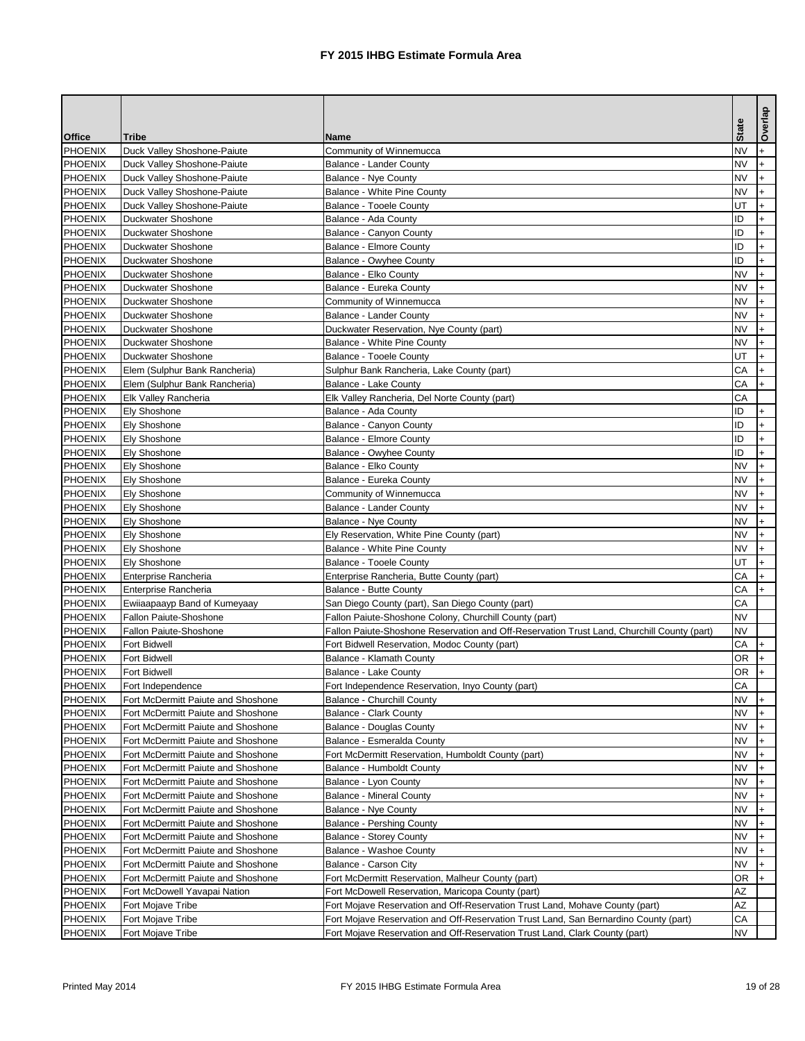# FY 2015 IHBG Estimate Formula Area

| Office | Tribe | Name | State | Overlap |
|---|---|---|---|---|
| PHOENIX | Duck Valley Shoshone-Paiute | Community of Winnemucca | NV | + |
| PHOENIX | Duck Valley Shoshone-Paiute | Balance - Lander County | NV | + |
| PHOENIX | Duck Valley Shoshone-Paiute | Balance - Nye County | NV | + |
| PHOENIX | Duck Valley Shoshone-Paiute | Balance - White Pine County | NV | + |
| PHOENIX | Duck Valley Shoshone-Paiute | Balance - Tooele County | UT | + |
| PHOENIX | Duckwater Shoshone | Balance - Ada County | ID | + |
| PHOENIX | Duckwater Shoshone | Balance - Canyon County | ID | + |
| PHOENIX | Duckwater Shoshone | Balance - Elmore County | ID | + |
| PHOENIX | Duckwater Shoshone | Balance - Owyhee County | ID | + |
| PHOENIX | Duckwater Shoshone | Balance - Elko County | NV | + |
| PHOENIX | Duckwater Shoshone | Balance - Eureka County | NV | + |
| PHOENIX | Duckwater Shoshone | Community of Winnemucca | NV | + |
| PHOENIX | Duckwater Shoshone | Balance - Lander County | NV | + |
| PHOENIX | Duckwater Shoshone | Duckwater Reservation, Nye County (part) | NV | + |
| PHOENIX | Duckwater Shoshone | Balance - White Pine County | NV | + |
| PHOENIX | Duckwater Shoshone | Balance - Tooele County | UT | + |
| PHOENIX | Elem (Sulphur Bank Rancheria) | Sulphur Bank Rancheria, Lake County (part) | CA | + |
| PHOENIX | Elem (Sulphur Bank Rancheria) | Balance - Lake County | CA | + |
| PHOENIX | Elk Valley Rancheria | Elk Valley Rancheria, Del Norte County (part) | CA | |
| PHOENIX | Ely Shoshone | Balance - Ada County | ID | + |
| PHOENIX | Ely Shoshone | Balance - Canyon County | ID | + |
| PHOENIX | Ely Shoshone | Balance - Elmore County | ID | + |
| PHOENIX | Ely Shoshone | Balance - Owyhee County | ID | + |
| PHOENIX | Ely Shoshone | Balance - Elko County | NV | + |
| PHOENIX | Ely Shoshone | Balance - Eureka County | NV | + |
| PHOENIX | Ely Shoshone | Community of Winnemucca | NV | + |
| PHOENIX | Ely Shoshone | Balance - Lander County | NV | + |
| PHOENIX | Ely Shoshone | Balance - Nye County | NV | + |
| PHOENIX | Ely Shoshone | Ely Reservation, White Pine County (part) | NV | + |
| PHOENIX | Ely Shoshone | Balance - White Pine County | NV | + |
| PHOENIX | Ely Shoshone | Balance - Tooele County | UT | + |
| PHOENIX | Enterprise Rancheria | Enterprise Rancheria, Butte County (part) | CA | + |
| PHOENIX | Enterprise Rancheria | Balance - Butte County | CA | + |
| PHOENIX | Ewiiaapaayp Band of Kumeyaay | San Diego County (part), San Diego County (part) | CA | |
| PHOENIX | Fallon Paiute-Shoshone | Fallon Paiute-Shoshone Colony, Churchill County (part) | NV | |
| PHOENIX | Fallon Paiute-Shoshone | Fallon Paiute-Shoshone Reservation and Off-Reservation Trust Land, Churchill County (part) | NV | |
| PHOENIX | Fort Bidwell | Fort Bidwell Reservation, Modoc County (part) | CA | + |
| PHOENIX | Fort Bidwell | Balance - Klamath County | OR | + |
| PHOENIX | Fort Bidwell | Balance - Lake County | OR | + |
| PHOENIX | Fort Independence | Fort Independence Reservation, Inyo County (part) | CA | |
| PHOENIX | Fort McDermitt Paiute and Shoshone | Balance - Churchill County | NV | + |
| PHOENIX | Fort McDermitt Paiute and Shoshone | Balance - Clark County | NV | + |
| PHOENIX | Fort McDermitt Paiute and Shoshone | Balance - Douglas County | NV | + |
| PHOENIX | Fort McDermitt Paiute and Shoshone | Balance - Esmeralda County | NV | + |
| PHOENIX | Fort McDermitt Paiute and Shoshone | Fort McDermitt Reservation, Humboldt County (part) | NV | + |
| PHOENIX | Fort McDermitt Paiute and Shoshone | Balance - Humboldt County | NV | + |
| PHOENIX | Fort McDermitt Paiute and Shoshone | Balance - Lyon County | NV | + |
| PHOENIX | Fort McDermitt Paiute and Shoshone | Balance - Mineral County | NV | + |
| PHOENIX | Fort McDermitt Paiute and Shoshone | Balance - Nye County | NV | + |
| PHOENIX | Fort McDermitt Paiute and Shoshone | Balance - Pershing County | NV | + |
| PHOENIX | Fort McDermitt Paiute and Shoshone | Balance - Storey County | NV | + |
| PHOENIX | Fort McDermitt Paiute and Shoshone | Balance - Washoe County | NV | + |
| PHOENIX | Fort McDermitt Paiute and Shoshone | Balance - Carson City | NV | + |
| PHOENIX | Fort McDermitt Paiute and Shoshone | Fort McDermitt Reservation, Malheur County (part) | OR | + |
| PHOENIX | Fort McDowell Yavapai Nation | Fort McDowell Reservation, Maricopa County (part) | AZ | |
| PHOENIX | Fort Mojave Tribe | Fort Mojave Reservation and Off-Reservation Trust Land, Mohave County (part) | AZ | |
| PHOENIX | Fort Mojave Tribe | Fort Mojave Reservation and Off-Reservation Trust Land, San Bernardino County (part) | CA | |
| PHOENIX | Fort Mojave Tribe | Fort Mojave Reservation and Off-Reservation Trust Land, Clark County (part) | NV | |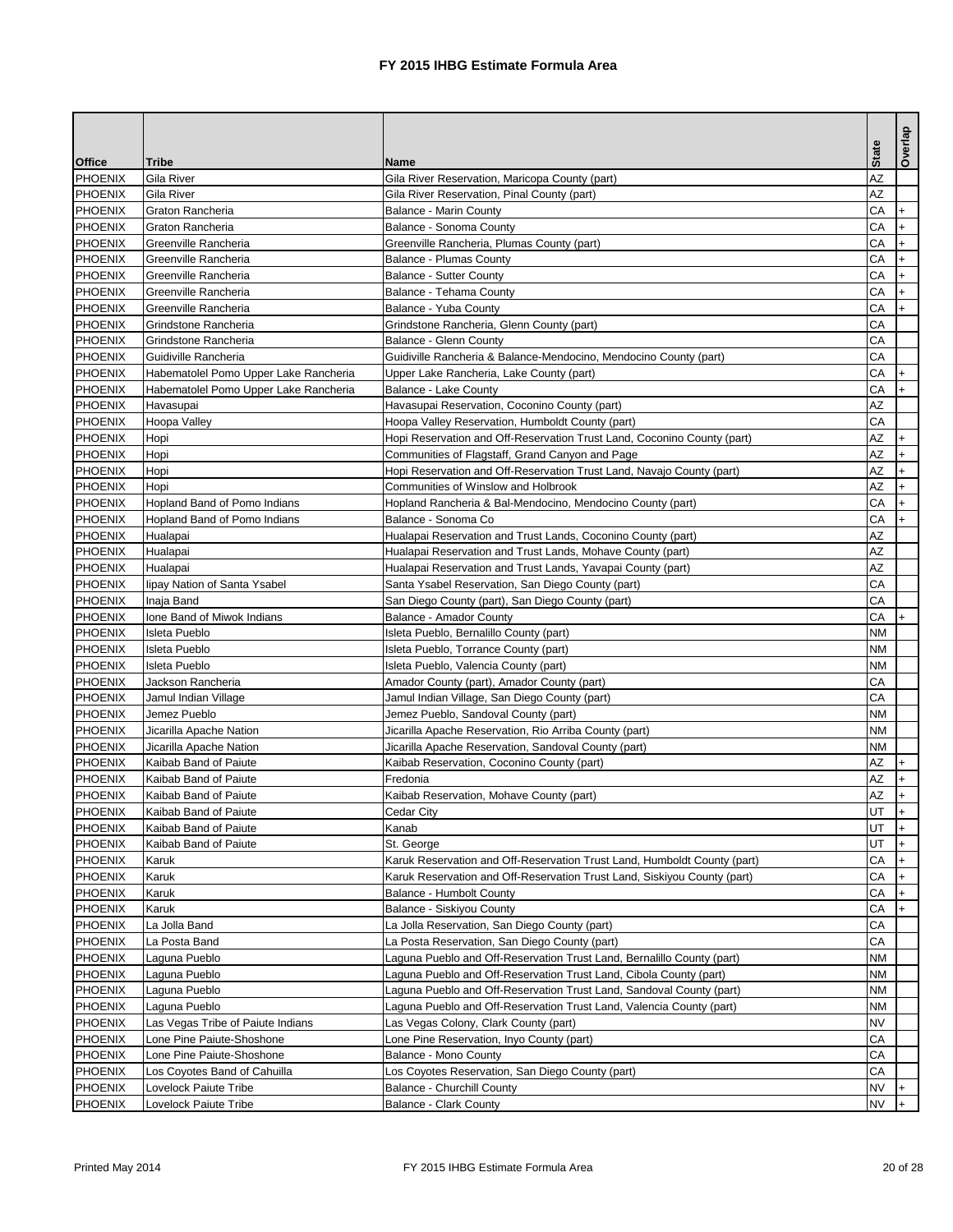# FY 2015 IHBG Estimate Formula Area

| Office | Tribe | Name | State | Overlap |
|---|---|---|---|---|
| PHOENIX | Gila River | Gila River Reservation, Maricopa County (part) | AZ | |
| PHOENIX | Gila River | Gila River Reservation, Pinal County (part) | AZ | |
| PHOENIX | Graton Rancheria | Balance - Marin County | CA | + |
| PHOENIX | Graton Rancheria | Balance - Sonoma County | CA | + |
| PHOENIX | Greenville Rancheria | Greenville Rancheria, Plumas County (part) | CA | + |
| PHOENIX | Greenville Rancheria | Balance - Plumas County | CA | + |
| PHOENIX | Greenville Rancheria | Balance - Sutter County | CA | + |
| PHOENIX | Greenville Rancheria | Balance - Tehama County | CA | + |
| PHOENIX | Greenville Rancheria | Balance - Yuba County | CA | + |
| PHOENIX | Grindstone Rancheria | Grindstone Rancheria, Glenn County (part) | CA | |
| PHOENIX | Grindstone Rancheria | Balance - Glenn County | CA | |
| PHOENIX | Guidiville Rancheria | Guidiville Rancheria & Balance-Mendocino, Mendocino County (part) | CA | |
| PHOENIX | Habematolel Pomo Upper Lake Rancheria | Upper Lake Rancheria, Lake County (part) | CA | + |
| PHOENIX | Habematolel Pomo Upper Lake Rancheria | Balance - Lake County | CA | + |
| PHOENIX | Havasupai | Havasupai Reservation, Coconino County (part) | AZ | |
| PHOENIX | Hoopa Valley | Hoopa Valley Reservation, Humboldt County (part) | CA | |
| PHOENIX | Hopi | Hopi Reservation and Off-Reservation Trust Land, Coconino County (part) | AZ | + |
| PHOENIX | Hopi | Communities of Flagstaff, Grand Canyon and Page | AZ | + |
| PHOENIX | Hopi | Hopi Reservation and Off-Reservation Trust Land, Navajo County (part) | AZ | + |
| PHOENIX | Hopi | Communities of Winslow and Holbrook | AZ | + |
| PHOENIX | Hopland Band of Pomo Indians | Hopland Rancheria & Bal-Mendocino, Mendocino County (part) | CA | + |
| PHOENIX | Hopland Band of Pomo Indians | Balance - Sonoma Co | CA | + |
| PHOENIX | Hualapai | Hualapai Reservation and Trust Lands, Coconino County (part) | AZ | |
| PHOENIX | Hualapai | Hualapai Reservation and Trust Lands, Mohave County (part) | AZ | |
| PHOENIX | Hualapai | Hualapai Reservation and Trust Lands, Yavapai County (part) | AZ | |
| PHOENIX | Iipay Nation of Santa Ysabel | Santa Ysabel Reservation, San Diego County (part) | CA | |
| PHOENIX | Inaja Band | San Diego County (part), San Diego County (part) | CA | |
| PHOENIX | Ione Band of Miwok Indians | Balance - Amador County | CA | + |
| PHOENIX | Isleta Pueblo | Isleta Pueblo, Bernalillo County (part) | NM | |
| PHOENIX | Isleta Pueblo | Isleta Pueblo, Torrance County (part) | NM | |
| PHOENIX | Isleta Pueblo | Isleta Pueblo, Valencia County (part) | NM | |
| PHOENIX | Jackson Rancheria | Amador County (part), Amador County (part) | CA | |
| PHOENIX | Jamul Indian Village | Jamul Indian Village, San Diego County (part) | CA | |
| PHOENIX | Jemez Pueblo | Jemez Pueblo, Sandoval County (part) | NM | |
| PHOENIX | Jicarilla Apache Nation | Jicarilla Apache Reservation, Rio Arriba County (part) | NM | |
| PHOENIX | Jicarilla Apache Nation | Jicarilla Apache Reservation, Sandoval County (part) | NM | |
| PHOENIX | Kaibab Band of Paiute | Kaibab Reservation, Coconino County (part) | AZ | + |
| PHOENIX | Kaibab Band of Paiute | Fredonia | AZ | + |
| PHOENIX | Kaibab Band of Paiute | Kaibab Reservation, Mohave County (part) | AZ | + |
| PHOENIX | Kaibab Band of Paiute | Cedar City | UT | + |
| PHOENIX | Kaibab Band of Paiute | Kanab | UT | + |
| PHOENIX | Kaibab Band of Paiute | St. George | UT | + |
| PHOENIX | Karuk | Karuk Reservation and Off-Reservation Trust Land, Humboldt County (part) | CA | + |
| PHOENIX | Karuk | Karuk Reservation and Off-Reservation Trust Land, Siskiyou County (part) | CA | + |
| PHOENIX | Karuk | Balance - Humbolt County | CA | + |
| PHOENIX | Karuk | Balance - Siskiyou County | CA | + |
| PHOENIX | La Jolla Band | La Jolla Reservation, San Diego County (part) | CA | |
| PHOENIX | La Posta Band | La Posta Reservation, San Diego County (part) | CA | |
| PHOENIX | Laguna Pueblo | Laguna Pueblo and Off-Reservation Trust Land, Bernalillo County (part) | NM | |
| PHOENIX | Laguna Pueblo | Laguna Pueblo and Off-Reservation Trust Land, Cibola County (part) | NM | |
| PHOENIX | Laguna Pueblo | Laguna Pueblo and Off-Reservation Trust Land, Sandoval County (part) | NM | |
| PHOENIX | Laguna Pueblo | Laguna Pueblo and Off-Reservation Trust Land, Valencia County (part) | NM | |
| PHOENIX | Las Vegas Tribe of Paiute Indians | Las Vegas Colony, Clark County (part) | NV | |
| PHOENIX | Lone Pine Paiute-Shoshone | Lone Pine Reservation, Inyo County (part) | CA | |
| PHOENIX | Lone Pine Paiute-Shoshone | Balance - Mono County | CA | |
| PHOENIX | Los Coyotes Band of Cahuilla | Los Coyotes Reservation, San Diego County (part) | CA | |
| PHOENIX | Lovelock Paiute Tribe | Balance - Churchill County | NV | + |
| PHOENIX | Lovelock Paiute Tribe | Balance - Clark County | NV | + |

Printed May 2014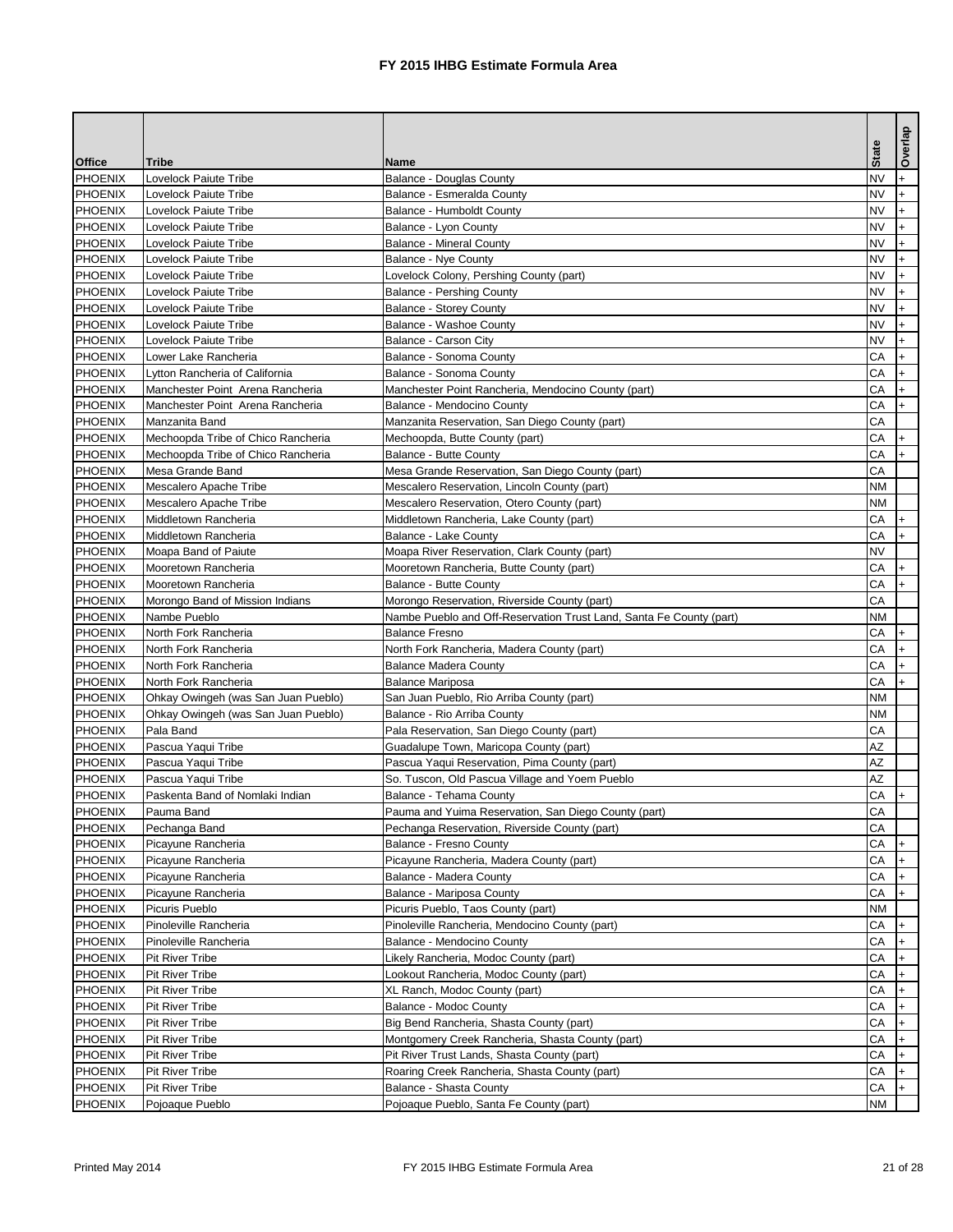# FY 2015 IHBG Estimate Formula Area

| Office | Tribe | Name | State | Overlap |
|---|---|---|---|---|
| PHOENIX | Lovelock Paiute Tribe | Balance - Douglas County | NV | + |
| PHOENIX | Lovelock Paiute Tribe | Balance - Esmeralda County | NV | + |
| PHOENIX | Lovelock Paiute Tribe | Balance - Humboldt County | NV | + |
| PHOENIX | Lovelock Paiute Tribe | Balance - Lyon County | NV | + |
| PHOENIX | Lovelock Paiute Tribe | Balance - Mineral County | NV | + |
| PHOENIX | Lovelock Paiute Tribe | Balance - Nye County | NV | + |
| PHOENIX | Lovelock Paiute Tribe | Lovelock Colony, Pershing County (part) | NV | + |
| PHOENIX | Lovelock Paiute Tribe | Balance - Pershing County | NV | + |
| PHOENIX | Lovelock Paiute Tribe | Balance - Storey County | NV | + |
| PHOENIX | Lovelock Paiute Tribe | Balance - Washoe County | NV | + |
| PHOENIX | Lovelock Paiute Tribe | Balance - Carson City | NV | + |
| PHOENIX | Lower Lake Rancheria | Balance - Sonoma County | CA | + |
| PHOENIX | Lytton Rancheria of California | Balance - Sonoma County | CA | + |
| PHOENIX | Manchester Point Arena Rancheria | Manchester Point Rancheria, Mendocino County (part) | CA | + |
| PHOENIX | Manchester Point Arena Rancheria | Balance - Mendocino County | CA | + |
| PHOENIX | Manzanita Band | Manzanita Reservation, San Diego County (part) | CA | |
| PHOENIX | Mechoopda Tribe of Chico Rancheria | Mechoopda, Butte County (part) | CA | + |
| PHOENIX | Mechoopda Tribe of Chico Rancheria | Balance - Butte County | CA | + |
| PHOENIX | Mesa Grande Band | Mesa Grande Reservation, San Diego County (part) | CA | |
| PHOENIX | Mescalero Apache Tribe | Mescalero Reservation, Lincoln County (part) | NM | |
| PHOENIX | Mescalero Apache Tribe | Mescalero Reservation, Otero County (part) | NM | |
| PHOENIX | Middletown Rancheria | Middletown Rancheria, Lake County (part) | CA | + |
| PHOENIX | Middletown Rancheria | Balance - Lake County | CA | + |
| PHOENIX | Moapa Band of Paiute | Moapa River Reservation, Clark County (part) | NV | |
| PHOENIX | Mooretown Rancheria | Mooretown Rancheria, Butte County (part) | CA | + |
| PHOENIX | Mooretown Rancheria | Balance - Butte County | CA | + |
| PHOENIX | Morongo Band of Mission Indians | Morongo Reservation, Riverside County (part) | CA | |
| PHOENIX | Nambe Pueblo | Nambe Pueblo and Off-Reservation Trust Land, Santa Fe County (part) | NM | |
| PHOENIX | North Fork Rancheria | Balance Fresno | CA | + |
| PHOENIX | North Fork Rancheria | North Fork Rancheria, Madera County (part) | CA | + |
| PHOENIX | North Fork Rancheria | Balance Madera County | CA | + |
| PHOENIX | North Fork Rancheria | Balance Mariposa | CA | + |
| PHOENIX | Ohkay Owingeh (was San Juan Pueblo) | San Juan Pueblo, Rio Arriba County (part) | NM | |
| PHOENIX | Ohkay Owingeh (was San Juan Pueblo) | Balance - Rio Arriba County | NM | |
| PHOENIX | Pala Band | Pala Reservation, San Diego County (part) | CA | |
| PHOENIX | Pascua Yaqui Tribe | Guadalupe Town, Maricopa County (part) | AZ | |
| PHOENIX | Pascua Yaqui Tribe | Pascua Yaqui Reservation, Pima County (part) | AZ | |
| PHOENIX | Pascua Yaqui Tribe | So. Tuscon, Old Pascua Village and Yoem Pueblo | AZ | |
| PHOENIX | Paskenta Band of Nomlaki Indian | Balance - Tehama County | CA | + |
| PHOENIX | Pauma Band | Pauma and Yuima Reservation, San Diego County (part) | CA | |
| PHOENIX | Pechanga Band | Pechanga Reservation, Riverside County (part) | CA | |
| PHOENIX | Picayune Rancheria | Balance - Fresno County | CA | + |
| PHOENIX | Picayune Rancheria | Picayune Rancheria, Madera County (part) | CA | + |
| PHOENIX | Picayune Rancheria | Balance - Madera County | CA | + |
| PHOENIX | Picayune Rancheria | Balance - Mariposa County | CA | + |
| PHOENIX | Picuris Pueblo | Picuris Pueblo, Taos County (part) | NM | |
| PHOENIX | Pinoleville Rancheria | Pinoleville Rancheria, Mendocino County (part) | CA | + |
| PHOENIX | Pinoleville Rancheria | Balance - Mendocino County | CA | + |
| PHOENIX | Pit River Tribe | Likely Rancheria, Modoc County (part) | CA | + |
| PHOENIX | Pit River Tribe | Lookout Rancheria, Modoc County (part) | CA | + |
| PHOENIX | Pit River Tribe | XL Ranch, Modoc County (part) | CA | + |
| PHOENIX | Pit River Tribe | Balance - Modoc County | CA | + |
| PHOENIX | Pit River Tribe | Big Bend Rancheria, Shasta County (part) | CA | + |
| PHOENIX | Pit River Tribe | Montgomery Creek Rancheria, Shasta County (part) | CA | + |
| PHOENIX | Pit River Tribe | Pit River Trust Lands, Shasta County (part) | CA | + |
| PHOENIX | Pit River Tribe | Roaring Creek Rancheria, Shasta County (part) | CA | + |
| PHOENIX | Pit River Tribe | Balance - Shasta County | CA | + |
| PHOENIX | Pojoaque Pueblo | Pojoaque Pueblo, Santa Fe County (part) | NM | |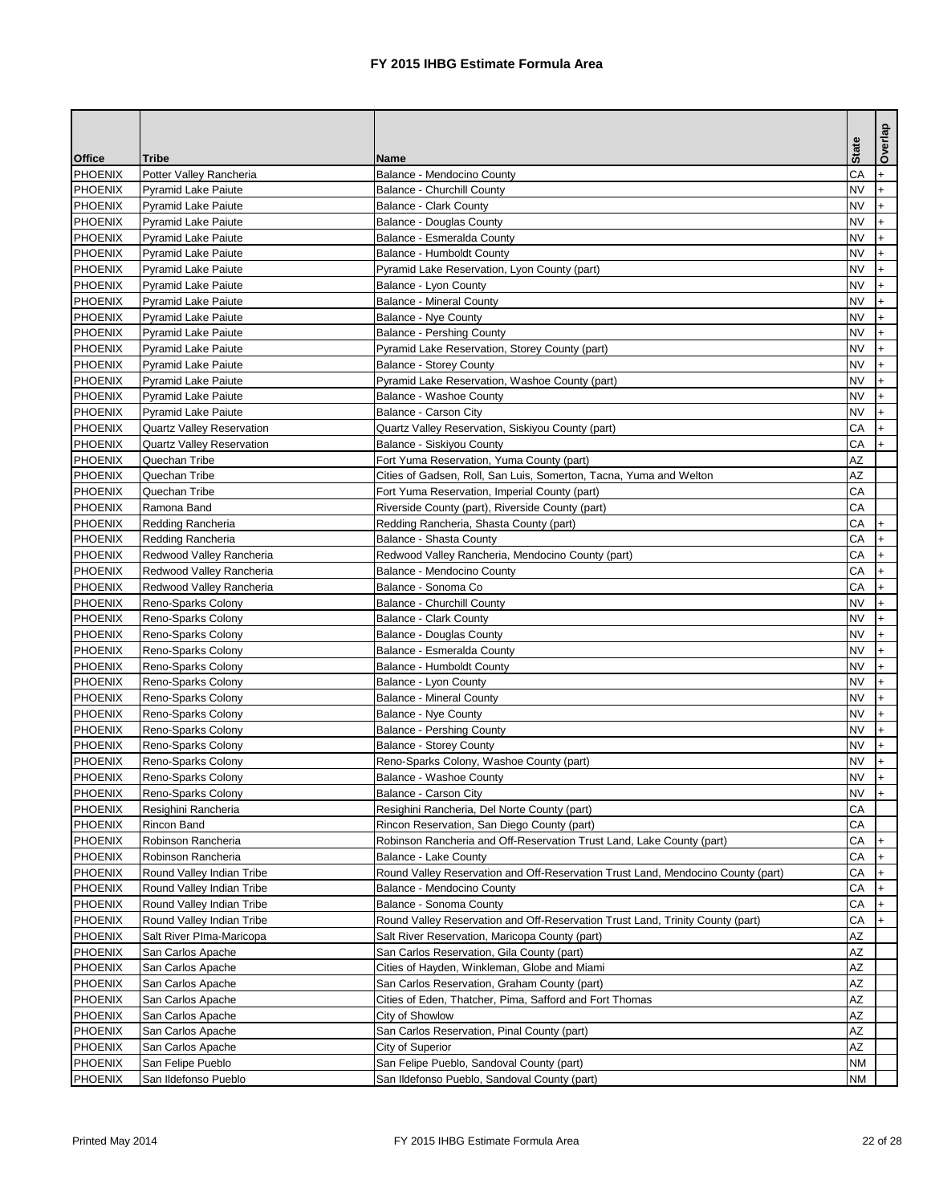# FY 2015 IHBG Estimate Formula Area

| Office | Tribe | Name | State | Overlap |
|---|---|---|---|---|
| PHOENIX | Potter Valley Rancheria | Balance - Mendocino County | CA | + |
| PHOENIX | Pyramid Lake Paiute | Balance - Churchill County | NV | + |
| PHOENIX | Pyramid Lake Paiute | Balance - Clark County | NV | + |
| PHOENIX | Pyramid Lake Paiute | Balance - Douglas County | NV | + |
| PHOENIX | Pyramid Lake Paiute | Balance - Esmeralda County | NV | + |
| PHOENIX | Pyramid Lake Paiute | Balance - Humboldt County | NV | + |
| PHOENIX | Pyramid Lake Paiute | Pyramid Lake Reservation, Lyon County (part) | NV | + |
| PHOENIX | Pyramid Lake Paiute | Balance - Lyon County | NV | + |
| PHOENIX | Pyramid Lake Paiute | Balance - Mineral County | NV | + |
| PHOENIX | Pyramid Lake Paiute | Balance - Nye County | NV | + |
| PHOENIX | Pyramid Lake Paiute | Balance - Pershing County | NV | + |
| PHOENIX | Pyramid Lake Paiute | Pyramid Lake Reservation, Storey County (part) | NV | + |
| PHOENIX | Pyramid Lake Paiute | Balance - Storey County | NV | + |
| PHOENIX | Pyramid Lake Paiute | Pyramid Lake Reservation, Washoe County (part) | NV | + |
| PHOENIX | Pyramid Lake Paiute | Balance - Washoe County | NV | + |
| PHOENIX | Pyramid Lake Paiute | Balance - Carson City | NV | + |
| PHOENIX | Quartz Valley Reservation | Quartz Valley Reservation, Siskiyou County (part) | CA | + |
| PHOENIX | Quartz Valley Reservation | Balance - Siskiyou County | CA | + |
| PHOENIX | Quechan Tribe | Fort Yuma Reservation, Yuma County (part) | AZ | |
| PHOENIX | Quechan Tribe | Cities of Gadsen, Roll, San Luis, Somerton, Tacna, Yuma and Welton | AZ | |
| PHOENIX | Quechan Tribe | Fort Yuma Reservation, Imperial County (part) | CA | |
| PHOENIX | Ramona Band | Riverside County (part), Riverside County (part) | CA | |
| PHOENIX | Redding Rancheria | Redding Rancheria, Shasta County (part) | CA | + |
| PHOENIX | Redding Rancheria | Balance - Shasta County | CA | + |
| PHOENIX | Redwood Valley Rancheria | Redwood Valley Rancheria, Mendocino County (part) | CA | + |
| PHOENIX | Redwood Valley Rancheria | Balance - Mendocino County | CA | + |
| PHOENIX | Redwood Valley Rancheria | Balance - Sonoma Co | CA | + |
| PHOENIX | Reno-Sparks Colony | Balance - Churchill County | NV | + |
| PHOENIX | Reno-Sparks Colony | Balance - Clark County | NV | + |
| PHOENIX | Reno-Sparks Colony | Balance - Douglas County | NV | + |
| PHOENIX | Reno-Sparks Colony | Balance - Esmeralda County | NV | + |
| PHOENIX | Reno-Sparks Colony | Balance - Humboldt County | NV | + |
| PHOENIX | Reno-Sparks Colony | Balance - Lyon County | NV | + |
| PHOENIX | Reno-Sparks Colony | Balance - Mineral County | NV | + |
| PHOENIX | Reno-Sparks Colony | Balance - Nye County | NV | + |
| PHOENIX | Reno-Sparks Colony | Balance - Pershing County | NV | + |
| PHOENIX | Reno-Sparks Colony | Balance - Storey County | NV | + |
| PHOENIX | Reno-Sparks Colony | Reno-Sparks Colony, Washoe County (part) | NV | + |
| PHOENIX | Reno-Sparks Colony | Balance - Washoe County | NV | + |
| PHOENIX | Reno-Sparks Colony | Balance - Carson City | NV | + |
| PHOENIX | Resighini Rancheria | Resighini Rancheria, Del Norte County (part) | CA | |
| PHOENIX | Rincon Band | Rincon Reservation, San Diego County (part) | CA | |
| PHOENIX | Robinson Rancheria | Robinson Rancheria and Off-Reservation Trust Land, Lake County (part) | CA | + |
| PHOENIX | Robinson Rancheria | Balance - Lake County | CA | + |
| PHOENIX | Round Valley Indian Tribe | Round Valley Reservation and Off-Reservation Trust Land, Mendocino County (part) | CA | + |
| PHOENIX | Round Valley Indian Tribe | Balance - Mendocino County | CA | + |
| PHOENIX | Round Valley Indian Tribe | Balance - Sonoma County | CA | + |
| PHOENIX | Round Valley Indian Tribe | Round Valley Reservation and Off-Reservation Trust Land, Trinity County (part) | CA | + |
| PHOENIX | Salt River PIma-Maricopa | Salt River Reservation, Maricopa County (part) | AZ | |
| PHOENIX | San Carlos Apache | San Carlos Reservation, Gila County (part) | AZ | |
| PHOENIX | San Carlos Apache | Cities of Hayden, Winkleman, Globe and Miami | AZ | |
| PHOENIX | San Carlos Apache | San Carlos Reservation, Graham County (part) | AZ | |
| PHOENIX | San Carlos Apache | Cities of Eden, Thatcher, Pima, Safford and Fort Thomas | AZ | |
| PHOENIX | San Carlos Apache | City of Showlow | AZ | |
| PHOENIX | San Carlos Apache | San Carlos Reservation, Pinal County (part) | AZ | |
| PHOENIX | San Carlos Apache | City of Superior | AZ | |
| PHOENIX | San Felipe Pueblo | San Felipe Pueblo, Sandoval County (part) | NM | |
| PHOENIX | San Ildefonso Pueblo | San Ildefonso Pueblo, Sandoval County (part) | NM | |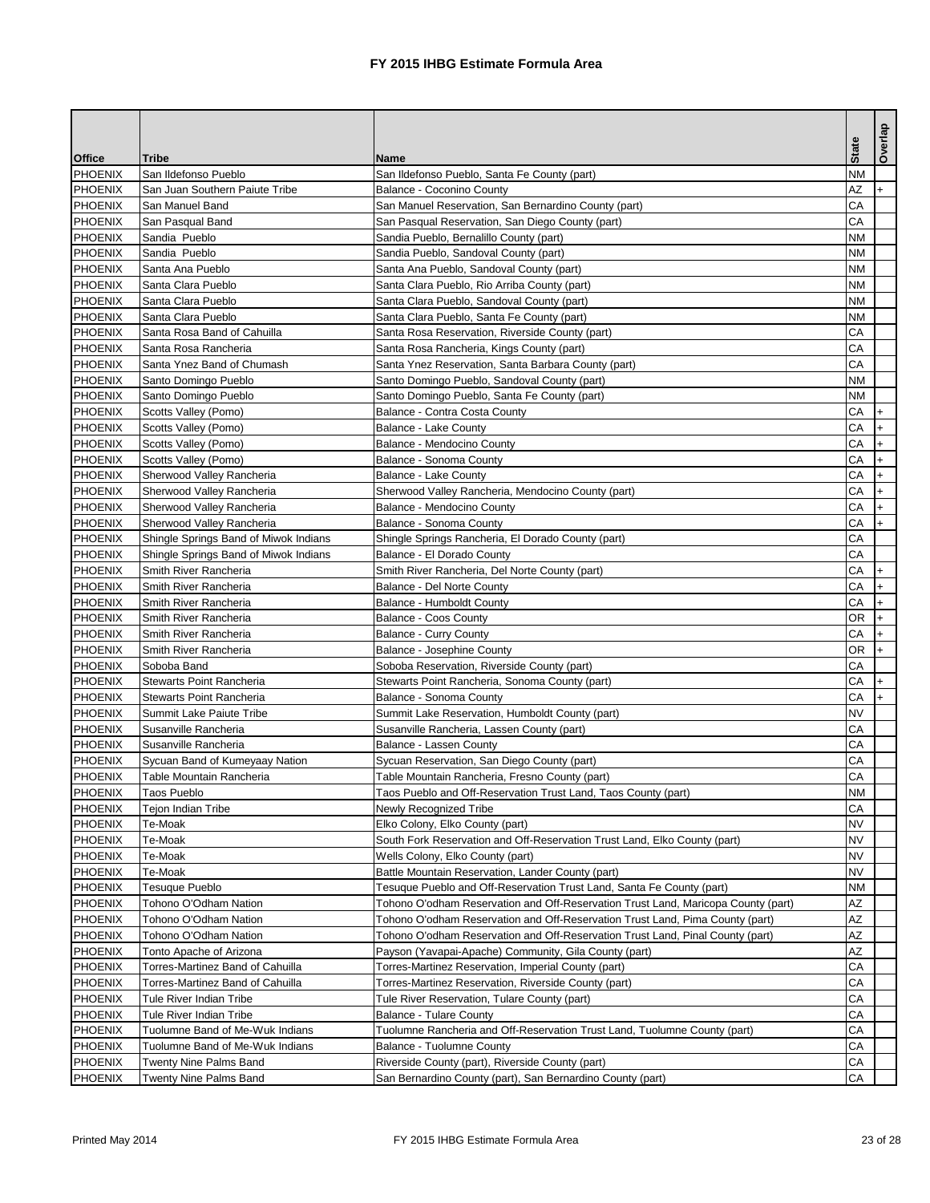# FY 2015 IHBG Estimate Formula Area

| Office | Tribe | Name | State | Overlap |
|---|---|---|---|---|
| PHOENIX | San Ildefonso Pueblo | San Ildefonso Pueblo, Santa Fe County (part) | NM | |
| PHOENIX | San Juan Southern Paiute Tribe | Balance - Coconino County | AZ | + |
| PHOENIX | San Manuel Band | San Manuel Reservation, San Bernardino County (part) | CA | |
| PHOENIX | San Pasqual Band | San Pasqual Reservation, San Diego County (part) | CA | |
| PHOENIX | Sandia  Pueblo | Sandia Pueblo, Bernalillo County (part) | NM | |
| PHOENIX | Sandia  Pueblo | Sandia Pueblo, Sandoval County (part) | NM | |
| PHOENIX | Santa Ana Pueblo | Santa Ana Pueblo, Sandoval County (part) | NM | |
| PHOENIX | Santa Clara Pueblo | Santa Clara Pueblo, Rio Arriba County (part) | NM | |
| PHOENIX | Santa Clara Pueblo | Santa Clara Pueblo, Sandoval County (part) | NM | |
| PHOENIX | Santa Clara Pueblo | Santa Clara Pueblo, Santa Fe County (part) | NM | |
| PHOENIX | Santa Rosa Band of Cahuilla | Santa Rosa Reservation, Riverside County (part) | CA | |
| PHOENIX | Santa Rosa Rancheria | Santa Rosa Rancheria, Kings County (part) | CA | |
| PHOENIX | Santa Ynez Band of Chumash | Santa Ynez Reservation, Santa Barbara County (part) | CA | |
| PHOENIX | Santo Domingo Pueblo | Santo Domingo Pueblo, Sandoval County (part) | NM | |
| PHOENIX | Santo Domingo Pueblo | Santo Domingo Pueblo, Santa Fe County (part) | NM | |
| PHOENIX | Scotts Valley (Pomo) | Balance - Contra Costa County | CA | + |
| PHOENIX | Scotts Valley (Pomo) | Balance - Lake County | CA | + |
| PHOENIX | Scotts Valley (Pomo) | Balance - Mendocino County | CA | + |
| PHOENIX | Scotts Valley (Pomo) | Balance - Sonoma County | CA | + |
| PHOENIX | Sherwood Valley Rancheria | Balance - Lake County | CA | + |
| PHOENIX | Sherwood Valley Rancheria | Sherwood Valley Rancheria, Mendocino County (part) | CA | + |
| PHOENIX | Sherwood Valley Rancheria | Balance - Mendocino County | CA | + |
| PHOENIX | Sherwood Valley Rancheria | Balance - Sonoma County | CA | + |
| PHOENIX | Shingle Springs Band of Miwok Indians | Shingle Springs Rancheria, El Dorado County (part) | CA | |
| PHOENIX | Shingle Springs Band of Miwok Indians | Balance - El Dorado County | CA | |
| PHOENIX | Smith River Rancheria | Smith River Rancheria, Del Norte County (part) | CA | + |
| PHOENIX | Smith River Rancheria | Balance - Del Norte County | CA | + |
| PHOENIX | Smith River Rancheria | Balance - Humboldt County | CA | + |
| PHOENIX | Smith River Rancheria | Balance - Coos County | OR | + |
| PHOENIX | Smith River Rancheria | Balance - Curry County | CA | + |
| PHOENIX | Smith River Rancheria | Balance - Josephine County | OR | + |
| PHOENIX | Soboba Band | Soboba Reservation, Riverside County (part) | CA | |
| PHOENIX | Stewarts Point Rancheria | Stewarts Point Rancheria, Sonoma County (part) | CA | + |
| PHOENIX | Stewarts Point Rancheria | Balance - Sonoma County | CA | + |
| PHOENIX | Summit Lake Paiute Tribe | Summit Lake Reservation, Humboldt County (part) | NV | |
| PHOENIX | Susanville Rancheria | Susanville Rancheria, Lassen County (part) | CA | |
| PHOENIX | Susanville Rancheria | Balance - Lassen County | CA | |
| PHOENIX | Sycuan Band of Kumeyaay Nation | Sycuan Reservation, San Diego County (part) | CA | |
| PHOENIX | Table Mountain Rancheria | Table Mountain Rancheria, Fresno County (part) | CA | |
| PHOENIX | Taos Pueblo | Taos Pueblo and Off-Reservation Trust Land, Taos County (part) | NM | |
| PHOENIX | Tejon Indian Tribe | Newly Recognized Tribe | CA | |
| PHOENIX | Te-Moak | Elko Colony, Elko County (part) | NV | |
| PHOENIX | Te-Moak | South Fork Reservation and Off-Reservation Trust Land, Elko County (part) | NV | |
| PHOENIX | Te-Moak | Wells Colony, Elko County (part) | NV | |
| PHOENIX | Te-Moak | Battle Mountain Reservation, Lander County (part) | NV | |
| PHOENIX | Tesuque Pueblo | Tesuque Pueblo and Off-Reservation Trust Land, Santa Fe County (part) | NM | |
| PHOENIX | Tohono O'Odham Nation | Tohono O'odham Reservation and Off-Reservation Trust Land, Maricopa County (part) | AZ | |
| PHOENIX | Tohono O'Odham Nation | Tohono O'odham Reservation and Off-Reservation Trust Land, Pima County (part) | AZ | |
| PHOENIX | Tohono O'Odham Nation | Tohono O'odham Reservation and Off-Reservation Trust Land, Pinal County (part) | AZ | |
| PHOENIX | Tonto Apache of Arizona | Payson (Yavapai-Apache) Community, Gila County (part) | AZ | |
| PHOENIX | Torres-Martinez Band of Cahuilla | Torres-Martinez Reservation, Imperial County (part) | CA | |
| PHOENIX | Torres-Martinez Band of Cahuilla | Torres-Martinez Reservation, Riverside County (part) | CA | |
| PHOENIX | Tule River Indian Tribe | Tule River Reservation, Tulare County (part) | CA | |
| PHOENIX | Tule River Indian Tribe | Balance - Tulare County | CA | |
| PHOENIX | Tuolumne Band of Me-Wuk Indians | Tuolumne Rancheria and Off-Reservation Trust Land, Tuolumne County (part) | CA | |
| PHOENIX | Tuolumne Band of Me-Wuk Indians | Balance - Tuolumne County | CA | |
| PHOENIX | Twenty Nine Palms Band | Riverside County (part), Riverside County (part) | CA | |
| PHOENIX | Twenty Nine Palms Band | San Bernardino County (part), San Bernardino County (part) | CA | |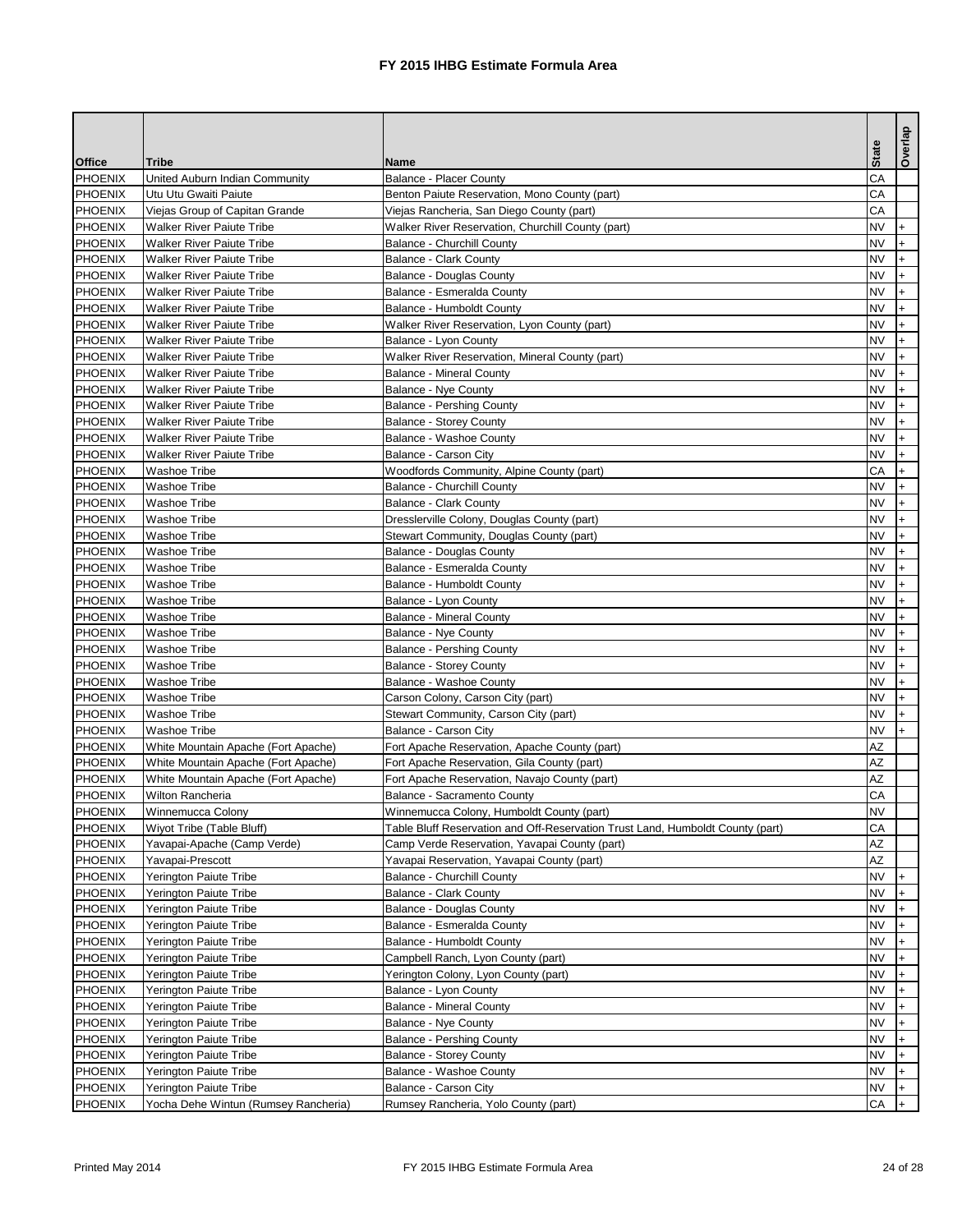# FY 2015 IHBG Estimate Formula Area

| Office | Tribe | Name | State | Overlap |
|---|---|---|---|---|
| PHOENIX | United Auburn Indian Community | Balance - Placer County | CA | |
| PHOENIX | Utu Utu Gwaiti Paiute | Benton Paiute Reservation, Mono County (part) | CA | |
| PHOENIX | Viejas Group of Capitan Grande | Viejas Rancheria, San Diego County (part) | CA | |
| PHOENIX | Walker River Paiute Tribe | Walker River Reservation, Churchill County (part) | NV | + |
| PHOENIX | Walker River Paiute Tribe | Balance - Churchill County | NV | + |
| PHOENIX | Walker River Paiute Tribe | Balance - Clark County | NV | + |
| PHOENIX | Walker River Paiute Tribe | Balance - Douglas County | NV | + |
| PHOENIX | Walker River Paiute Tribe | Balance - Esmeralda County | NV | + |
| PHOENIX | Walker River Paiute Tribe | Balance - Humboldt County | NV | + |
| PHOENIX | Walker River Paiute Tribe | Walker River Reservation, Lyon County (part) | NV | + |
| PHOENIX | Walker River Paiute Tribe | Balance - Lyon County | NV | + |
| PHOENIX | Walker River Paiute Tribe | Walker River Reservation, Mineral County (part) | NV | + |
| PHOENIX | Walker River Paiute Tribe | Balance - Mineral County | NV | + |
| PHOENIX | Walker River Paiute Tribe | Balance - Nye County | NV | + |
| PHOENIX | Walker River Paiute Tribe | Balance - Pershing County | NV | + |
| PHOENIX | Walker River Paiute Tribe | Balance - Storey County | NV | + |
| PHOENIX | Walker River Paiute Tribe | Balance - Washoe County | NV | + |
| PHOENIX | Walker River Paiute Tribe | Balance - Carson City | NV | + |
| PHOENIX | Washoe Tribe | Woodfords Community, Alpine County (part) | CA | + |
| PHOENIX | Washoe Tribe | Balance - Churchill County | NV | + |
| PHOENIX | Washoe Tribe | Balance - Clark County | NV | + |
| PHOENIX | Washoe Tribe | Dresslerville Colony, Douglas County (part) | NV | + |
| PHOENIX | Washoe Tribe | Stewart Community, Douglas County (part) | NV | + |
| PHOENIX | Washoe Tribe | Balance - Douglas County | NV | + |
| PHOENIX | Washoe Tribe | Balance - Esmeralda County | NV | + |
| PHOENIX | Washoe Tribe | Balance - Humboldt County | NV | + |
| PHOENIX | Washoe Tribe | Balance - Lyon County | NV | + |
| PHOENIX | Washoe Tribe | Balance - Mineral County | NV | + |
| PHOENIX | Washoe Tribe | Balance - Nye County | NV | + |
| PHOENIX | Washoe Tribe | Balance - Pershing County | NV | + |
| PHOENIX | Washoe Tribe | Balance - Storey County | NV | + |
| PHOENIX | Washoe Tribe | Balance - Washoe County | NV | + |
| PHOENIX | Washoe Tribe | Carson Colony, Carson City (part) | NV | + |
| PHOENIX | Washoe Tribe | Stewart Community, Carson City (part) | NV | + |
| PHOENIX | Washoe Tribe | Balance - Carson City | NV | + |
| PHOENIX | White Mountain Apache (Fort Apache) | Fort Apache Reservation, Apache County (part) | AZ | |
| PHOENIX | White Mountain Apache (Fort Apache) | Fort Apache Reservation, Gila County (part) | AZ | |
| PHOENIX | White Mountain Apache (Fort Apache) | Fort Apache Reservation, Navajo County (part) | AZ | |
| PHOENIX | Wilton Rancheria | Balance - Sacramento County | CA | |
| PHOENIX | Winnemucca Colony | Winnemucca Colony, Humboldt County (part) | NV | |
| PHOENIX | Wiyot Tribe (Table Bluff) | Table Bluff Reservation and Off-Reservation Trust Land, Humboldt County (part) | CA | |
| PHOENIX | Yavapai-Apache (Camp Verde) | Camp Verde Reservation, Yavapai County (part) | AZ | |
| PHOENIX | Yavapai-Prescott | Yavapai Reservation, Yavapai County (part) | AZ | |
| PHOENIX | Yerington Paiute Tribe | Balance - Churchill County | NV | + |
| PHOENIX | Yerington Paiute Tribe | Balance - Clark County | NV | + |
| PHOENIX | Yerington Paiute Tribe | Balance - Douglas County | NV | + |
| PHOENIX | Yerington Paiute Tribe | Balance - Esmeralda County | NV | + |
| PHOENIX | Yerington Paiute Tribe | Balance - Humboldt County | NV | + |
| PHOENIX | Yerington Paiute Tribe | Campbell Ranch, Lyon County (part) | NV | + |
| PHOENIX | Yerington Paiute Tribe | Yerington Colony, Lyon County (part) | NV | + |
| PHOENIX | Yerington Paiute Tribe | Balance - Lyon County | NV | + |
| PHOENIX | Yerington Paiute Tribe | Balance - Mineral County | NV | + |
| PHOENIX | Yerington Paiute Tribe | Balance - Nye County | NV | + |
| PHOENIX | Yerington Paiute Tribe | Balance - Pershing County | NV | + |
| PHOENIX | Yerington Paiute Tribe | Balance - Storey County | NV | + |
| PHOENIX | Yerington Paiute Tribe | Balance - Washoe County | NV | + |
| PHOENIX | Yerington Paiute Tribe | Balance - Carson City | NV | + |
| PHOENIX | Yocha Dehe Wintun (Rumsey Rancheria) | Rumsey Rancheria, Yolo County (part) | CA | + |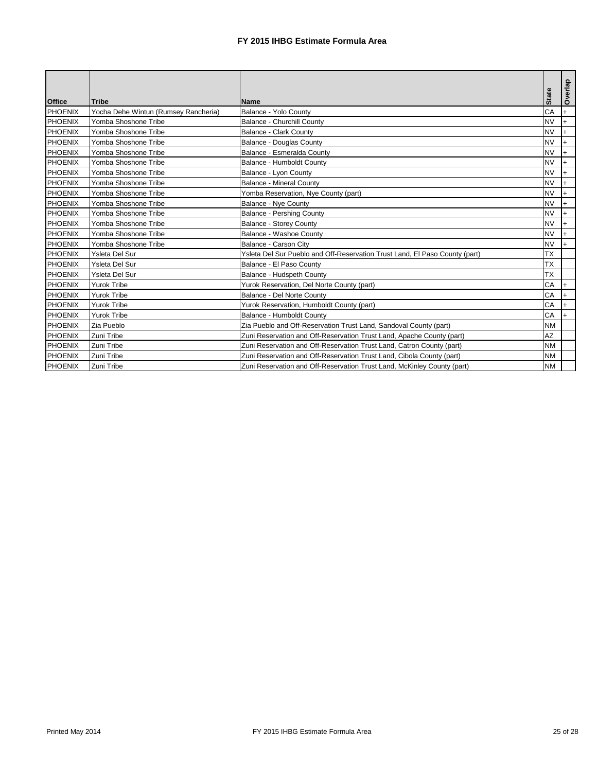# FY 2015 IHBG Estimate Formula Area

| Office | Tribe | Name | State | Overlap |
|---|---|---|---|---|
| PHOENIX | Yocha Dehe Wintun (Rumsey Rancheria) | Balance - Yolo County | CA | + |
| PHOENIX | Yomba Shoshone Tribe | Balance - Churchill County | NV | + |
| PHOENIX | Yomba Shoshone Tribe | Balance - Clark County | NV | + |
| PHOENIX | Yomba Shoshone Tribe | Balance - Douglas County | NV | + |
| PHOENIX | Yomba Shoshone Tribe | Balance - Esmeralda County | NV | + |
| PHOENIX | Yomba Shoshone Tribe | Balance - Humboldt County | NV | + |
| PHOENIX | Yomba Shoshone Tribe | Balance - Lyon County | NV | + |
| PHOENIX | Yomba Shoshone Tribe | Balance - Mineral County | NV | + |
| PHOENIX | Yomba Shoshone Tribe | Yomba Reservation, Nye County (part) | NV | + |
| PHOENIX | Yomba Shoshone Tribe | Balance - Nye County | NV | + |
| PHOENIX | Yomba Shoshone Tribe | Balance - Pershing County | NV | + |
| PHOENIX | Yomba Shoshone Tribe | Balance - Storey County | NV | + |
| PHOENIX | Yomba Shoshone Tribe | Balance - Washoe County | NV | + |
| PHOENIX | Yomba Shoshone Tribe | Balance - Carson City | NV | + |
| PHOENIX | Ysleta Del Sur | Ysleta Del Sur Pueblo and Off-Reservation Trust Land, El Paso County (part) | TX | |
| PHOENIX | Ysleta Del Sur | Balance - El Paso County | TX | |
| PHOENIX | Ysleta Del Sur | Balance - Hudspeth County | TX | |
| PHOENIX | Yurok Tribe | Yurok Reservation, Del Norte County (part) | CA | + |
| PHOENIX | Yurok Tribe | Balance - Del Norte County | CA | + |
| PHOENIX | Yurok Tribe | Yurok Reservation, Humboldt County (part) | CA | + |
| PHOENIX | Yurok Tribe | Balance - Humboldt County | CA | + |
| PHOENIX | Zia Pueblo | Zia Pueblo and Off-Reservation Trust Land, Sandoval County (part) | NM | |
| PHOENIX | Zuni Tribe | Zuni Reservation and Off-Reservation Trust Land, Apache County (part) | AZ | |
| PHOENIX | Zuni Tribe | Zuni Reservation and Off-Reservation Trust Land, Catron County (part) | NM | |
| PHOENIX | Zuni Tribe | Zuni Reservation and Off-Reservation Trust Land, Cibola County (part) | NM | |
| PHOENIX | Zuni Tribe | Zuni Reservation and Off-Reservation Trust Land, McKinley County (part) | NM | |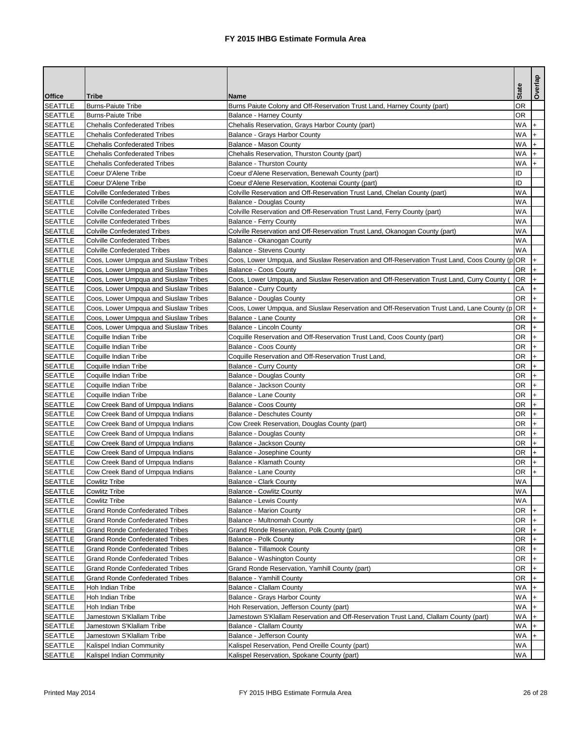# FY 2015 IHBG Estimate Formula Area

| Office | Tribe | Name | State | Overlap |
|---|---|---|---|---|
| SEATTLE | Burns-Paiute Tribe | Burns Paiute Colony and Off-Reservation Trust Land, Harney County (part) | OR | |
| SEATTLE | Burns-Paiute Tribe | Balance - Harney County | OR | |
| SEATTLE | Chehalis Confederated Tribes | Chehalis Reservation, Grays Harbor County (part) | WA | + |
| SEATTLE | Chehalis Confederated Tribes | Balance - Grays Harbor County | WA | + |
| SEATTLE | Chehalis Confederated Tribes | Balance - Mason County | WA | + |
| SEATTLE | Chehalis Confederated Tribes | Chehalis Reservation, Thurston County (part) | WA | + |
| SEATTLE | Chehalis Confederated Tribes | Balance - Thurston County | WA | + |
| SEATTLE | Coeur D'Alene Tribe | Coeur d'Alene Reservation, Benewah County (part) | ID | |
| SEATTLE | Coeur D'Alene Tribe | Coeur d'Alene Reservation, Kootenai County (part) | ID | |
| SEATTLE | Colville Confederated Tribes | Colville Reservation and Off-Reservation Trust Land, Chelan County (part) | WA | |
| SEATTLE | Colville Confederated Tribes | Balance - Douglas County | WA | |
| SEATTLE | Colville Confederated Tribes | Colville Reservation and Off-Reservation Trust Land, Ferry County (part) | WA | |
| SEATTLE | Colville Confederated Tribes | Balance - Ferry County | WA | |
| SEATTLE | Colville Confederated Tribes | Colville Reservation and Off-Reservation Trust Land, Okanogan County (part) | WA | |
| SEATTLE | Colville Confederated Tribes | Balance - Okanogan County | WA | |
| SEATTLE | Colville Confederated Tribes | Balance - Stevens County | WA | |
| SEATTLE | Coos, Lower Umpqua and Siuslaw Tribes | Coos, Lower Umpqua, and Siuslaw Reservation and Off-Reservation Trust Land, Coos County (p | OR | + |
| SEATTLE | Coos, Lower Umpqua and Siuslaw Tribes | Balance - Coos County | OR | + |
| SEATTLE | Coos, Lower Umpqua and Siuslaw Tribes | Coos, Lower Umpqua, and Siuslaw Reservation and Off-Reservation Trust Land, Curry County ( | OR | + |
| SEATTLE | Coos, Lower Umpqua and Siuslaw Tribes | Balance - Curry County | CA | + |
| SEATTLE | Coos, Lower Umpqua and Siuslaw Tribes | Balance - Douglas County | OR | + |
| SEATTLE | Coos, Lower Umpqua and Siuslaw Tribes | Coos, Lower Umpqua, and Siuslaw Reservation and Off-Reservation Trust Land, Lane County (p | OR | + |
| SEATTLE | Coos, Lower Umpqua and Siuslaw Tribes | Balance - Lane County | OR | + |
| SEATTLE | Coos, Lower Umpqua and Siuslaw Tribes | Balance - Lincoln County | OR | + |
| SEATTLE | Coquille Indian Tribe | Coquille Reservation and Off-Reservation Trust Land, Coos County (part) | OR | + |
| SEATTLE | Coquille Indian Tribe | Balance - Coos County | OR | + |
| SEATTLE | Coquille Indian Tribe | Coquille Reservation and Off-Reservation Trust Land, | OR | + |
| SEATTLE | Coquille Indian Tribe | Balance - Curry County | OR | + |
| SEATTLE | Coquille Indian Tribe | Balance - Douglas County | OR | + |
| SEATTLE | Coquille Indian Tribe | Balance - Jackson County | OR | + |
| SEATTLE | Coquille Indian Tribe | Balance - Lane County | OR | + |
| SEATTLE | Cow Creek Band of Umpqua Indians | Balance - Coos County | OR | + |
| SEATTLE | Cow Creek Band of Umpqua Indians | Balance - Deschutes County | OR | + |
| SEATTLE | Cow Creek Band of Umpqua Indians | Cow Creek Reservation, Douglas County (part) | OR | + |
| SEATTLE | Cow Creek Band of Umpqua Indians | Balance - Douglas County | OR | + |
| SEATTLE | Cow Creek Band of Umpqua Indians | Balance - Jackson County | OR | + |
| SEATTLE | Cow Creek Band of Umpqua Indians | Balance - Josephine County | OR | + |
| SEATTLE | Cow Creek Band of Umpqua Indians | Balance - Klamath County | OR | + |
| SEATTLE | Cow Creek Band of Umpqua Indians | Balance - Lane County | OR | + |
| SEATTLE | Cowlitz Tribe | Balance - Clark County | WA | |
| SEATTLE | Cowlitz Tribe | Balance - Cowlitz County | WA | |
| SEATTLE | Cowlitz Tribe | Balance - Lewis County | WA | |
| SEATTLE | Grand Ronde Confederated Tribes | Balance - Marion County | OR | + |
| SEATTLE | Grand Ronde Confederated Tribes | Balance - Multnomah County | OR | + |
| SEATTLE | Grand Ronde Confederated Tribes | Grand Ronde Reservation, Polk County (part) | OR | + |
| SEATTLE | Grand Ronde Confederated Tribes | Balance - Polk County | OR | + |
| SEATTLE | Grand Ronde Confederated Tribes | Balance - Tillamook County | OR | + |
| SEATTLE | Grand Ronde Confederated Tribes | Balance - Washington County | OR | + |
| SEATTLE | Grand Ronde Confederated Tribes | Grand Ronde Reservation, Yamhill County (part) | OR | + |
| SEATTLE | Grand Ronde Confederated Tribes | Balance - Yamhill County | OR | + |
| SEATTLE | Hoh Indian Tribe | Balance - Clallam County | WA | + |
| SEATTLE | Hoh Indian Tribe | Balance - Grays Harbor County | WA | + |
| SEATTLE | Hoh Indian Tribe | Hoh Reservation, Jefferson County (part) | WA | + |
| SEATTLE | Jamestown S'Klallam Tribe | Jamestown S'Klallam Reservation and Off-Reservation Trust Land, Clallam County (part) | WA | + |
| SEATTLE | Jamestown S'Klallam Tribe | Balance - Clallam County | WA | + |
| SEATTLE | Jamestown S'Klallam Tribe | Balance - Jefferson County | WA | + |
| SEATTLE | Kalispel Indian Community | Kalispel Reservation, Pend Oreille County (part) | WA | |
| SEATTLE | Kalispel Indian Community | Kalispel Reservation, Spokane County (part) | WA | |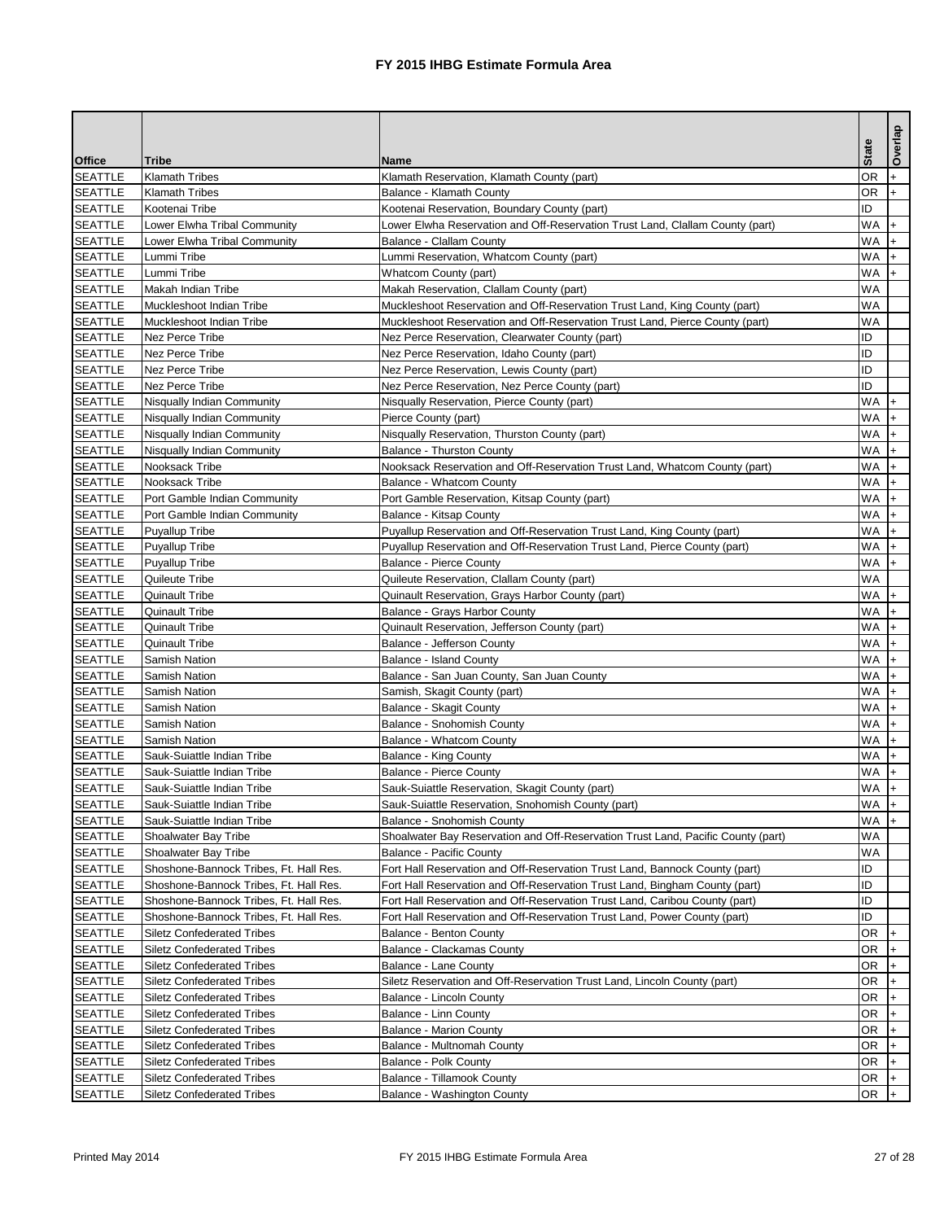# FY 2015 IHBG Estimate Formula Area

| Office | Tribe | Name | State | Overlap |
|---|---|---|---|---|
| SEATTLE | Klamath Tribes | Klamath Reservation, Klamath County (part) | OR | + |
| SEATTLE | Klamath Tribes | Balance - Klamath County | OR | + |
| SEATTLE | Kootenai Tribe | Kootenai Reservation, Boundary County (part) | ID | |
| SEATTLE | Lower Elwha Tribal Community | Lower Elwha Reservation and Off-Reservation Trust Land, Clallam County (part) | WA | + |
| SEATTLE | Lower Elwha Tribal Community | Balance - Clallam County | WA | + |
| SEATTLE | Lummi Tribe | Lummi Reservation, Whatcom County (part) | WA | + |
| SEATTLE | Lummi Tribe | Whatcom County (part) | WA | + |
| SEATTLE | Makah Indian Tribe | Makah Reservation, Clallam County (part) | WA | |
| SEATTLE | Muckleshoot Indian Tribe | Muckleshoot Reservation and Off-Reservation Trust Land, King County (part) | WA | |
| SEATTLE | Muckleshoot Indian Tribe | Muckleshoot Reservation and Off-Reservation Trust Land, Pierce County (part) | WA | |
| SEATTLE | Nez Perce Tribe | Nez Perce Reservation, Clearwater County (part) | ID | |
| SEATTLE | Nez Perce Tribe | Nez Perce Reservation, Idaho County (part) | ID | |
| SEATTLE | Nez Perce Tribe | Nez Perce Reservation, Lewis County (part) | ID | |
| SEATTLE | Nez Perce Tribe | Nez Perce Reservation, Nez Perce County (part) | ID | |
| SEATTLE | Nisqually Indian Community | Nisqually Reservation, Pierce County (part) | WA | + |
| SEATTLE | Nisqually Indian Community | Pierce County (part) | WA | + |
| SEATTLE | Nisqually Indian Community | Nisqually Reservation, Thurston County (part) | WA | + |
| SEATTLE | Nisqually Indian Community | Balance - Thurston County | WA | + |
| SEATTLE | Nooksack Tribe | Nooksack Reservation and Off-Reservation Trust Land, Whatcom County (part) | WA | + |
| SEATTLE | Nooksack Tribe | Balance - Whatcom County | WA | + |
| SEATTLE | Port Gamble Indian Community | Port Gamble Reservation, Kitsap County (part) | WA | + |
| SEATTLE | Port Gamble Indian Community | Balance - Kitsap County | WA | + |
| SEATTLE | Puyallup Tribe | Puyallup Reservation and Off-Reservation Trust Land, King County (part) | WA | + |
| SEATTLE | Puyallup Tribe | Puyallup Reservation and Off-Reservation Trust Land, Pierce County (part) | WA | + |
| SEATTLE | Puyallup Tribe | Balance - Pierce County | WA | + |
| SEATTLE | Quileute Tribe | Quileute Reservation, Clallam County (part) | WA | |
| SEATTLE | Quinault Tribe | Quinault Reservation, Grays Harbor County (part) | WA | + |
| SEATTLE | Quinault Tribe | Balance - Grays Harbor County | WA | + |
| SEATTLE | Quinault Tribe | Quinault Reservation, Jefferson County (part) | WA | + |
| SEATTLE | Quinault Tribe | Balance - Jefferson County | WA | + |
| SEATTLE | Samish Nation | Balance - Island County | WA | + |
| SEATTLE | Samish Nation | Balance - San Juan County, San Juan County | WA | + |
| SEATTLE | Samish Nation | Samish, Skagit County (part) | WA | + |
| SEATTLE | Samish Nation | Balance - Skagit County | WA | + |
| SEATTLE | Samish Nation | Balance - Snohomish County | WA | + |
| SEATTLE | Samish Nation | Balance - Whatcom County | WA | + |
| SEATTLE | Sauk-Suiattle Indian Tribe | Balance - King County | WA | + |
| SEATTLE | Sauk-Suiattle Indian Tribe | Balance - Pierce County | WA | + |
| SEATTLE | Sauk-Suiattle Indian Tribe | Sauk-Suiattle Reservation, Skagit County (part) | WA | + |
| SEATTLE | Sauk-Suiattle Indian Tribe | Sauk-Suiattle Reservation, Snohomish County (part) | WA | + |
| SEATTLE | Sauk-Suiattle Indian Tribe | Balance - Snohomish County | WA | + |
| SEATTLE | Shoalwater Bay Tribe | Shoalwater Bay Reservation and Off-Reservation Trust Land, Pacific County (part) | WA | |
| SEATTLE | Shoalwater Bay Tribe | Balance - Pacific County | WA | |
| SEATTLE | Shoshone-Bannock Tribes, Ft. Hall Res. | Fort Hall Reservation and Off-Reservation Trust Land, Bannock County (part) | ID | |
| SEATTLE | Shoshone-Bannock Tribes, Ft. Hall Res. | Fort Hall Reservation and Off-Reservation Trust Land, Bingham County (part) | ID | |
| SEATTLE | Shoshone-Bannock Tribes, Ft. Hall Res. | Fort Hall Reservation and Off-Reservation Trust Land, Caribou County (part) | ID | |
| SEATTLE | Shoshone-Bannock Tribes, Ft. Hall Res. | Fort Hall Reservation and Off-Reservation Trust Land, Power County (part) | ID | |
| SEATTLE | Siletz Confederated Tribes | Balance - Benton County | OR | + |
| SEATTLE | Siletz Confederated Tribes | Balance - Clackamas County | OR | + |
| SEATTLE | Siletz Confederated Tribes | Balance - Lane County | OR | + |
| SEATTLE | Siletz Confederated Tribes | Siletz Reservation and Off-Reservation Trust Land, Lincoln County (part) | OR | + |
| SEATTLE | Siletz Confederated Tribes | Balance - Lincoln County | OR | + |
| SEATTLE | Siletz Confederated Tribes | Balance - Linn County | OR | + |
| SEATTLE | Siletz Confederated Tribes | Balance - Marion County | OR | + |
| SEATTLE | Siletz Confederated Tribes | Balance - Multnomah County | OR | + |
| SEATTLE | Siletz Confederated Tribes | Balance - Polk County | OR | + |
| SEATTLE | Siletz Confederated Tribes | Balance - Tillamook County | OR | + |
| SEATTLE | Siletz Confederated Tribes | Balance - Washington County | OR | + |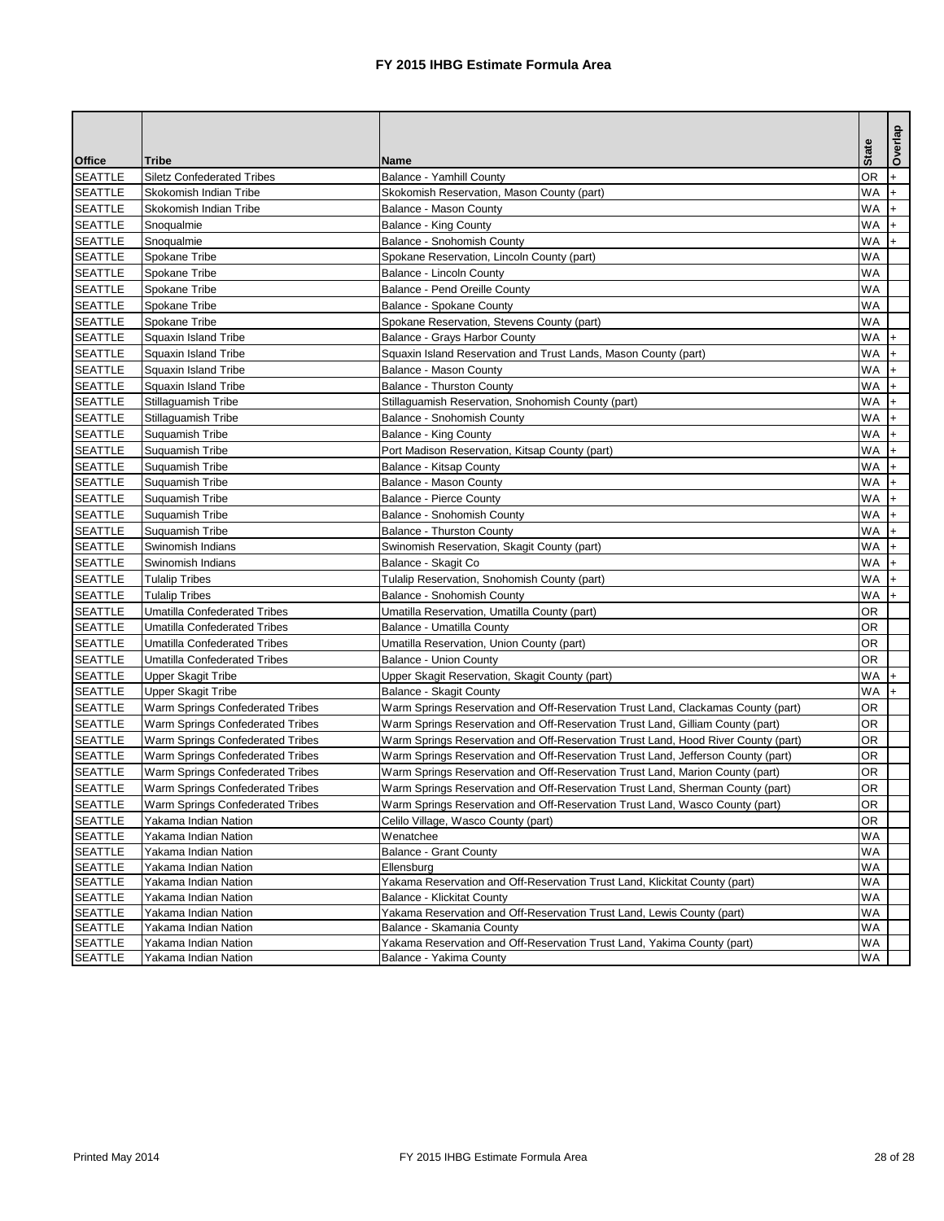# FY 2015 IHBG Estimate Formula Area

| Office | Tribe | Name | State | Overlap |
|---|---|---|---|---|
| SEATTLE | Siletz Confederated Tribes | Balance - Yamhill County | OR | + |
| SEATTLE | Skokomish Indian Tribe | Skokomish Reservation, Mason County (part) | WA | + |
| SEATTLE | Skokomish Indian Tribe | Balance - Mason County | WA | + |
| SEATTLE | Snoqualmie | Balance - King County | WA | + |
| SEATTLE | Snoqualmie | Balance - Snohomish County | WA | + |
| SEATTLE | Spokane Tribe | Spokane Reservation, Lincoln County (part) | WA | |
| SEATTLE | Spokane Tribe | Balance - Lincoln County | WA | |
| SEATTLE | Spokane Tribe | Balance - Pend Oreille County | WA | |
| SEATTLE | Spokane Tribe | Balance - Spokane County | WA | |
| SEATTLE | Spokane Tribe | Spokane Reservation, Stevens County (part) | WA | |
| SEATTLE | Squaxin Island Tribe | Balance - Grays Harbor County | WA | + |
| SEATTLE | Squaxin Island Tribe | Squaxin Island Reservation and Trust Lands, Mason County (part) | WA | + |
| SEATTLE | Squaxin Island Tribe | Balance - Mason County | WA | + |
| SEATTLE | Squaxin Island Tribe | Balance - Thurston County | WA | + |
| SEATTLE | Stillaguamish Tribe | Stillaguamish Reservation, Snohomish County (part) | WA | + |
| SEATTLE | Stillaguamish Tribe | Balance - Snohomish County | WA | + |
| SEATTLE | Suquamish Tribe | Balance - King County | WA | + |
| SEATTLE | Suquamish Tribe | Port Madison Reservation, Kitsap County (part) | WA | + |
| SEATTLE | Suquamish Tribe | Balance - Kitsap County | WA | + |
| SEATTLE | Suquamish Tribe | Balance - Mason County | WA | + |
| SEATTLE | Suquamish Tribe | Balance - Pierce County | WA | + |
| SEATTLE | Suquamish Tribe | Balance - Snohomish County | WA | + |
| SEATTLE | Suquamish Tribe | Balance - Thurston County | WA | + |
| SEATTLE | Swinomish Indians | Swinomish Reservation, Skagit County (part) | WA | + |
| SEATTLE | Swinomish Indians | Balance - Skagit Co | WA | + |
| SEATTLE | Tulalip Tribes | Tulalip Reservation, Snohomish County (part) | WA | + |
| SEATTLE | Tulalip Tribes | Balance - Snohomish County | WA | + |
| SEATTLE | Umatilla Confederated Tribes | Umatilla Reservation, Umatilla County (part) | OR | |
| SEATTLE | Umatilla Confederated Tribes | Balance - Umatilla County | OR | |
| SEATTLE | Umatilla Confederated Tribes | Umatilla Reservation, Union County (part) | OR | |
| SEATTLE | Umatilla Confederated Tribes | Balance - Union County | OR | |
| SEATTLE | Upper Skagit Tribe | Upper Skagit Reservation, Skagit County (part) | WA | + |
| SEATTLE | Upper Skagit Tribe | Balance - Skagit County | WA | + |
| SEATTLE | Warm Springs Confederated Tribes | Warm Springs Reservation and Off-Reservation Trust Land, Clackamas County (part) | OR | |
| SEATTLE | Warm Springs Confederated Tribes | Warm Springs Reservation and Off-Reservation Trust Land, Gilliam County (part) | OR | |
| SEATTLE | Warm Springs Confederated Tribes | Warm Springs Reservation and Off-Reservation Trust Land, Hood River County (part) | OR | |
| SEATTLE | Warm Springs Confederated Tribes | Warm Springs Reservation and Off-Reservation Trust Land, Jefferson County (part) | OR | |
| SEATTLE | Warm Springs Confederated Tribes | Warm Springs Reservation and Off-Reservation Trust Land, Marion County (part) | OR | |
| SEATTLE | Warm Springs Confederated Tribes | Warm Springs Reservation and Off-Reservation Trust Land, Sherman County (part) | OR | |
| SEATTLE | Warm Springs Confederated Tribes | Warm Springs Reservation and Off-Reservation Trust Land, Wasco County (part) | OR | |
| SEATTLE | Yakama Indian Nation | Celilo Village, Wasco County (part) | OR | |
| SEATTLE | Yakama Indian Nation | Wenatchee | WA | |
| SEATTLE | Yakama Indian Nation | Balance - Grant County | WA | |
| SEATTLE | Yakama Indian Nation | Ellensburg | WA | |
| SEATTLE | Yakama Indian Nation | Yakama Reservation and Off-Reservation Trust Land, Klickitat County (part) | WA | |
| SEATTLE | Yakama Indian Nation | Balance - Klickitat County | WA | |
| SEATTLE | Yakama Indian Nation | Yakama Reservation and Off-Reservation Trust Land, Lewis County (part) | WA | |
| SEATTLE | Yakama Indian Nation | Balance - Skamania County | WA | |
| SEATTLE | Yakama Indian Nation | Yakama Reservation and Off-Reservation Trust Land, Yakima County (part) | WA | |
| SEATTLE | Yakama Indian Nation | Balance - Yakima County | WA | |